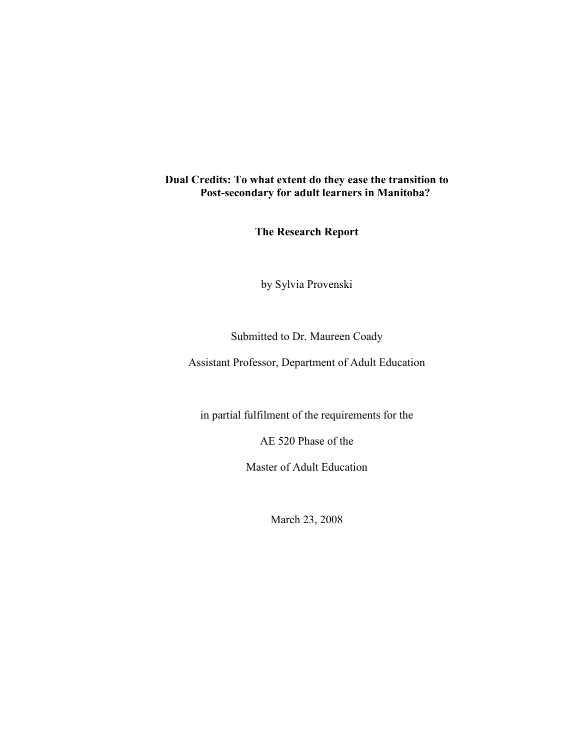# Dual Credits: To what extent do they ease the transition to Post-secondary for adult learners in Manitoba?

## The Research Report

by Sylvia Provenski

Submitted to Dr. Maureen Coady

Assistant Professor, Department of Adult Education

in partial fulfilment of the requirements for the

AE 520 Phase of the

Master of Adult Education

March 23, 2008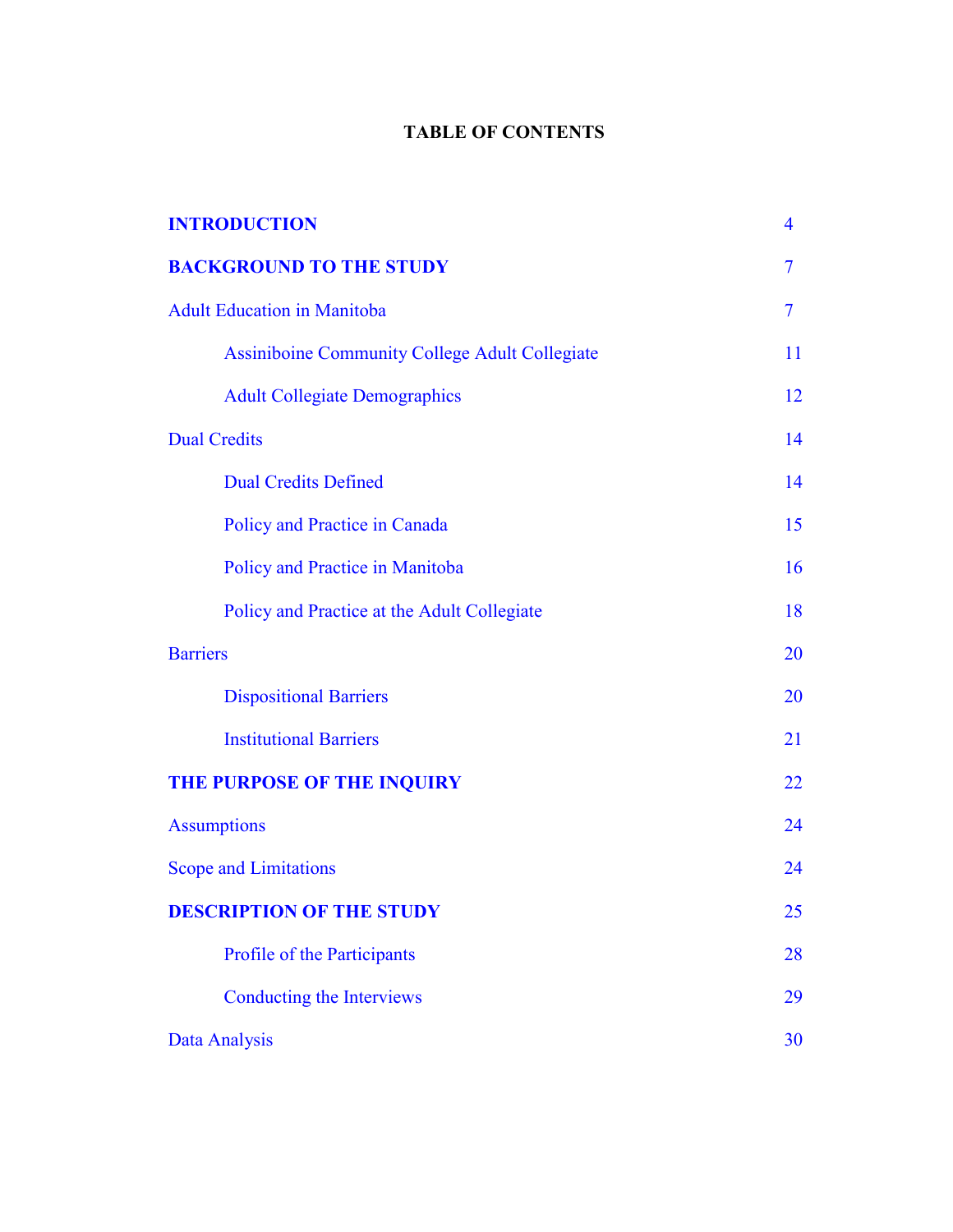# TABLE OF CONTENTS

| | |
|---|---|
| **INTRODUCTION** | 4 |
| **BACKGROUND TO THE STUDY** | 7 |
| Adult Education in Manitoba | 7 |
| &nbsp;&nbsp;&nbsp;&nbsp;Assiniboine Community College Adult Collegiate | 11 |
| &nbsp;&nbsp;&nbsp;&nbsp;Adult Collegiate Demographics | 12 |
| Dual Credits | 14 |
| &nbsp;&nbsp;&nbsp;&nbsp;Dual Credits Defined | 14 |
| &nbsp;&nbsp;&nbsp;&nbsp;Policy and Practice in Canada | 15 |
| &nbsp;&nbsp;&nbsp;&nbsp;Policy and Practice in Manitoba | 16 |
| &nbsp;&nbsp;&nbsp;&nbsp;Policy and Practice at the Adult Collegiate | 18 |
| Barriers | 20 |
| &nbsp;&nbsp;&nbsp;&nbsp;Dispositional Barriers | 20 |
| &nbsp;&nbsp;&nbsp;&nbsp;Institutional Barriers | 21 |
| **THE PURPOSE OF THE INQUIRY** | 22 |
| Assumptions | 24 |
| Scope and Limitations | 24 |
| **DESCRIPTION OF THE STUDY** | 25 |
| &nbsp;&nbsp;&nbsp;&nbsp;Profile of the Participants | 28 |
| &nbsp;&nbsp;&nbsp;&nbsp;Conducting the Interviews | 29 |
| Data Analysis | 30 |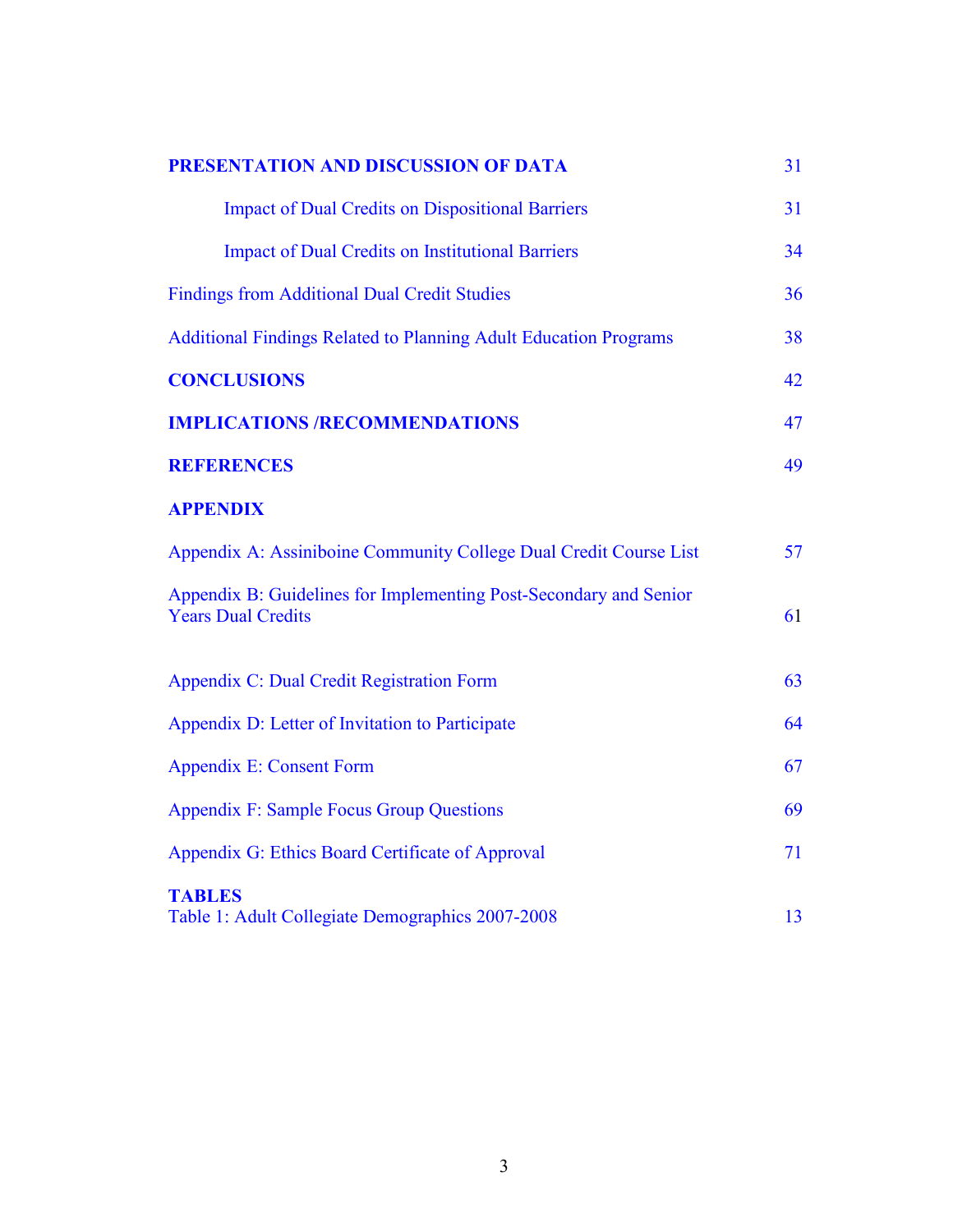| | |
|---|---|
| **PRESENTATION AND DISCUSSION OF DATA** | 31 |
| Impact of Dual Credits on Dispositional Barriers | 31 |
| Impact of Dual Credits on Institutional Barriers | 34 |
| Findings from Additional Dual Credit Studies | 36 |
| Additional Findings Related to Planning Adult Education Programs | 38 |
| **CONCLUSIONS** | 42 |
| **IMPLICATIONS /RECOMMENDATIONS** | 47 |
| **REFERENCES** | 49 |
| **APPENDIX** | |
| Appendix A: Assiniboine Community College Dual Credit Course List | 57 |
| Appendix B: Guidelines for Implementing Post-Secondary and Senior Years Dual Credits | 61 |
| Appendix C: Dual Credit Registration Form | 63 |
| Appendix D: Letter of Invitation to Participate | 64 |
| Appendix E: Consent Form | 67 |
| Appendix F: Sample Focus Group Questions | 69 |
| Appendix G: Ethics Board Certificate of Approval | 71 |
| **TABLES** | |
| Table 1: Adult Collegiate Demographics 2007-2008 | 13 |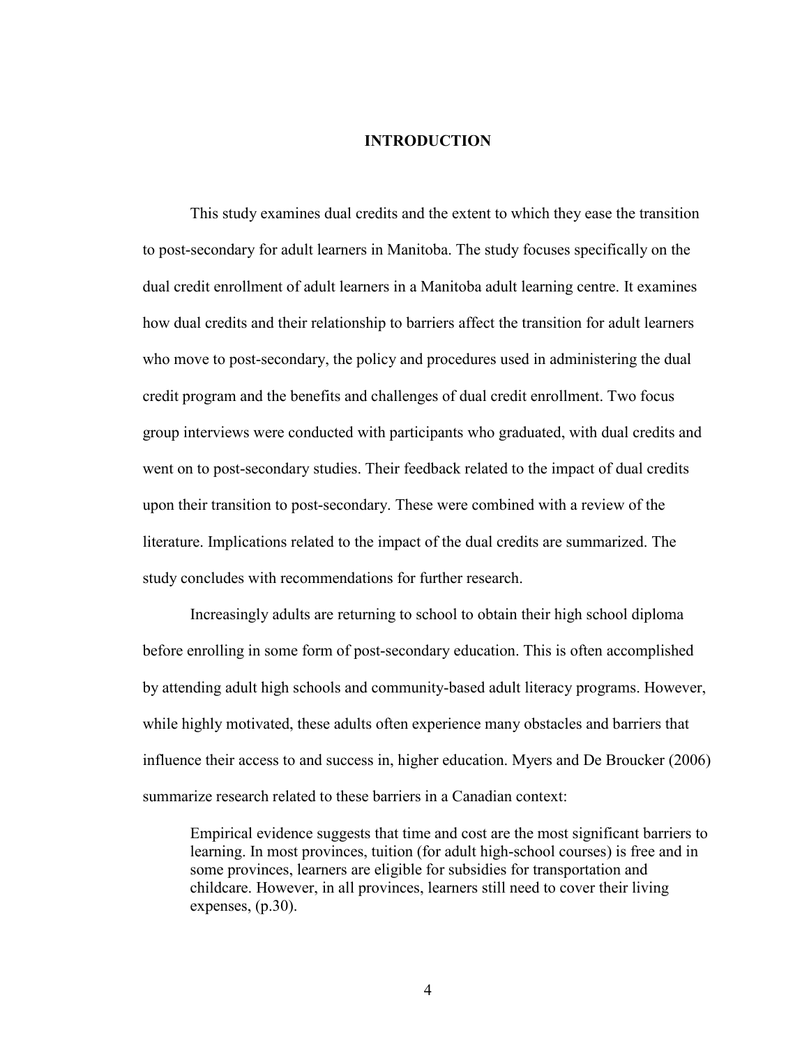# INTRODUCTION

This study examines dual credits and the extent to which they ease the transition to post-secondary for adult learners in Manitoba. The study focuses specifically on the dual credit enrollment of adult learners in a Manitoba adult learning centre. It examines how dual credits and their relationship to barriers affect the transition for adult learners who move to post-secondary, the policy and procedures used in administering the dual credit program and the benefits and challenges of dual credit enrollment. Two focus group interviews were conducted with participants who graduated, with dual credits and went on to post-secondary studies. Their feedback related to the impact of dual credits upon their transition to post-secondary. These were combined with a review of the literature. Implications related to the impact of the dual credits are summarized. The study concludes with recommendations for further research.

Increasingly adults are returning to school to obtain their high school diploma before enrolling in some form of post-secondary education. This is often accomplished by attending adult high schools and community-based adult literacy programs. However, while highly motivated, these adults often experience many obstacles and barriers that influence their access to and success in, higher education. Myers and De Broucker (2006) summarize research related to these barriers in a Canadian context:

> Empirical evidence suggests that time and cost are the most significant barriers to learning. In most provinces, tuition (for adult high-school courses) is free and in some provinces, learners are eligible for subsidies for transportation and childcare. However, in all provinces, learners still need to cover their living expenses, (p.30).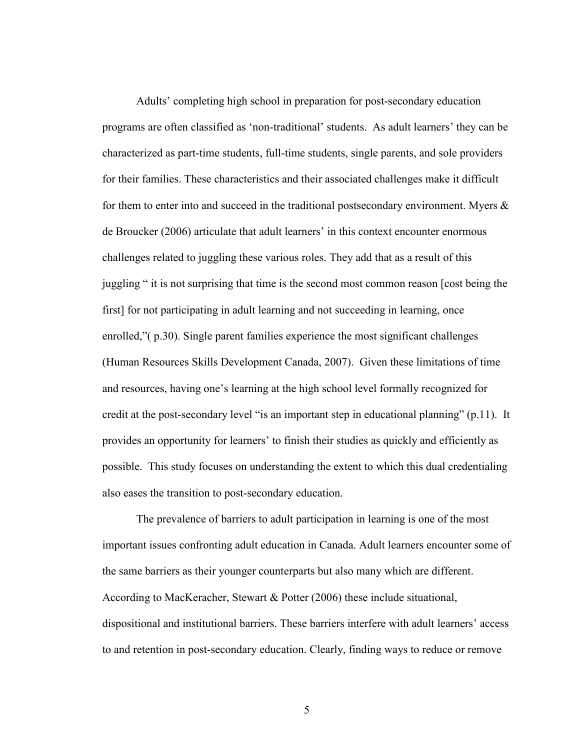Adults' completing high school in preparation for post-secondary education programs are often classified as 'non-traditional' students. As adult learners' they can be characterized as part-time students, full-time students, single parents, and sole providers for their families. These characteristics and their associated challenges make it difficult for them to enter into and succeed in the traditional postsecondary environment. Myers & de Broucker (2006) articulate that adult learners' in this context encounter enormous challenges related to juggling these various roles. They add that as a result of this juggling " it is not surprising that time is the second most common reason [cost being the first] for not participating in adult learning and not succeeding in learning, once enrolled,"( p.30). Single parent families experience the most significant challenges (Human Resources Skills Development Canada, 2007). Given these limitations of time and resources, having one's learning at the high school level formally recognized for credit at the post-secondary level "is an important step in educational planning" (p.11). It provides an opportunity for learners' to finish their studies as quickly and efficiently as possible. This study focuses on understanding the extent to which this dual credentialing also eases the transition to post-secondary education.

The prevalence of barriers to adult participation in learning is one of the most important issues confronting adult education in Canada. Adult learners encounter some of the same barriers as their younger counterparts but also many which are different. According to MacKeracher, Stewart & Potter (2006) these include situational, dispositional and institutional barriers. These barriers interfere with adult learners' access to and retention in post-secondary education. Clearly, finding ways to reduce or remove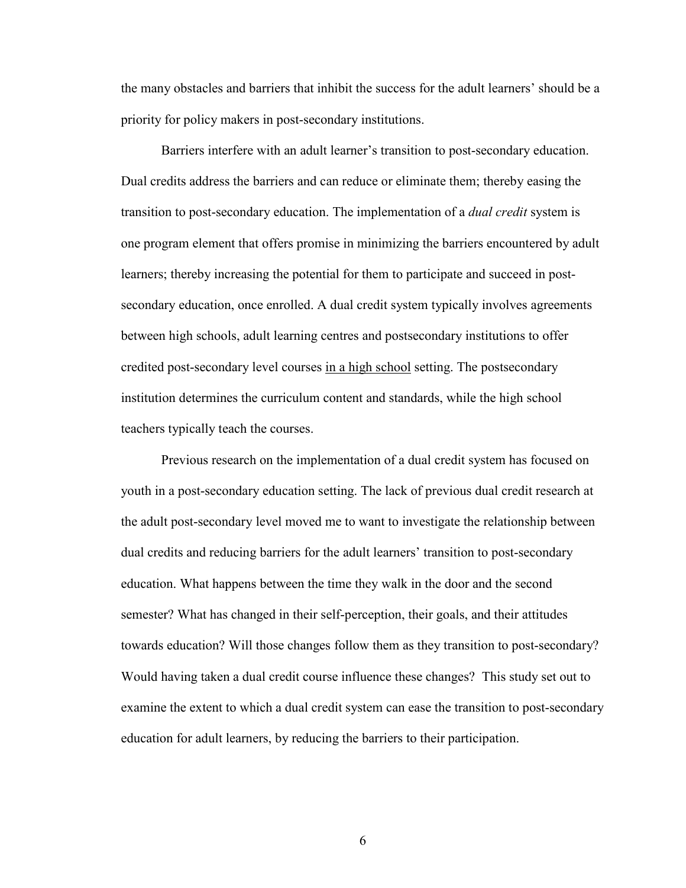the many obstacles and barriers that inhibit the success for the adult learners' should be a priority for policy makers in post-secondary institutions.

Barriers interfere with an adult learner's transition to post-secondary education. Dual credits address the barriers and can reduce or eliminate them; thereby easing the transition to post-secondary education. The implementation of a *dual credit* system is one program element that offers promise in minimizing the barriers encountered by adult learners; thereby increasing the potential for them to participate and succeed in post-secondary education, once enrolled. A dual credit system typically involves agreements between high schools, adult learning centres and postsecondary institutions to offer credited post-secondary level courses <u>in a high school</u> setting. The postsecondary institution determines the curriculum content and standards, while the high school teachers typically teach the courses.

Previous research on the implementation of a dual credit system has focused on youth in a post-secondary education setting. The lack of previous dual credit research at the adult post-secondary level moved me to want to investigate the relationship between dual credits and reducing barriers for the adult learners' transition to post-secondary education. What happens between the time they walk in the door and the second semester? What has changed in their self-perception, their goals, and their attitudes towards education? Will those changes follow them as they transition to post-secondary? Would having taken a dual credit course influence these changes? This study set out to examine the extent to which a dual credit system can ease the transition to post-secondary education for adult learners, by reducing the barriers to their participation.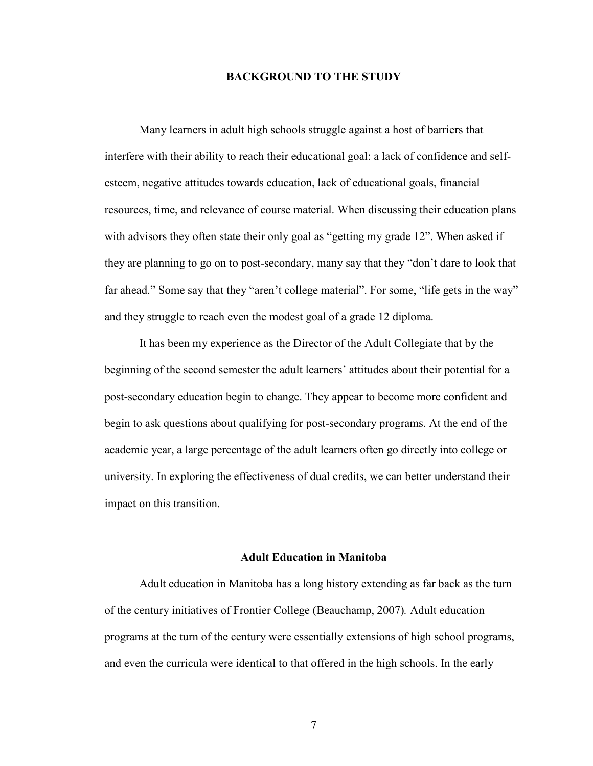## BACKGROUND TO THE STUDY

Many learners in adult high schools struggle against a host of barriers that interfere with their ability to reach their educational goal: a lack of confidence and self-esteem, negative attitudes towards education, lack of educational goals, financial resources, time, and relevance of course material. When discussing their education plans with advisors they often state their only goal as "getting my grade 12". When asked if they are planning to go on to post-secondary, many say that they "don't dare to look that far ahead." Some say that they "aren't college material". For some, "life gets in the way" and they struggle to reach even the modest goal of a grade 12 diploma.

It has been my experience as the Director of the Adult Collegiate that by the beginning of the second semester the adult learners' attitudes about their potential for a post-secondary education begin to change. They appear to become more confident and begin to ask questions about qualifying for post-secondary programs. At the end of the academic year, a large percentage of the adult learners often go directly into college or university. In exploring the effectiveness of dual credits, we can better understand their impact on this transition.

### Adult Education in Manitoba

Adult education in Manitoba has a long history extending as far back as the turn of the century initiatives of Frontier College (Beauchamp, 2007)*.* Adult education programs at the turn of the century were essentially extensions of high school programs, and even the curricula were identical to that offered in the high schools. In the early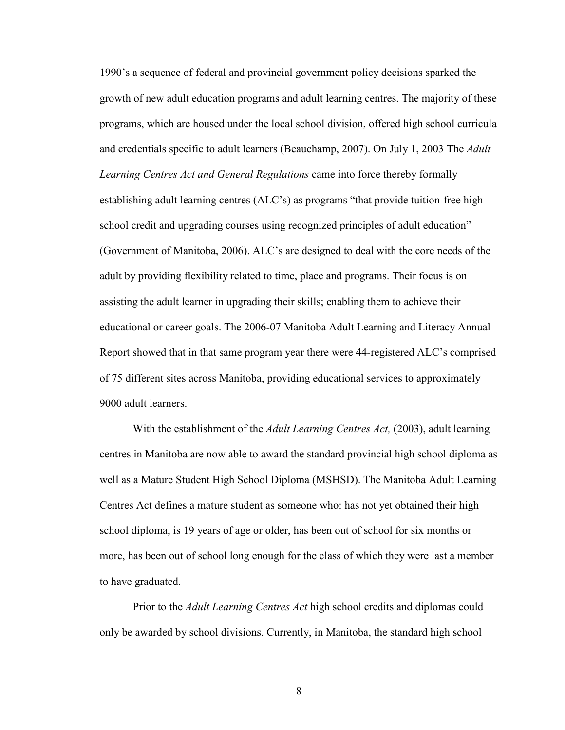1990's a sequence of federal and provincial government policy decisions sparked the growth of new adult education programs and adult learning centres. The majority of these programs, which are housed under the local school division, offered high school curricula and credentials specific to adult learners (Beauchamp, 2007). On July 1, 2003 The *Adult Learning Centres Act and General Regulations* came into force thereby formally establishing adult learning centres (ALC's) as programs "that provide tuition-free high school credit and upgrading courses using recognized principles of adult education" (Government of Manitoba, 2006). ALC's are designed to deal with the core needs of the adult by providing flexibility related to time, place and programs. Their focus is on assisting the adult learner in upgrading their skills; enabling them to achieve their educational or career goals. The 2006-07 Manitoba Adult Learning and Literacy Annual Report showed that in that same program year there were 44-registered ALC's comprised of 75 different sites across Manitoba, providing educational services to approximately 9000 adult learners.

With the establishment of the *Adult Learning Centres Act,* (2003), adult learning centres in Manitoba are now able to award the standard provincial high school diploma as well as a Mature Student High School Diploma (MSHSD). The Manitoba Adult Learning Centres Act defines a mature student as someone who: has not yet obtained their high school diploma, is 19 years of age or older, has been out of school for six months or more, has been out of school long enough for the class of which they were last a member to have graduated.

Prior to the *Adult Learning Centres Act* high school credits and diplomas could only be awarded by school divisions. Currently, in Manitoba, the standard high school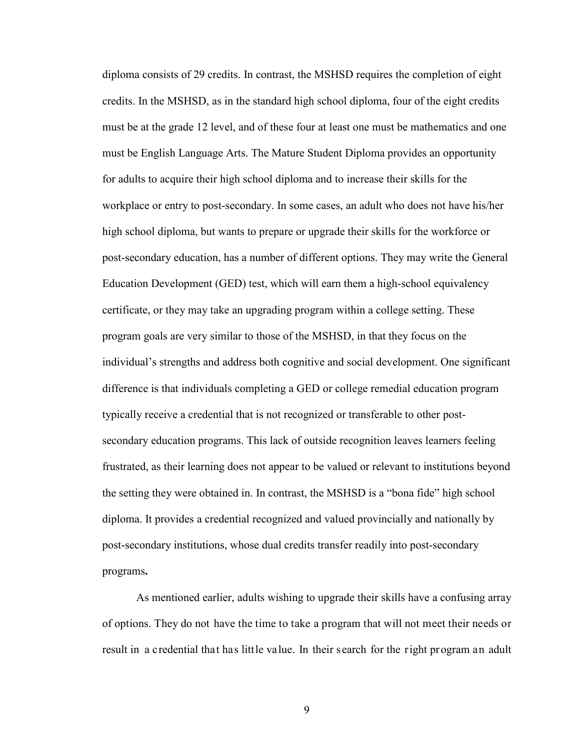diploma consists of 29 credits. In contrast, the MSHSD requires the completion of eight credits. In the MSHSD, as in the standard high school diploma, four of the eight credits must be at the grade 12 level, and of these four at least one must be mathematics and one must be English Language Arts. The Mature Student Diploma provides an opportunity for adults to acquire their high school diploma and to increase their skills for the workplace or entry to post-secondary. In some cases, an adult who does not have his/her high school diploma, but wants to prepare or upgrade their skills for the workforce or post-secondary education, has a number of different options. They may write the General Education Development (GED) test, which will earn them a high-school equivalency certificate, or they may take an upgrading program within a college setting. These program goals are very similar to those of the MSHSD, in that they focus on the individual's strengths and address both cognitive and social development. One significant difference is that individuals completing a GED or college remedial education program typically receive a credential that is not recognized or transferable to other post-secondary education programs. This lack of outside recognition leaves learners feeling frustrated, as their learning does not appear to be valued or relevant to institutions beyond the setting they were obtained in. In contrast, the MSHSD is a "bona fide" high school diploma. It provides a credential recognized and valued provincially and nationally by post-secondary institutions, whose dual credits transfer readily into post-secondary programs**.**

As mentioned earlier, adults wishing to upgrade their skills have a confusing array of options. They do not have the time to take a program that will not meet their needs or result in a credential that has little value. In their search for the right program an adult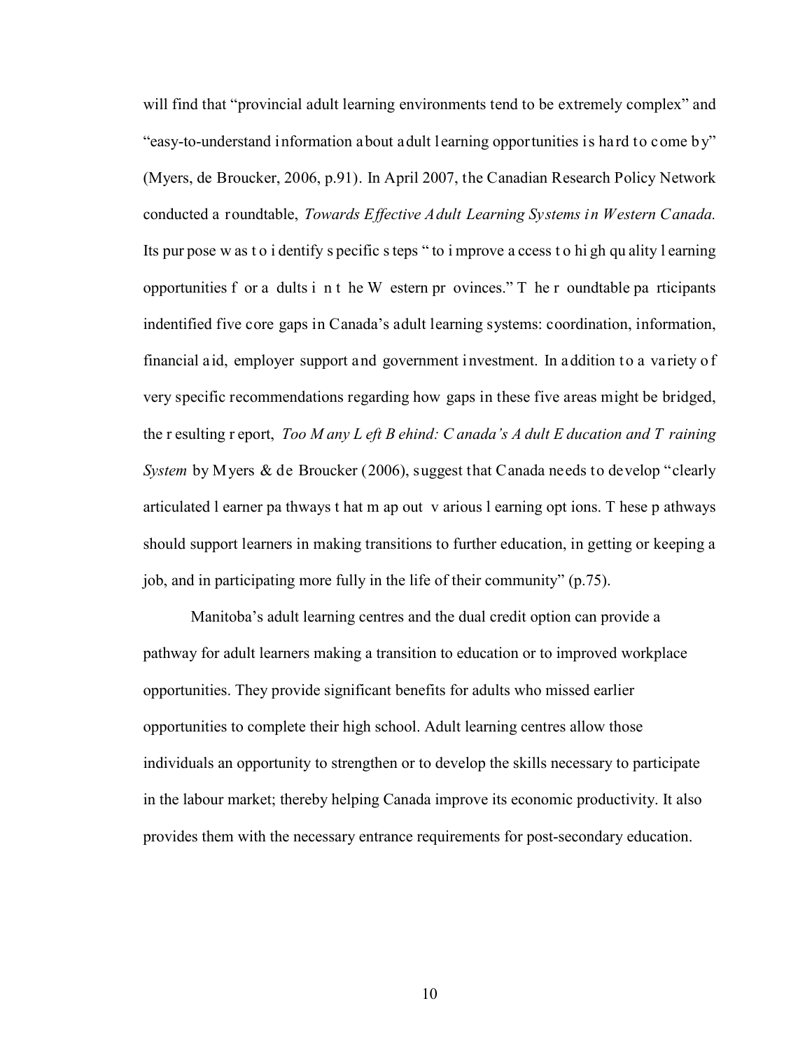will find that "provincial adult learning environments tend to be extremely complex" and "easy-to-understand information about adult learning opportunities is hard to come by" (Myers, de Broucker, 2006, p.91). In April 2007, the Canadian Research Policy Network conducted a roundtable, *Towards Effective Adult Learning Systems in Western Canada.* Its purpose was to identify specific steps "to improve access to high quality learning opportunities for adults in the Western provinces." The roundtable participants indentified five core gaps in Canada's adult learning systems: coordination, information, financial aid, employer support and government investment. In addition to a variety of very specific recommendations regarding how gaps in these five areas might be bridged, the resulting report, *Too Many Left Behind: Canada's Adult Education and Training System* by Myers & de Broucker (2006), suggest that Canada needs to develop "clearly articulated learner pathways that map out various learning options. These pathways should support learners in making transitions to further education, in getting or keeping a job, and in participating more fully in the life of their community" (p.75).

Manitoba's adult learning centres and the dual credit option can provide a pathway for adult learners making a transition to education or to improved workplace opportunities. They provide significant benefits for adults who missed earlier opportunities to complete their high school. Adult learning centres allow those individuals an opportunity to strengthen or to develop the skills necessary to participate in the labour market; thereby helping Canada improve its economic productivity. It also provides them with the necessary entrance requirements for post-secondary education.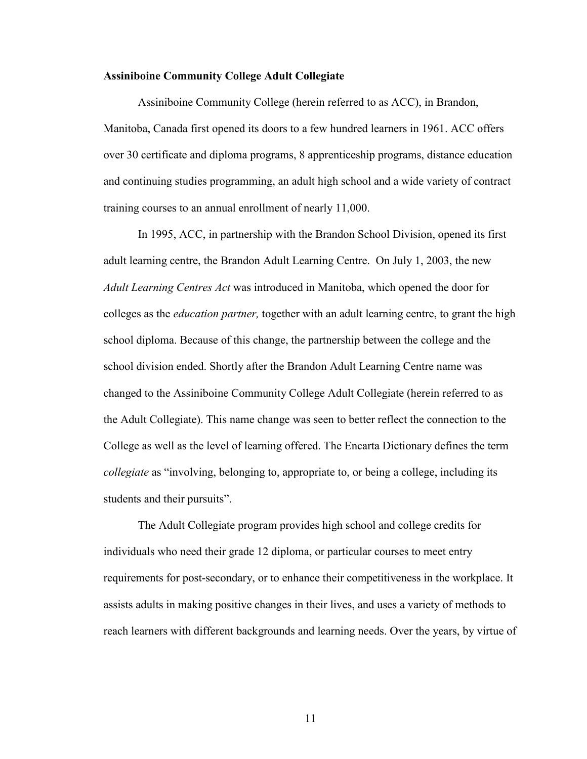**Assiniboine Community College Adult Collegiate**

Assiniboine Community College (herein referred to as ACC), in Brandon, Manitoba, Canada first opened its doors to a few hundred learners in 1961. ACC offers over 30 certificate and diploma programs, 8 apprenticeship programs, distance education and continuing studies programming, an adult high school and a wide variety of contract training courses to an annual enrollment of nearly 11,000.

In 1995, ACC, in partnership with the Brandon School Division, opened its first adult learning centre, the Brandon Adult Learning Centre. On July 1, 2003, the new *Adult Learning Centres Act* was introduced in Manitoba, which opened the door for colleges as the *education partner,* together with an adult learning centre, to grant the high school diploma. Because of this change, the partnership between the college and the school division ended. Shortly after the Brandon Adult Learning Centre name was changed to the Assiniboine Community College Adult Collegiate (herein referred to as the Adult Collegiate). This name change was seen to better reflect the connection to the College as well as the level of learning offered. The Encarta Dictionary defines the term *collegiate* as "involving, belonging to, appropriate to, or being a college, including its students and their pursuits".

The Adult Collegiate program provides high school and college credits for individuals who need their grade 12 diploma, or particular courses to meet entry requirements for post-secondary, or to enhance their competitiveness in the workplace. It assists adults in making positive changes in their lives, and uses a variety of methods to reach learners with different backgrounds and learning needs. Over the years, by virtue of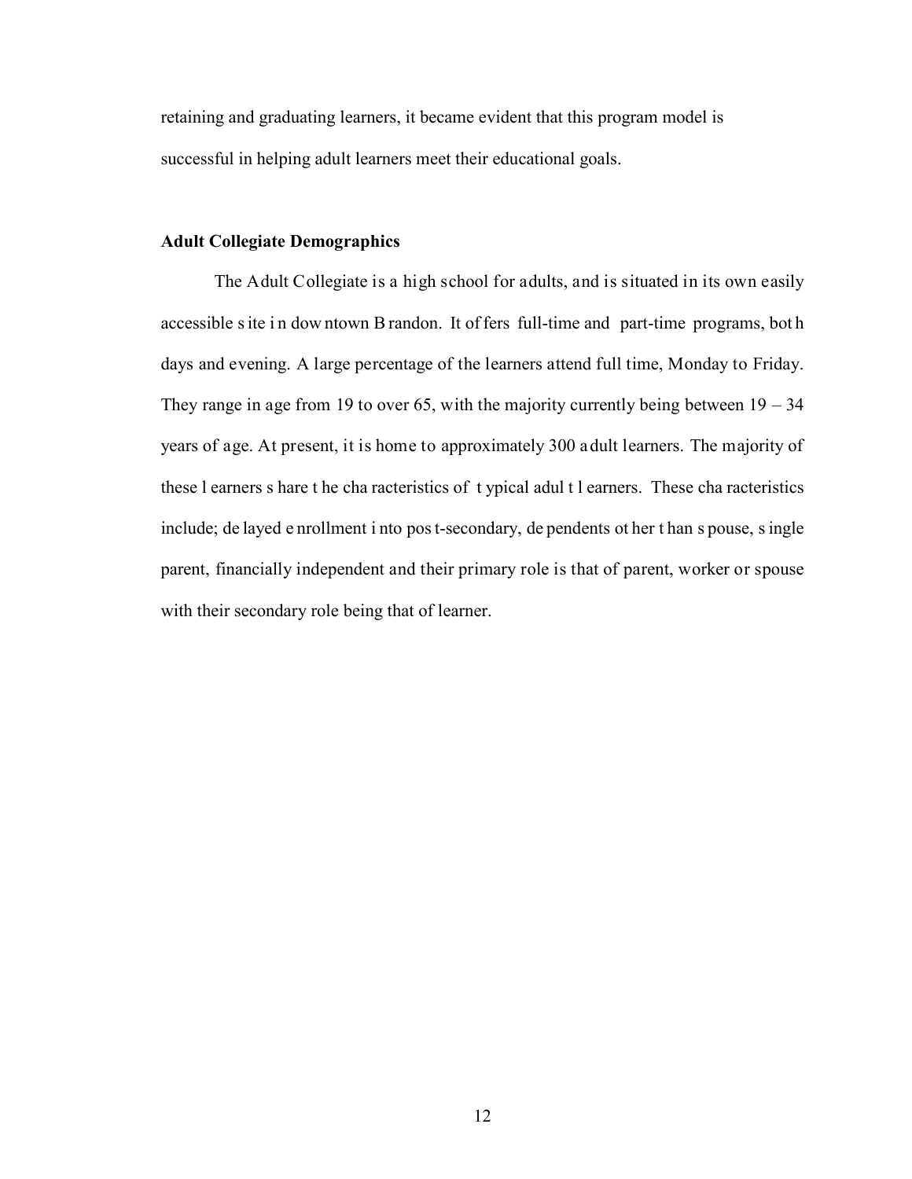retaining and graduating learners, it became evident that this program model is successful in helping adult learners meet their educational goals.

**Adult Collegiate Demographics**

The Adult Collegiate is a high school for adults, and is situated in its own easily accessible site in downtown Brandon. It offers full-time and part-time programs, both days and evening. A large percentage of the learners attend full time, Monday to Friday. They range in age from 19 to over 65, with the majority currently being between 19 – 34 years of age. At present, it is home to approximately 300 adult learners. The majority of these learners share the characteristics of typical adult learners. These characteristics include; delayed enrollment into post-secondary, dependents other than spouse, single parent, financially independent and their primary role is that of parent, worker or spouse with their secondary role being that of learner.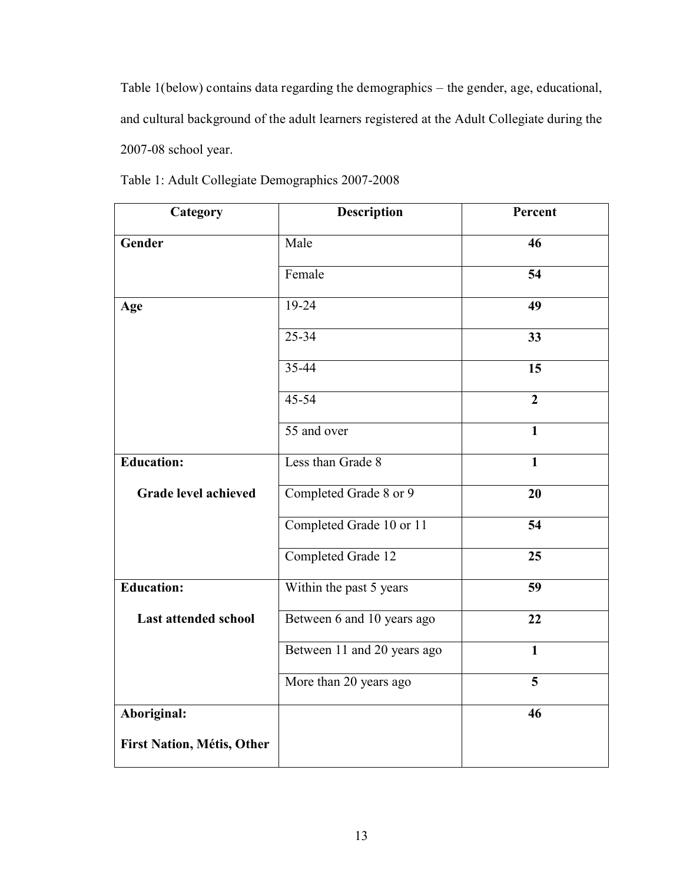Table 1(below) contains data regarding the demographics – the gender, age, educational, and cultural background of the adult learners registered at the Adult Collegiate during the 2007-08 school year.

Table 1: Adult Collegiate Demographics 2007-2008

| Category | Description | Percent |
|---|---|---|
| **Gender** | Male | **46** |
| | Female | **54** |
| **Age** | 19-24 | **49** |
| | 25-34 | **33** |
| | 35-44 | **15** |
| | 45-54 | **2** |
| | 55 and over | **1** |
| **Education: Grade level achieved** | Less than Grade 8 | **1** |
| | Completed Grade 8 or 9 | **20** |
| | Completed Grade 10 or 11 | **54** |
| | Completed Grade 12 | **25** |
| **Education: Last attended school** | Within the past 5 years | **59** |
| | Between 6 and 10 years ago | **22** |
| | Between 11 and 20 years ago | **1** |
| | More than 20 years ago | **5** |
| **Aboriginal: First Nation, Métis, Other** | | **46** |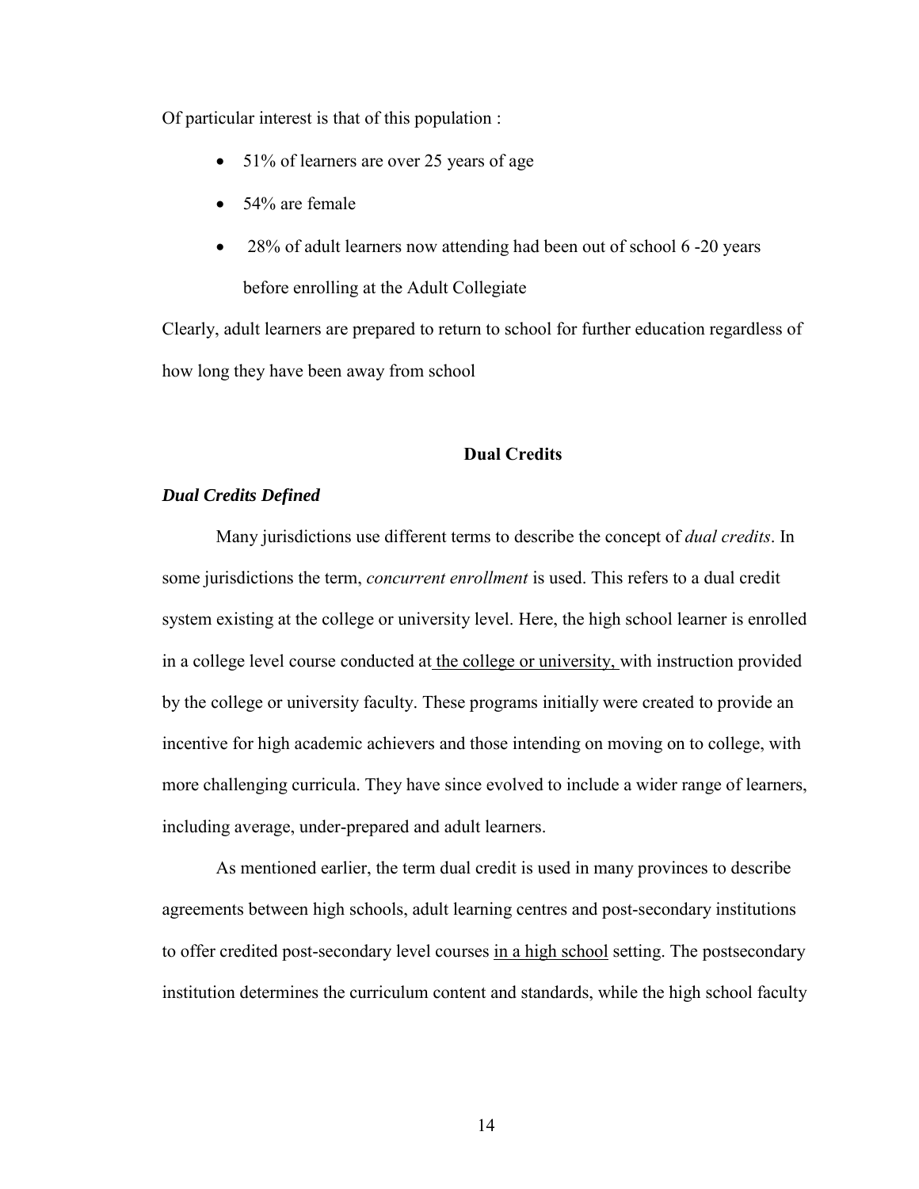Of particular interest is that of this population :

- 51% of learners are over 25 years of age
- 54% are female
- 28% of adult learners now attending had been out of school 6 -20 years before enrolling at the Adult Collegiate

Clearly, adult learners are prepared to return to school for further education regardless of how long they have been away from school

## Dual Credits

### *Dual Credits Defined*

Many jurisdictions use different terms to describe the concept of *dual credits*. In some jurisdictions the term, *concurrent enrollment* is used. This refers to a dual credit system existing at the college or university level. Here, the high school learner is enrolled in a college level course conducted at <u>the college or university,</u> with instruction provided by the college or university faculty. These programs initially were created to provide an incentive for high academic achievers and those intending on moving on to college, with more challenging curricula. They have since evolved to include a wider range of learners, including average, under-prepared and adult learners.

As mentioned earlier, the term dual credit is used in many provinces to describe agreements between high schools, adult learning centres and post-secondary institutions to offer credited post-secondary level courses <u>in a high school</u> setting. The postsecondary institution determines the curriculum content and standards, while the high school faculty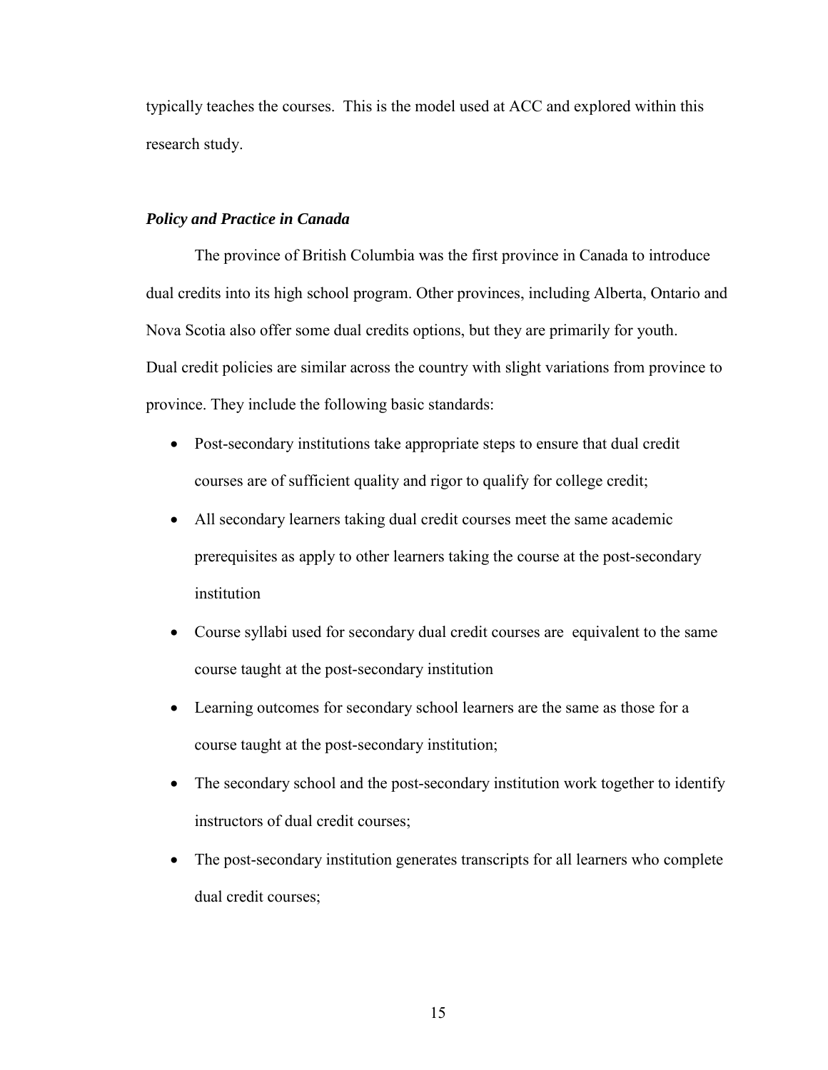typically teaches the courses. This is the model used at ACC and explored within this research study.

### *Policy and Practice in Canada*

The province of British Columbia was the first province in Canada to introduce dual credits into its high school program. Other provinces, including Alberta, Ontario and Nova Scotia also offer some dual credits options, but they are primarily for youth. Dual credit policies are similar across the country with slight variations from province to province. They include the following basic standards:

- Post-secondary institutions take appropriate steps to ensure that dual credit courses are of sufficient quality and rigor to qualify for college credit;
- All secondary learners taking dual credit courses meet the same academic prerequisites as apply to other learners taking the course at the post-secondary institution
- Course syllabi used for secondary dual credit courses are equivalent to the same course taught at the post-secondary institution
- Learning outcomes for secondary school learners are the same as those for a course taught at the post-secondary institution;
- The secondary school and the post-secondary institution work together to identify instructors of dual credit courses;
- The post-secondary institution generates transcripts for all learners who complete dual credit courses;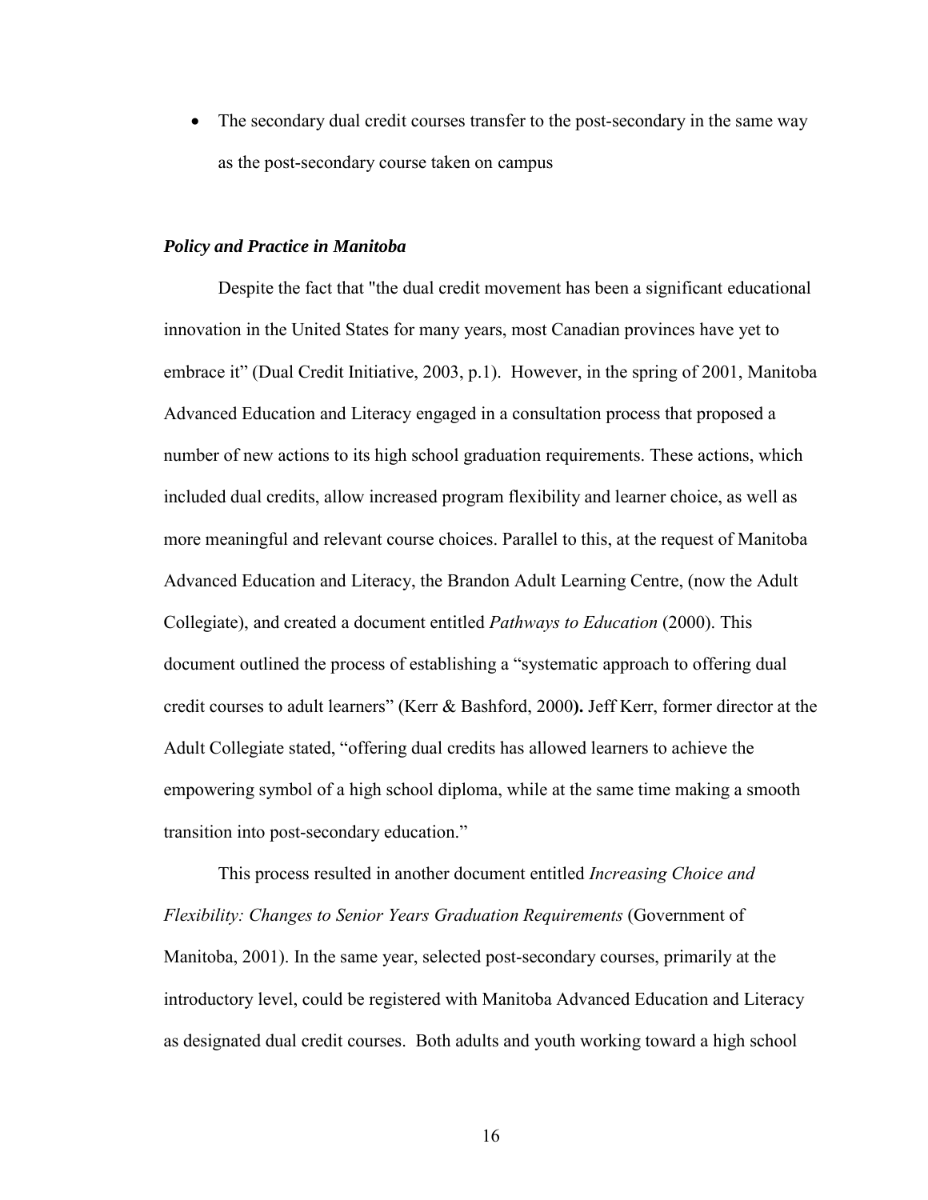- The secondary dual credit courses transfer to the post-secondary in the same way as the post-secondary course taken on campus

### ***Policy and Practice in Manitoba***

Despite the fact that "the dual credit movement has been a significant educational innovation in the United States for many years, most Canadian provinces have yet to embrace it" (Dual Credit Initiative, 2003, p.1). However, in the spring of 2001, Manitoba Advanced Education and Literacy engaged in a consultation process that proposed a number of new actions to its high school graduation requirements. These actions, which included dual credits, allow increased program flexibility and learner choice, as well as more meaningful and relevant course choices. Parallel to this, at the request of Manitoba Advanced Education and Literacy, the Brandon Adult Learning Centre, (now the Adult Collegiate), and created a document entitled *Pathways to Education* (2000). This document outlined the process of establishing a "systematic approach to offering dual credit courses to adult learners" (Kerr & Bashford, 2000**).** Jeff Kerr, former director at the Adult Collegiate stated, "offering dual credits has allowed learners to achieve the empowering symbol of a high school diploma, while at the same time making a smooth transition into post-secondary education."

This process resulted in another document entitled *Increasing Choice and Flexibility: Changes to Senior Years Graduation Requirements* (Government of Manitoba, 2001). In the same year, selected post-secondary courses, primarily at the introductory level, could be registered with Manitoba Advanced Education and Literacy as designated dual credit courses. Both adults and youth working toward a high school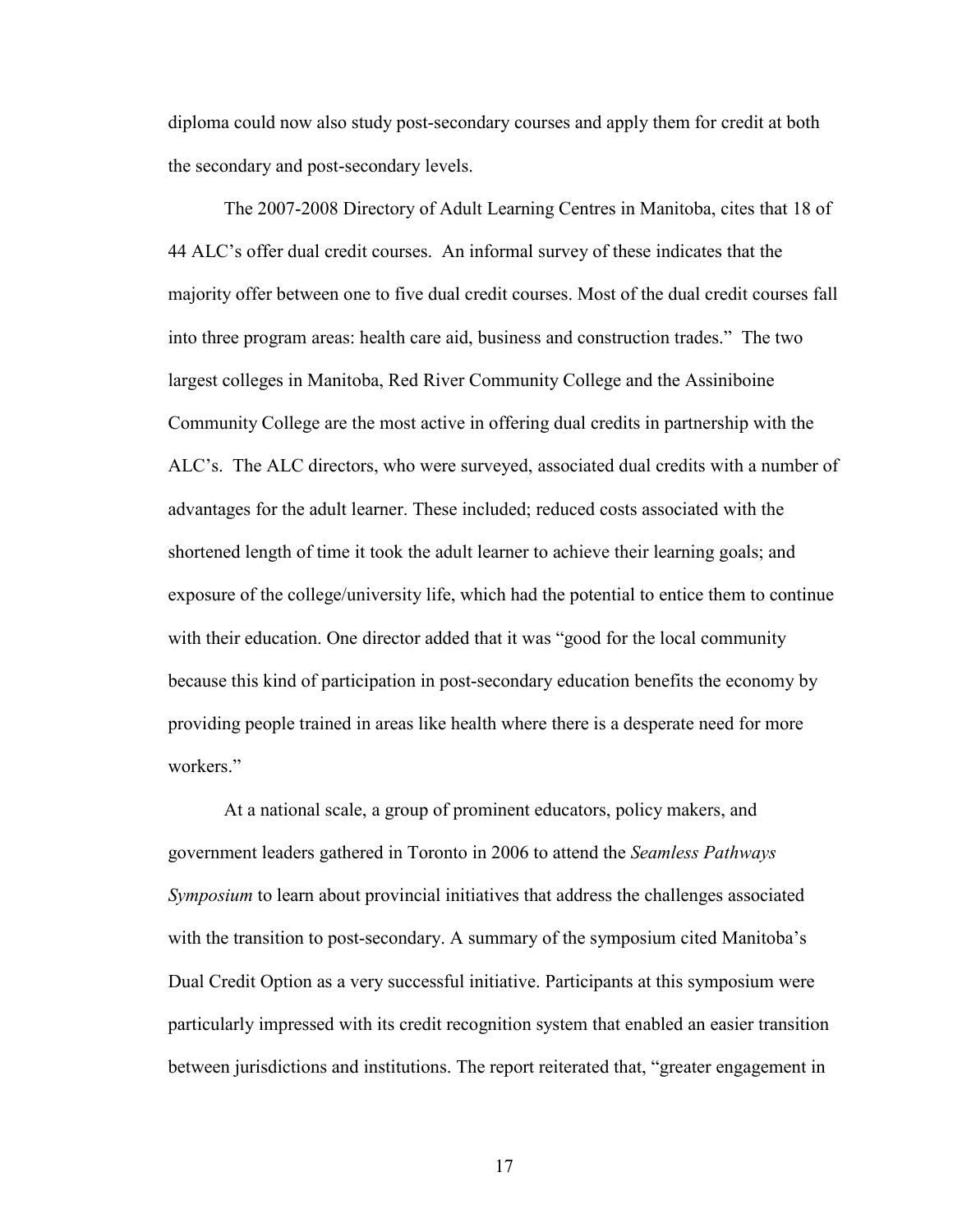diploma could now also study post-secondary courses and apply them for credit at both the secondary and post-secondary levels.

The 2007-2008 Directory of Adult Learning Centres in Manitoba, cites that 18 of 44 ALC's offer dual credit courses. An informal survey of these indicates that the majority offer between one to five dual credit courses. Most of the dual credit courses fall into three program areas: health care aid, business and construction trades." The two largest colleges in Manitoba, Red River Community College and the Assiniboine Community College are the most active in offering dual credits in partnership with the ALC's. The ALC directors, who were surveyed, associated dual credits with a number of advantages for the adult learner. These included; reduced costs associated with the shortened length of time it took the adult learner to achieve their learning goals; and exposure of the college/university life, which had the potential to entice them to continue with their education. One director added that it was "good for the local community because this kind of participation in post-secondary education benefits the economy by providing people trained in areas like health where there is a desperate need for more workers."

At a national scale, a group of prominent educators, policy makers, and government leaders gathered in Toronto in 2006 to attend the *Seamless Pathways Symposium* to learn about provincial initiatives that address the challenges associated with the transition to post-secondary. A summary of the symposium cited Manitoba's Dual Credit Option as a very successful initiative. Participants at this symposium were particularly impressed with its credit recognition system that enabled an easier transition between jurisdictions and institutions. The report reiterated that, "greater engagement in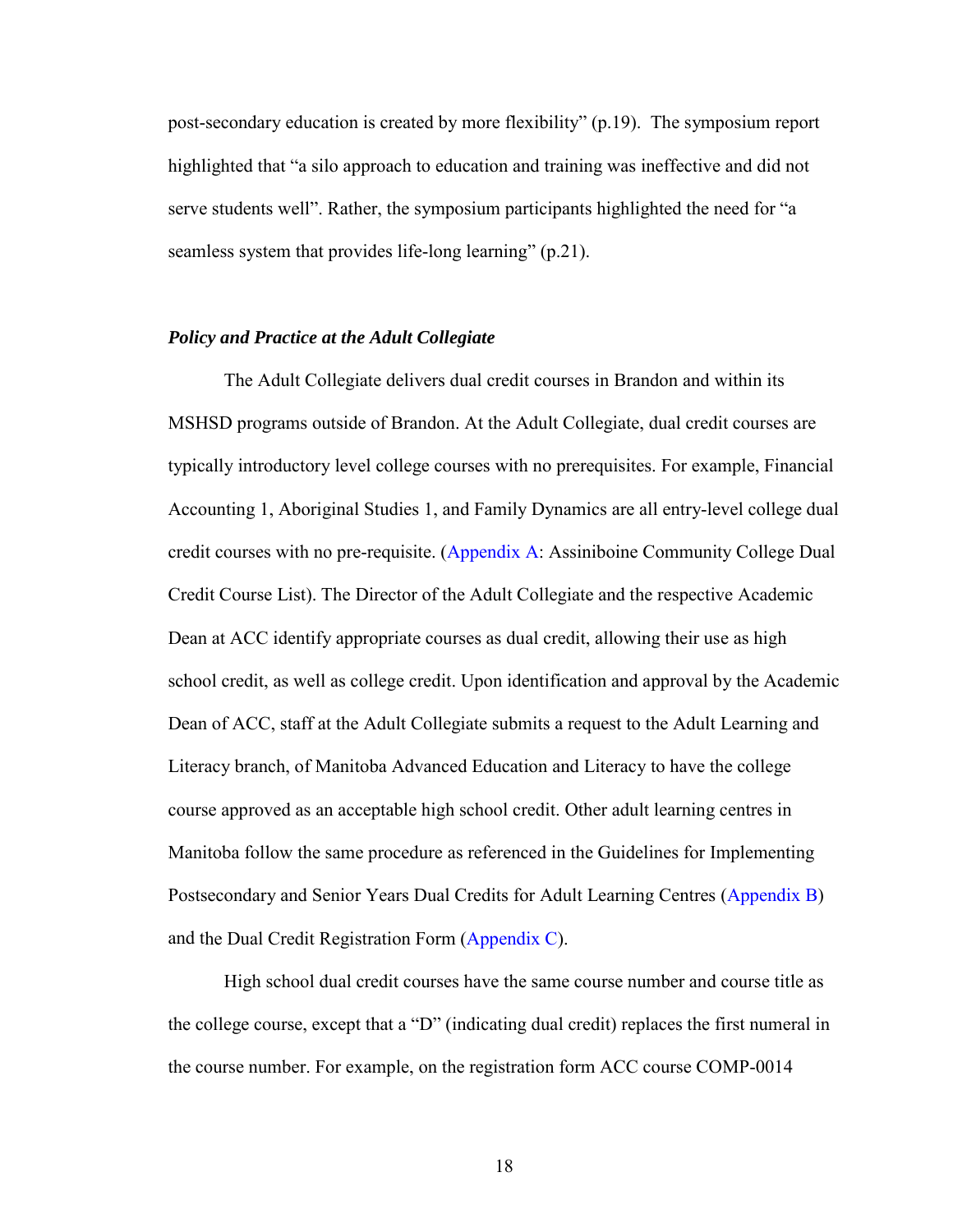post-secondary education is created by more flexibility" (p.19). The symposium report highlighted that "a silo approach to education and training was ineffective and did not serve students well". Rather, the symposium participants highlighted the need for "a seamless system that provides life-long learning" (p.21).

### *Policy and Practice at the Adult Collegiate*

The Adult Collegiate delivers dual credit courses in Brandon and within its MSHSD programs outside of Brandon. At the Adult Collegiate, dual credit courses are typically introductory level college courses with no prerequisites. For example, Financial Accounting 1, Aboriginal Studies 1, and Family Dynamics are all entry-level college dual credit courses with no pre-requisite. (Appendix A: Assiniboine Community College Dual Credit Course List). The Director of the Adult Collegiate and the respective Academic Dean at ACC identify appropriate courses as dual credit, allowing their use as high school credit, as well as college credit. Upon identification and approval by the Academic Dean of ACC, staff at the Adult Collegiate submits a request to the Adult Learning and Literacy branch, of Manitoba Advanced Education and Literacy to have the college course approved as an acceptable high school credit. Other adult learning centres in Manitoba follow the same procedure as referenced in the Guidelines for Implementing Postsecondary and Senior Years Dual Credits for Adult Learning Centres (Appendix B) and the Dual Credit Registration Form (Appendix C).

High school dual credit courses have the same course number and course title as the college course, except that a "D" (indicating dual credit) replaces the first numeral in the course number. For example, on the registration form ACC course COMP-0014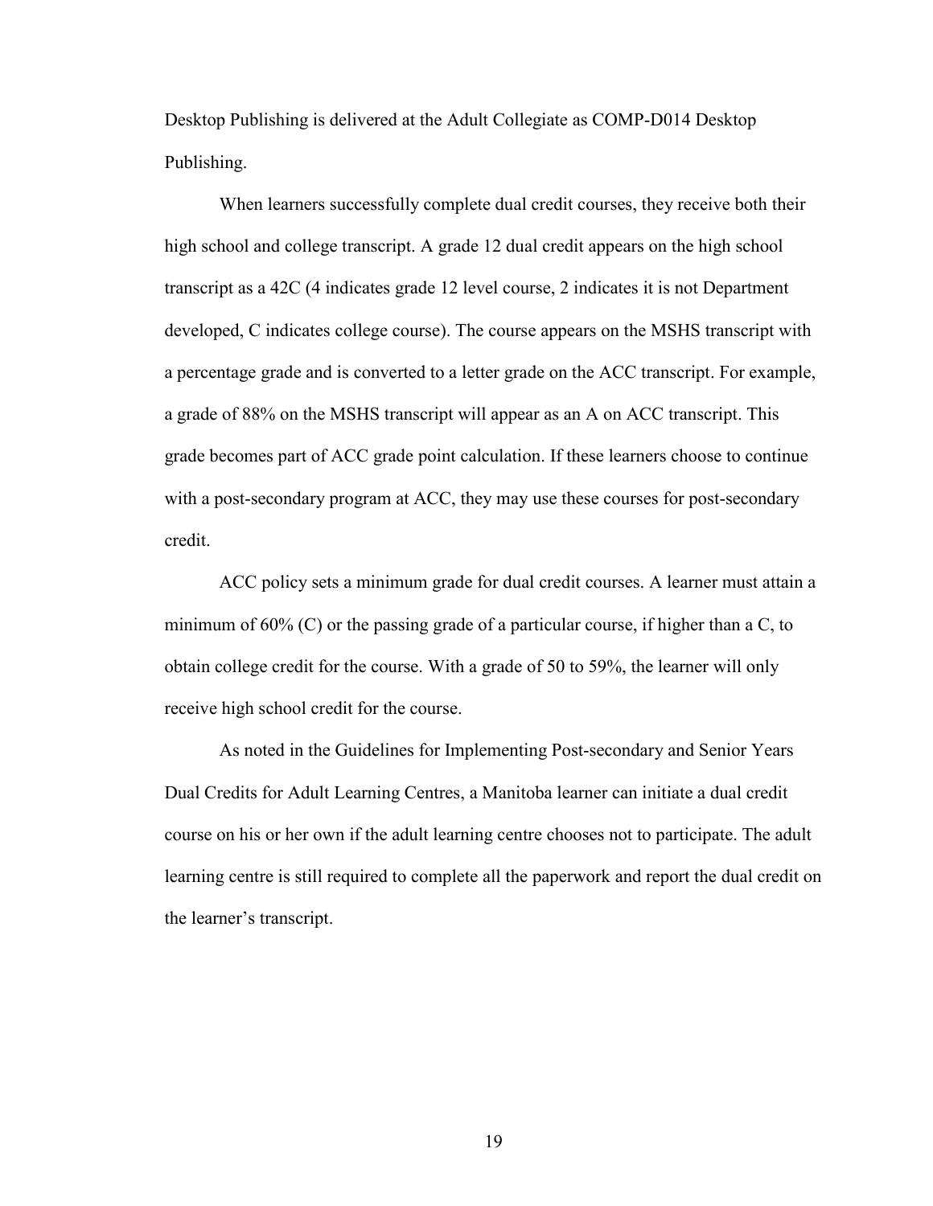Desktop Publishing is delivered at the Adult Collegiate as COMP-D014 Desktop Publishing.

When learners successfully complete dual credit courses, they receive both their high school and college transcript. A grade 12 dual credit appears on the high school transcript as a 42C (4 indicates grade 12 level course, 2 indicates it is not Department developed, C indicates college course). The course appears on the MSHS transcript with a percentage grade and is converted to a letter grade on the ACC transcript. For example, a grade of 88% on the MSHS transcript will appear as an A on ACC transcript. This grade becomes part of ACC grade point calculation. If these learners choose to continue with a post-secondary program at ACC, they may use these courses for post-secondary credit.

ACC policy sets a minimum grade for dual credit courses. A learner must attain a minimum of 60% (C) or the passing grade of a particular course, if higher than a C, to obtain college credit for the course. With a grade of 50 to 59%, the learner will only receive high school credit for the course.

As noted in the Guidelines for Implementing Post-secondary and Senior Years Dual Credits for Adult Learning Centres, a Manitoba learner can initiate a dual credit course on his or her own if the adult learning centre chooses not to participate. The adult learning centre is still required to complete all the paperwork and report the dual credit on the learner's transcript.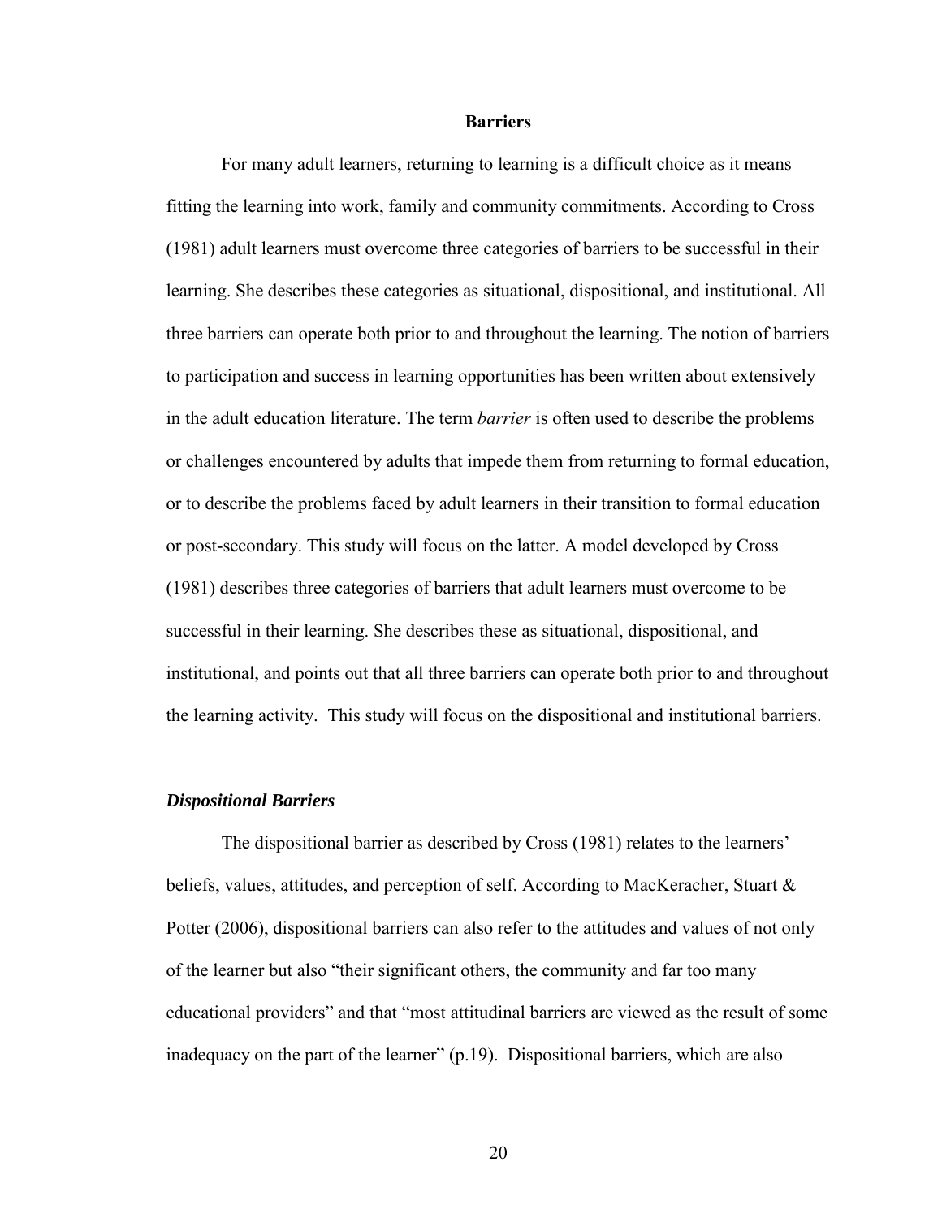## Barriers

For many adult learners, returning to learning is a difficult choice as it means fitting the learning into work, family and community commitments. According to Cross (1981) adult learners must overcome three categories of barriers to be successful in their learning. She describes these categories as situational, dispositional, and institutional. All three barriers can operate both prior to and throughout the learning. The notion of barriers to participation and success in learning opportunities has been written about extensively in the adult education literature. The term *barrier* is often used to describe the problems or challenges encountered by adults that impede them from returning to formal education, or to describe the problems faced by adult learners in their transition to formal education or post-secondary. This study will focus on the latter. A model developed by Cross (1981) describes three categories of barriers that adult learners must overcome to be successful in their learning. She describes these as situational, dispositional, and institutional, and points out that all three barriers can operate both prior to and throughout the learning activity. This study will focus on the dispositional and institutional barriers.

### ***Dispositional Barriers***

The dispositional barrier as described by Cross (1981) relates to the learners' beliefs, values, attitudes, and perception of self. According to MacKeracher, Stuart & Potter (2006), dispositional barriers can also refer to the attitudes and values of not only of the learner but also "their significant others, the community and far too many educational providers" and that "most attitudinal barriers are viewed as the result of some inadequacy on the part of the learner" (p.19). Dispositional barriers, which are also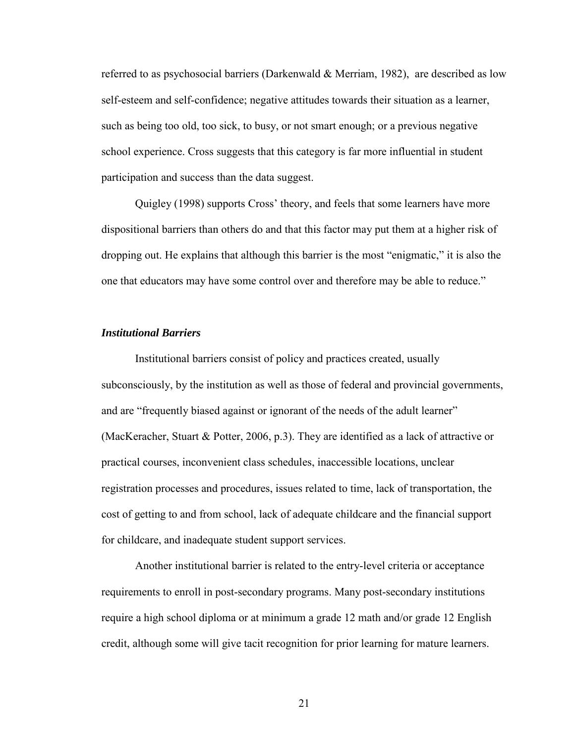referred to as psychosocial barriers (Darkenwald & Merriam, 1982), are described as low self-esteem and self-confidence; negative attitudes towards their situation as a learner, such as being too old, too sick, to busy, or not smart enough; or a previous negative school experience. Cross suggests that this category is far more influential in student participation and success than the data suggest.

Quigley (1998) supports Cross' theory, and feels that some learners have more dispositional barriers than others do and that this factor may put them at a higher risk of dropping out. He explains that although this barrier is the most "enigmatic," it is also the one that educators may have some control over and therefore may be able to reduce."

### *Institutional Barriers*

Institutional barriers consist of policy and practices created, usually subconsciously, by the institution as well as those of federal and provincial governments, and are "frequently biased against or ignorant of the needs of the adult learner" (MacKeracher, Stuart & Potter, 2006, p.3). They are identified as a lack of attractive or practical courses, inconvenient class schedules, inaccessible locations, unclear registration processes and procedures, issues related to time, lack of transportation, the cost of getting to and from school, lack of adequate childcare and the financial support for childcare, and inadequate student support services.

Another institutional barrier is related to the entry-level criteria or acceptance requirements to enroll in post-secondary programs. Many post-secondary institutions require a high school diploma or at minimum a grade 12 math and/or grade 12 English credit, although some will give tacit recognition for prior learning for mature learners.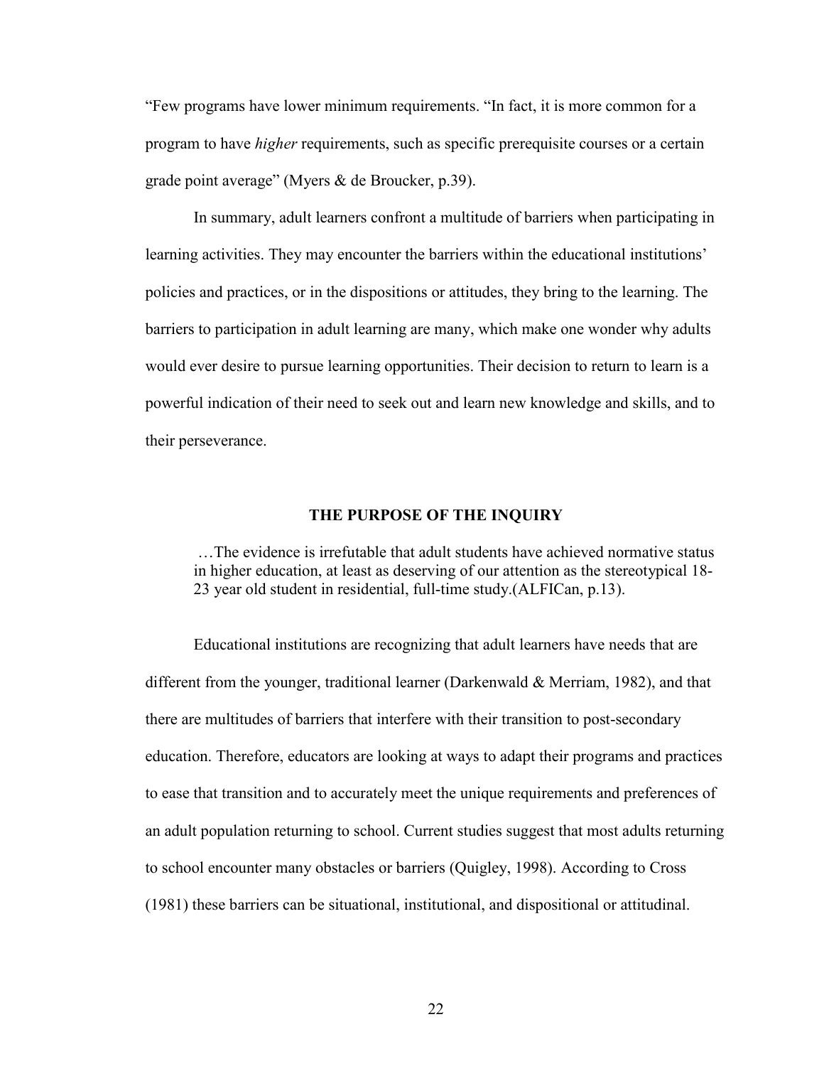"Few programs have lower minimum requirements. "In fact, it is more common for a program to have *higher* requirements, such as specific prerequisite courses or a certain grade point average" (Myers & de Broucker, p.39).

In summary, adult learners confront a multitude of barriers when participating in learning activities. They may encounter the barriers within the educational institutions' policies and practices, or in the dispositions or attitudes, they bring to the learning. The barriers to participation in adult learning are many, which make one wonder why adults would ever desire to pursue learning opportunities. Their decision to return to learn is a powerful indication of their need to seek out and learn new knowledge and skills, and to their perseverance.

## THE PURPOSE OF THE INQUIRY

> …The evidence is irrefutable that adult students have achieved normative status in higher education, at least as deserving of our attention as the stereotypical 18-23 year old student in residential, full-time study.(ALFICan, p.13).

Educational institutions are recognizing that adult learners have needs that are different from the younger, traditional learner (Darkenwald & Merriam, 1982), and that there are multitudes of barriers that interfere with their transition to post-secondary education. Therefore, educators are looking at ways to adapt their programs and practices to ease that transition and to accurately meet the unique requirements and preferences of an adult population returning to school. Current studies suggest that most adults returning to school encounter many obstacles or barriers (Quigley, 1998). According to Cross (1981) these barriers can be situational, institutional, and dispositional or attitudinal.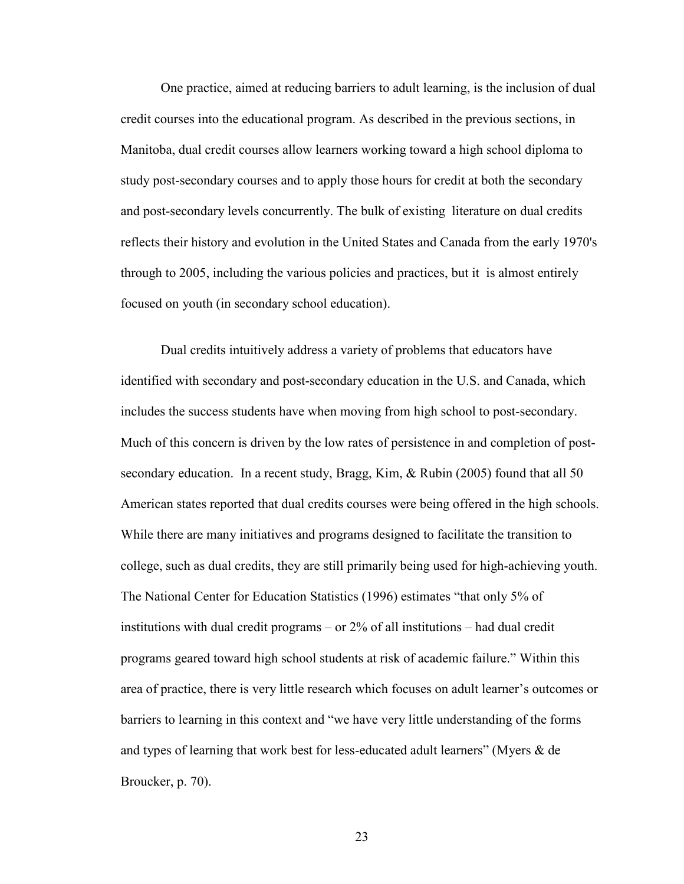One practice, aimed at reducing barriers to adult learning, is the inclusion of dual credit courses into the educational program. As described in the previous sections, in Manitoba, dual credit courses allow learners working toward a high school diploma to study post-secondary courses and to apply those hours for credit at both the secondary and post-secondary levels concurrently. The bulk of existing literature on dual credits reflects their history and evolution in the United States and Canada from the early 1970's through to 2005, including the various policies and practices, but it is almost entirely focused on youth (in secondary school education).

Dual credits intuitively address a variety of problems that educators have identified with secondary and post-secondary education in the U.S. and Canada, which includes the success students have when moving from high school to post-secondary. Much of this concern is driven by the low rates of persistence in and completion of post-secondary education. In a recent study, Bragg, Kim, & Rubin (2005) found that all 50 American states reported that dual credits courses were being offered in the high schools. While there are many initiatives and programs designed to facilitate the transition to college, such as dual credits, they are still primarily being used for high-achieving youth. The National Center for Education Statistics (1996) estimates "that only 5% of institutions with dual credit programs – or 2% of all institutions – had dual credit programs geared toward high school students at risk of academic failure." Within this area of practice, there is very little research which focuses on adult learner's outcomes or barriers to learning in this context and "we have very little understanding of the forms and types of learning that work best for less-educated adult learners" (Myers & de Broucker, p. 70).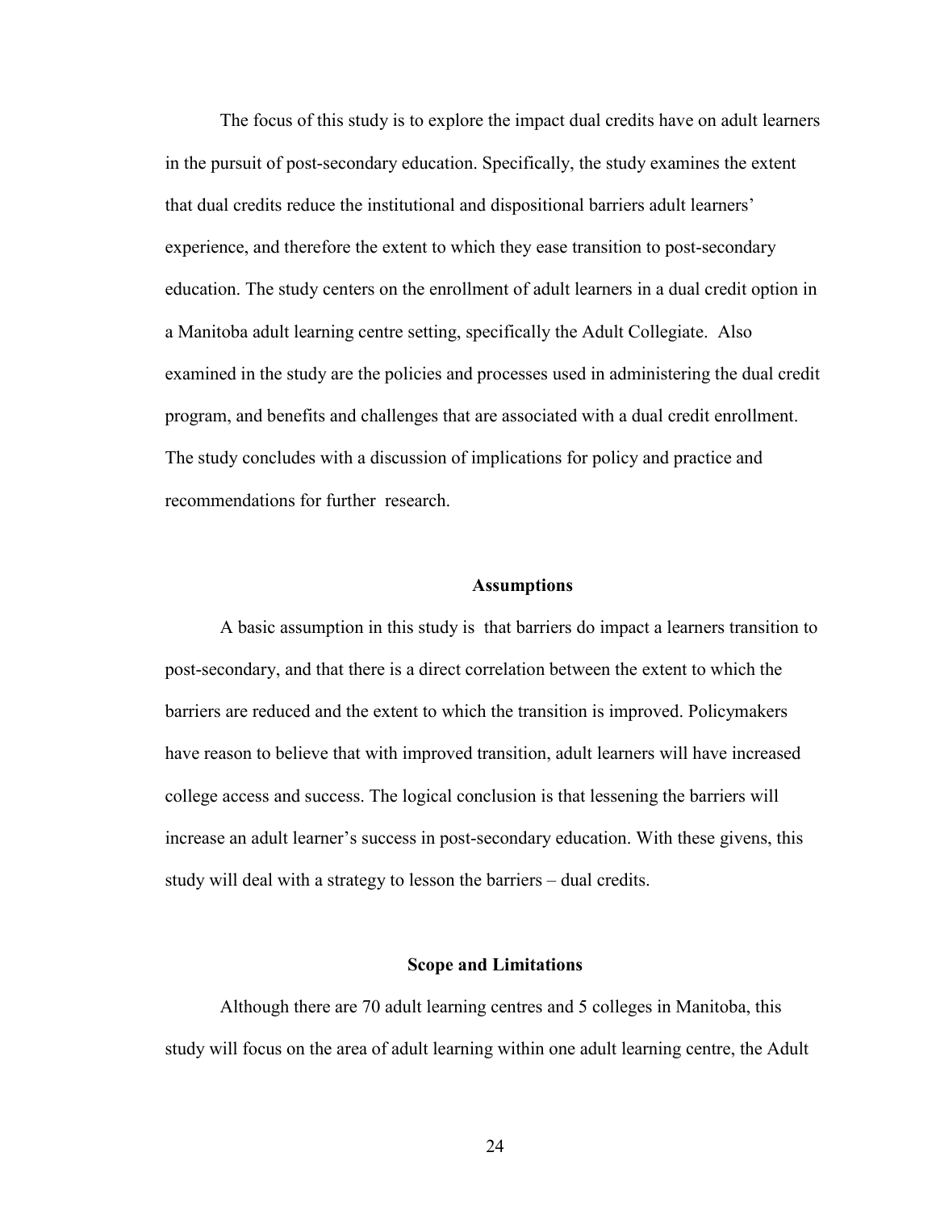The focus of this study is to explore the impact dual credits have on adult learners in the pursuit of post-secondary education. Specifically, the study examines the extent that dual credits reduce the institutional and dispositional barriers adult learners' experience, and therefore the extent to which they ease transition to post-secondary education. The study centers on the enrollment of adult learners in a dual credit option in a Manitoba adult learning centre setting, specifically the Adult Collegiate. Also examined in the study are the policies and processes used in administering the dual credit program, and benefits and challenges that are associated with a dual credit enrollment. The study concludes with a discussion of implications for policy and practice and recommendations for further research.

## Assumptions

A basic assumption in this study is that barriers do impact a learners transition to post-secondary, and that there is a direct correlation between the extent to which the barriers are reduced and the extent to which the transition is improved. Policymakers have reason to believe that with improved transition, adult learners will have increased college access and success. The logical conclusion is that lessening the barriers will increase an adult learner's success in post-secondary education. With these givens, this study will deal with a strategy to lesson the barriers – dual credits.

## Scope and Limitations

Although there are 70 adult learning centres and 5 colleges in Manitoba, this study will focus on the area of adult learning within one adult learning centre, the Adult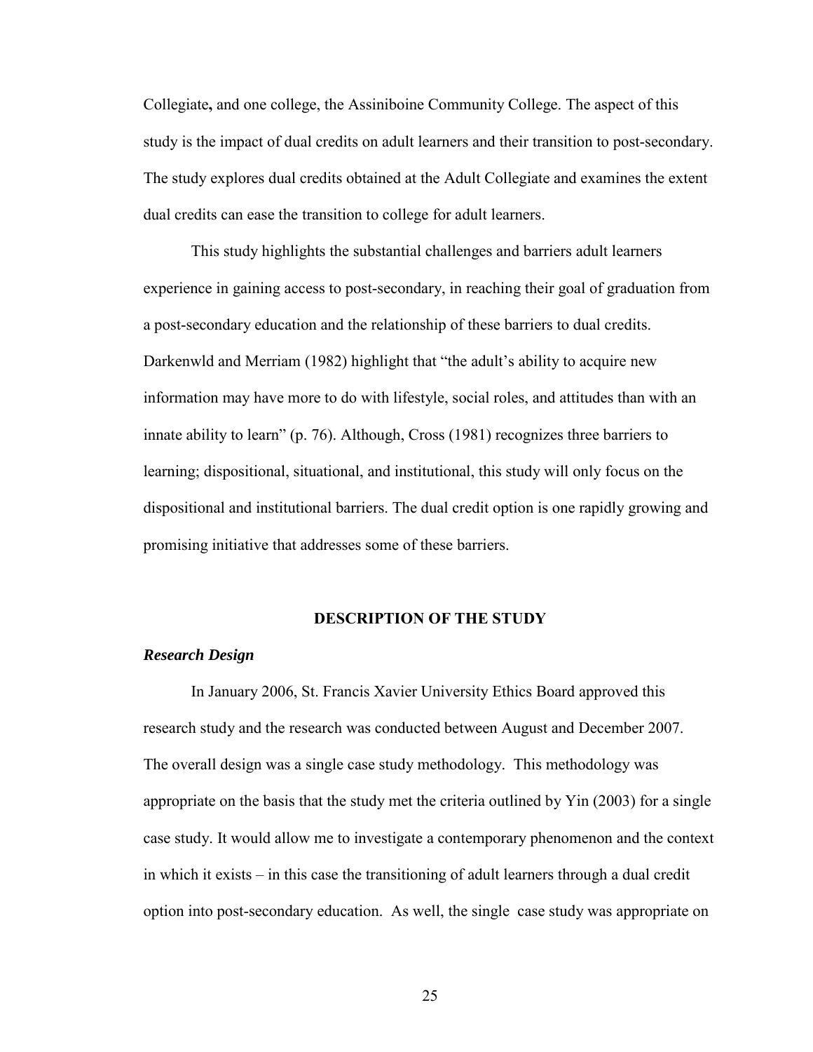Collegiate**,** and one college, the Assiniboine Community College. The aspect of this study is the impact of dual credits on adult learners and their transition to post-secondary. The study explores dual credits obtained at the Adult Collegiate and examines the extent dual credits can ease the transition to college for adult learners.

This study highlights the substantial challenges and barriers adult learners experience in gaining access to post-secondary, in reaching their goal of graduation from a post-secondary education and the relationship of these barriers to dual credits. Darkenwld and Merriam (1982) highlight that "the adult's ability to acquire new information may have more to do with lifestyle, social roles, and attitudes than with an innate ability to learn" (p. 76). Although, Cross (1981) recognizes three barriers to learning; dispositional, situational, and institutional, this study will only focus on the dispositional and institutional barriers. The dual credit option is one rapidly growing and promising initiative that addresses some of these barriers.

## DESCRIPTION OF THE STUDY

### *Research Design*

In January 2006, St. Francis Xavier University Ethics Board approved this research study and the research was conducted between August and December 2007. The overall design was a single case study methodology. This methodology was appropriate on the basis that the study met the criteria outlined by Yin (2003) for a single case study. It would allow me to investigate a contemporary phenomenon and the context in which it exists – in this case the transitioning of adult learners through a dual credit option into post-secondary education. As well, the single case study was appropriate on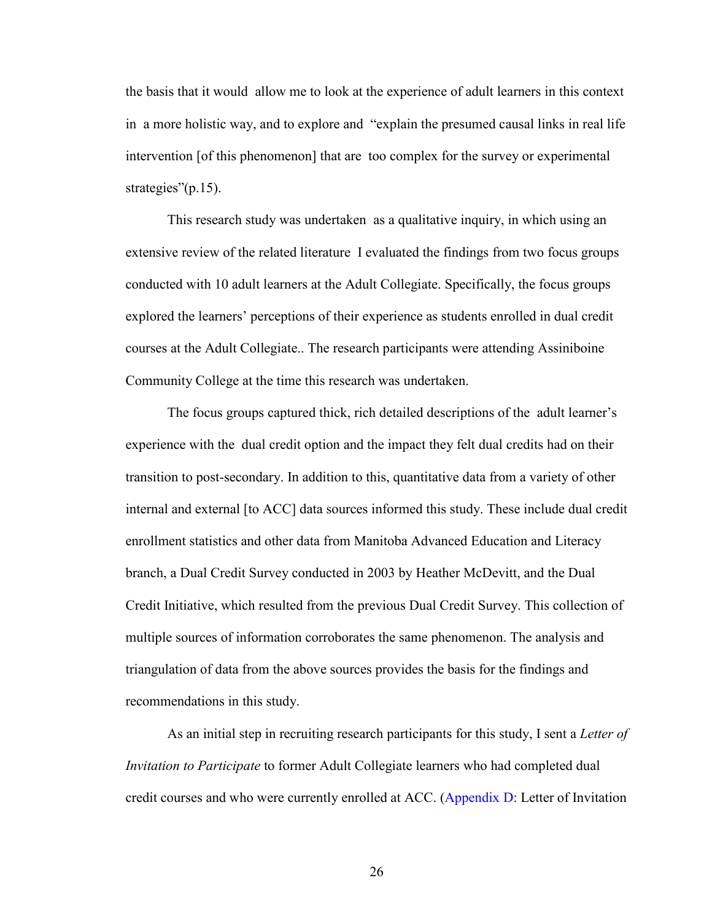the basis that it would allow me to look at the experience of adult learners in this context in a more holistic way, and to explore and "explain the presumed causal links in real life intervention [of this phenomenon] that are too complex for the survey or experimental strategies"(p.15).

This research study was undertaken as a qualitative inquiry, in which using an extensive review of the related literature I evaluated the findings from two focus groups conducted with 10 adult learners at the Adult Collegiate. Specifically, the focus groups explored the learners' perceptions of their experience as students enrolled in dual credit courses at the Adult Collegiate.. The research participants were attending Assiniboine Community College at the time this research was undertaken.

The focus groups captured thick, rich detailed descriptions of the adult learner's experience with the dual credit option and the impact they felt dual credits had on their transition to post-secondary. In addition to this, quantitative data from a variety of other internal and external [to ACC] data sources informed this study. These include dual credit enrollment statistics and other data from Manitoba Advanced Education and Literacy branch, a Dual Credit Survey conducted in 2003 by Heather McDevitt, and the Dual Credit Initiative, which resulted from the previous Dual Credit Survey. This collection of multiple sources of information corroborates the same phenomenon. The analysis and triangulation of data from the above sources provides the basis for the findings and recommendations in this study.

As an initial step in recruiting research participants for this study, I sent a *Letter of Invitation to Participate* to former Adult Collegiate learners who had completed dual credit courses and who were currently enrolled at ACC. (Appendix D: Letter of Invitation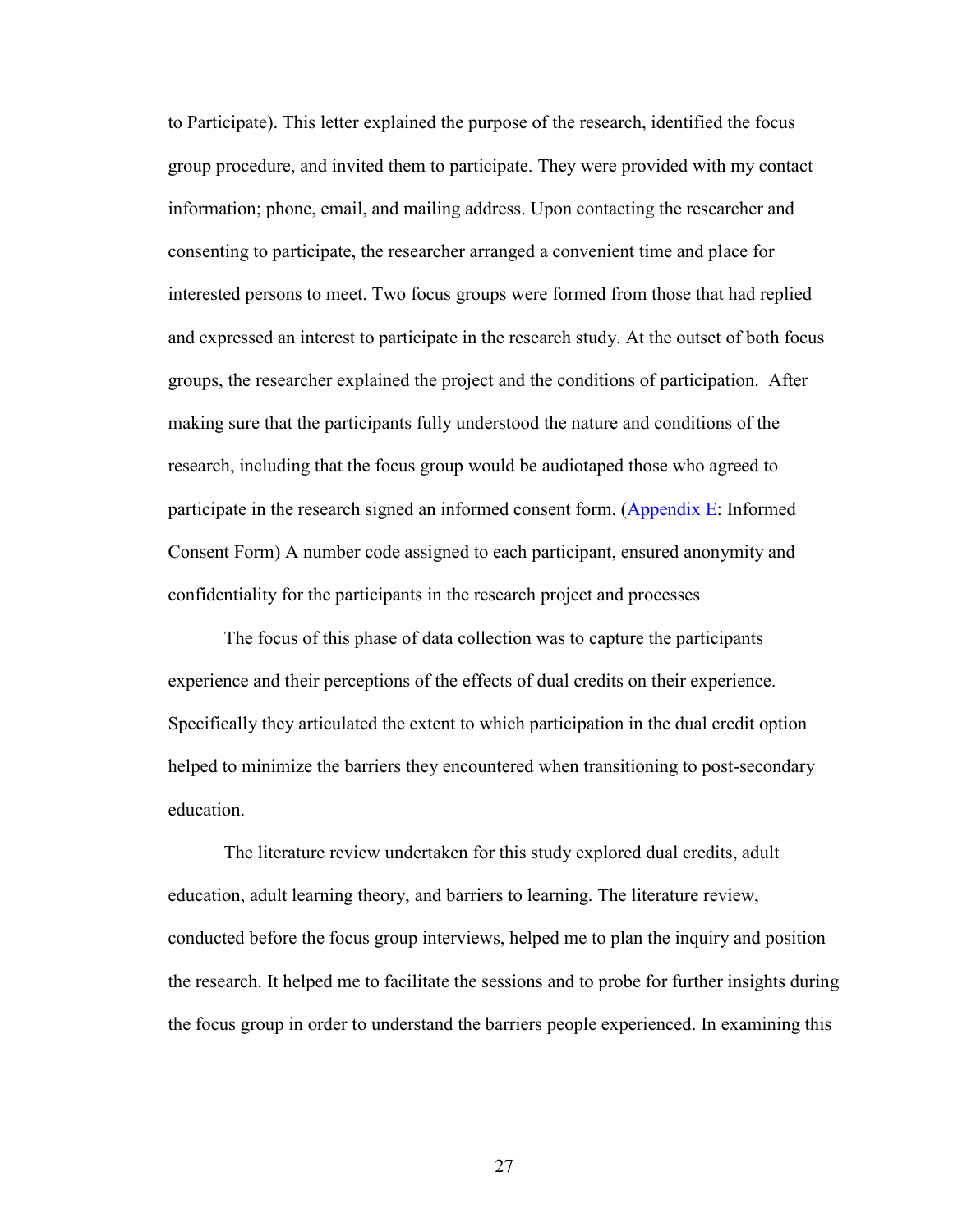to Participate). This letter explained the purpose of the research, identified the focus group procedure, and invited them to participate. They were provided with my contact information; phone, email, and mailing address. Upon contacting the researcher and consenting to participate, the researcher arranged a convenient time and place for interested persons to meet. Two focus groups were formed from those that had replied and expressed an interest to participate in the research study. At the outset of both focus groups, the researcher explained the project and the conditions of participation. After making sure that the participants fully understood the nature and conditions of the research, including that the focus group would be audiotaped those who agreed to participate in the research signed an informed consent form. (Appendix E: Informed Consent Form) A number code assigned to each participant, ensured anonymity and confidentiality for the participants in the research project and processes

The focus of this phase of data collection was to capture the participants experience and their perceptions of the effects of dual credits on their experience. Specifically they articulated the extent to which participation in the dual credit option helped to minimize the barriers they encountered when transitioning to post-secondary education.

The literature review undertaken for this study explored dual credits, adult education, adult learning theory, and barriers to learning. The literature review, conducted before the focus group interviews, helped me to plan the inquiry and position the research. It helped me to facilitate the sessions and to probe for further insights during the focus group in order to understand the barriers people experienced. In examining this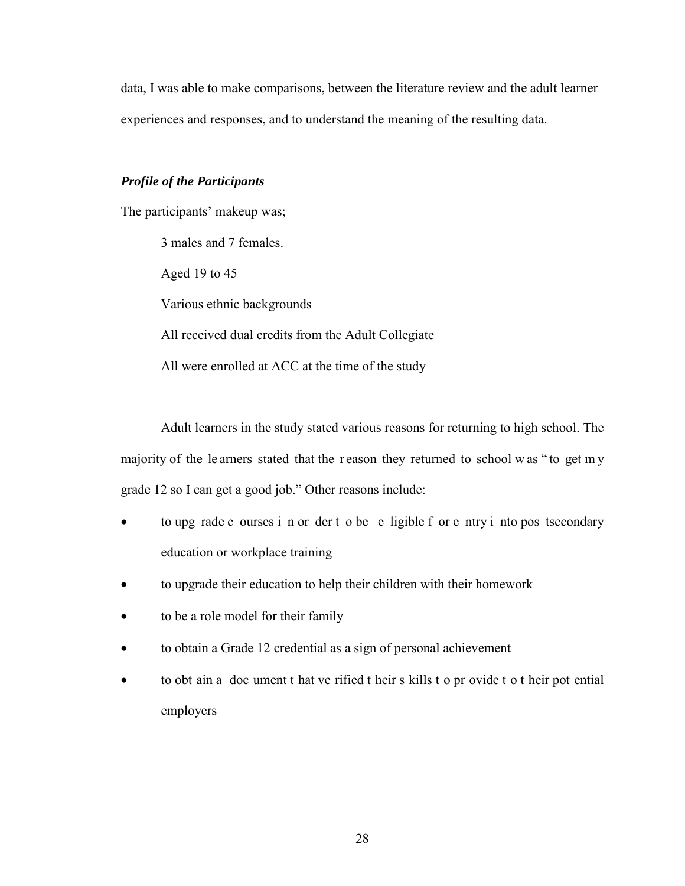data, I was able to make comparisons, between the literature review and the adult learner experiences and responses, and to understand the meaning of the resulting data.

### *Profile of the Participants*

The participants' makeup was;

3 males and 7 females.

Aged 19 to 45

Various ethnic backgrounds

All received dual credits from the Adult Collegiate

All were enrolled at ACC at the time of the study

Adult learners in the study stated various reasons for returning to high school. The majority of the learners stated that the reason they returned to school was "to get my grade 12 so I can get a good job." Other reasons include:

- to upgrade courses in order to be eligible for entry into postsecondary education or workplace training
- to upgrade their education to help their children with their homework
- to be a role model for their family
- to obtain a Grade 12 credential as a sign of personal achievement
- to obtain a document that verified their skills to provide to their potential employers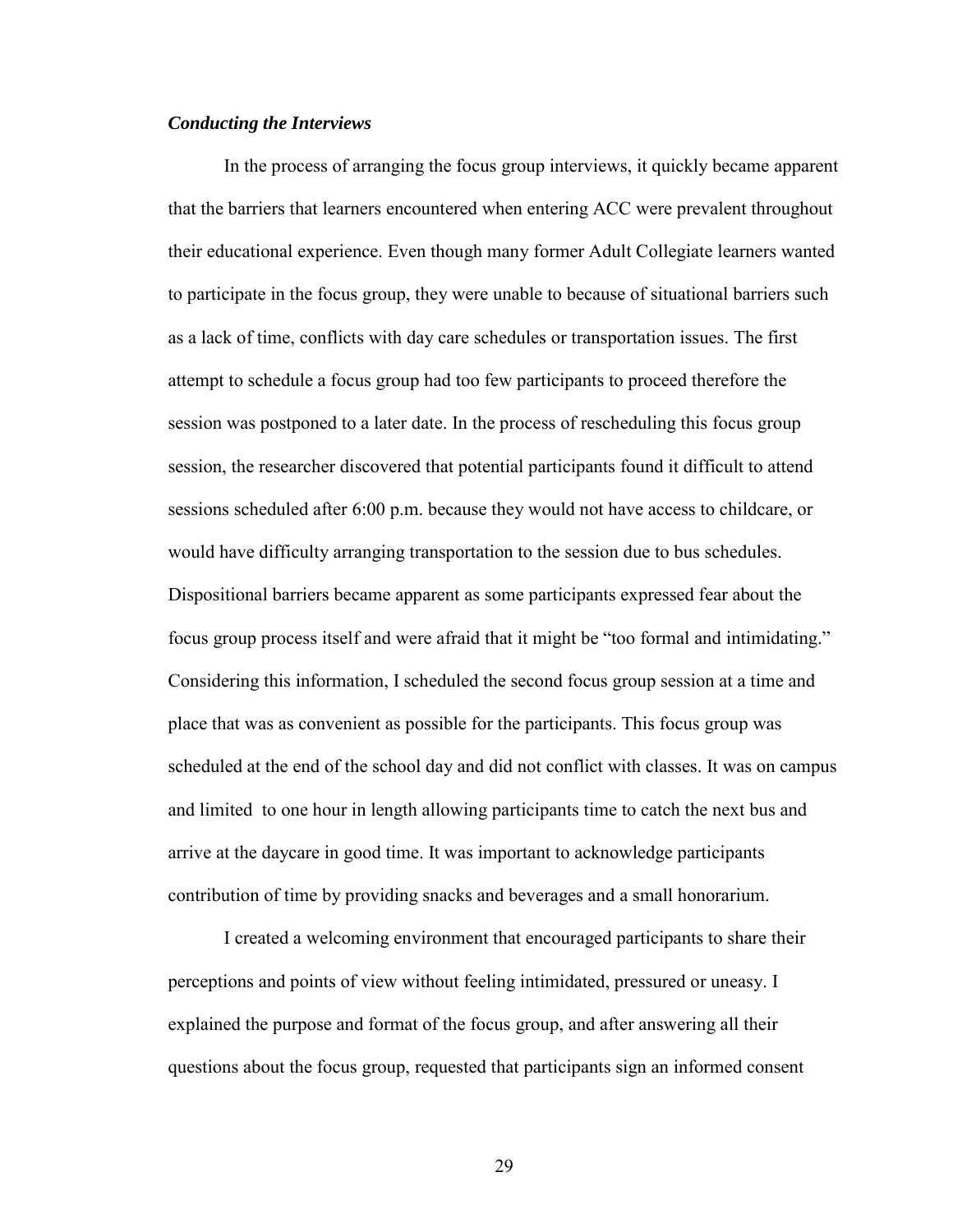### *Conducting the Interviews*

In the process of arranging the focus group interviews, it quickly became apparent that the barriers that learners encountered when entering ACC were prevalent throughout their educational experience. Even though many former Adult Collegiate learners wanted to participate in the focus group, they were unable to because of situational barriers such as a lack of time, conflicts with day care schedules or transportation issues. The first attempt to schedule a focus group had too few participants to proceed therefore the session was postponed to a later date. In the process of rescheduling this focus group session, the researcher discovered that potential participants found it difficult to attend sessions scheduled after 6:00 p.m. because they would not have access to childcare, or would have difficulty arranging transportation to the session due to bus schedules. Dispositional barriers became apparent as some participants expressed fear about the focus group process itself and were afraid that it might be "too formal and intimidating." Considering this information, I scheduled the second focus group session at a time and place that was as convenient as possible for the participants. This focus group was scheduled at the end of the school day and did not conflict with classes. It was on campus and limited to one hour in length allowing participants time to catch the next bus and arrive at the daycare in good time. It was important to acknowledge participants contribution of time by providing snacks and beverages and a small honorarium.

I created a welcoming environment that encouraged participants to share their perceptions and points of view without feeling intimidated, pressured or uneasy. I explained the purpose and format of the focus group, and after answering all their questions about the focus group, requested that participants sign an informed consent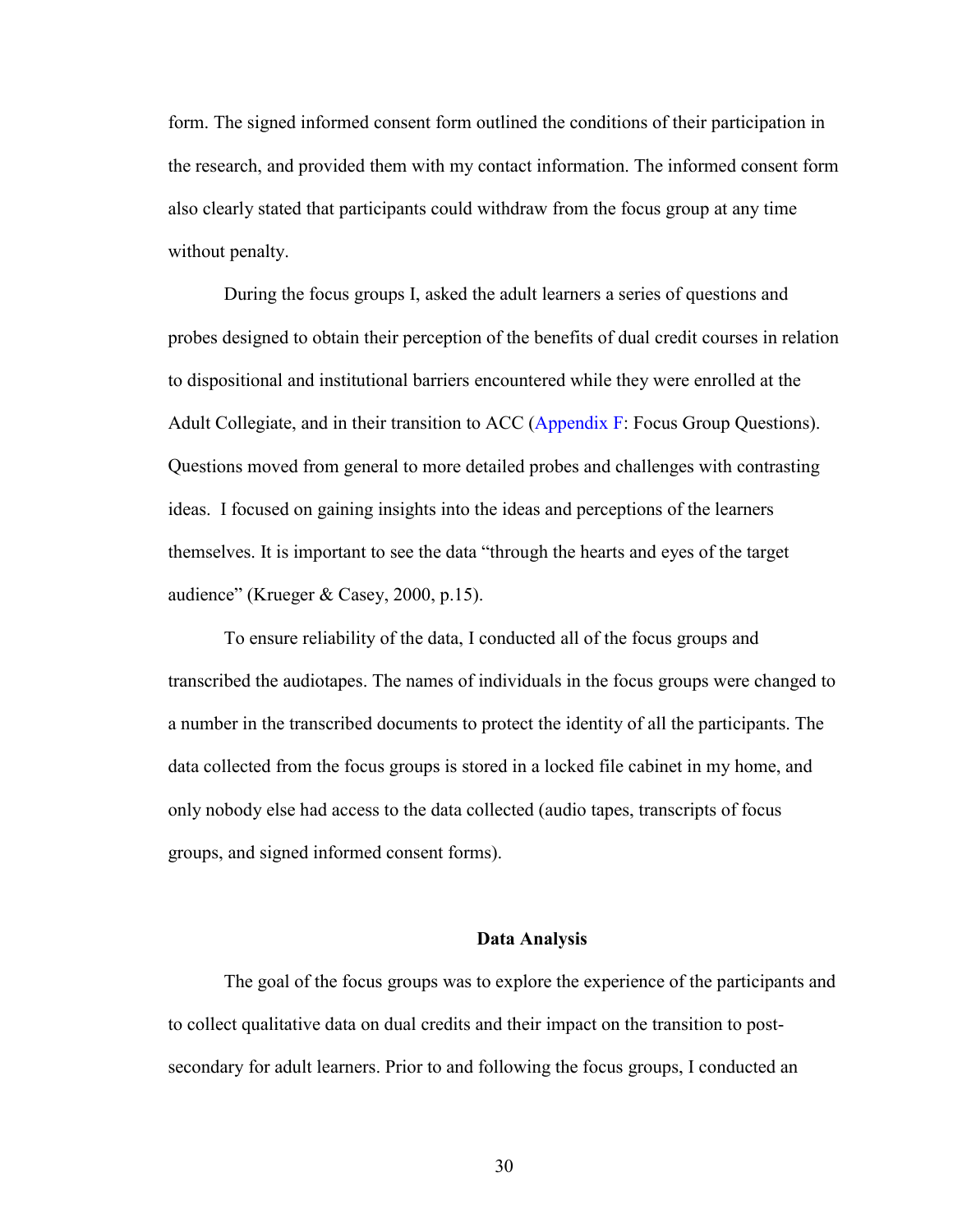form. The signed informed consent form outlined the conditions of their participation in the research, and provided them with my contact information. The informed consent form also clearly stated that participants could withdraw from the focus group at any time without penalty.

During the focus groups I, asked the adult learners a series of questions and probes designed to obtain their perception of the benefits of dual credit courses in relation to dispositional and institutional barriers encountered while they were enrolled at the Adult Collegiate, and in their transition to ACC (Appendix F: Focus Group Questions). Questions moved from general to more detailed probes and challenges with contrasting ideas. I focused on gaining insights into the ideas and perceptions of the learners themselves. It is important to see the data "through the hearts and eyes of the target audience" (Krueger & Casey, 2000, p.15).

To ensure reliability of the data, I conducted all of the focus groups and transcribed the audiotapes. The names of individuals in the focus groups were changed to a number in the transcribed documents to protect the identity of all the participants. The data collected from the focus groups is stored in a locked file cabinet in my home, and only nobody else had access to the data collected (audio tapes, transcripts of focus groups, and signed informed consent forms).

## Data Analysis

The goal of the focus groups was to explore the experience of the participants and to collect qualitative data on dual credits and their impact on the transition to post-secondary for adult learners. Prior to and following the focus groups, I conducted an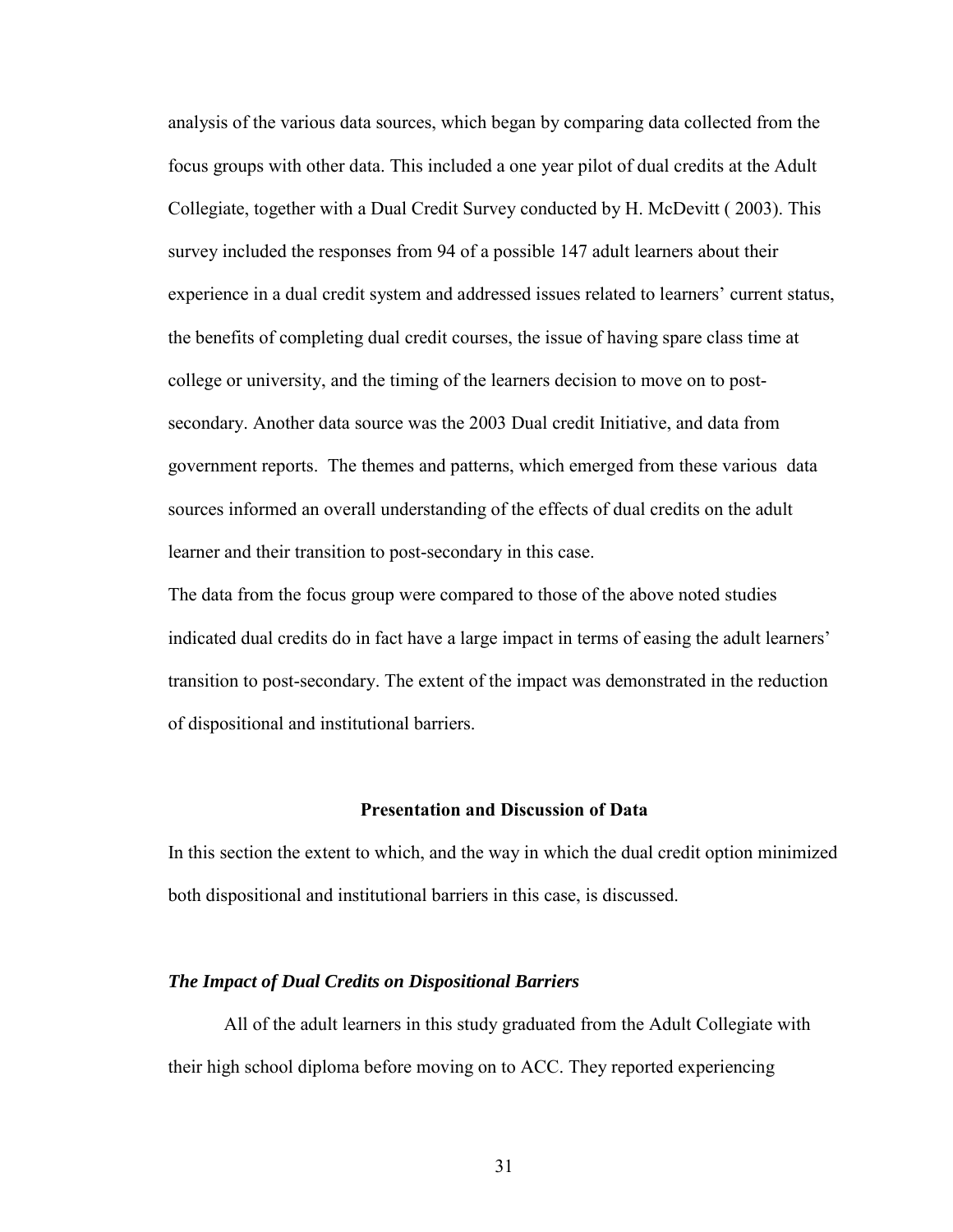analysis of the various data sources, which began by comparing data collected from the focus groups with other data. This included a one year pilot of dual credits at the Adult Collegiate, together with a Dual Credit Survey conducted by H. McDevitt ( 2003). This survey included the responses from 94 of a possible 147 adult learners about their experience in a dual credit system and addressed issues related to learners' current status, the benefits of completing dual credit courses, the issue of having spare class time at college or university, and the timing of the learners decision to move on to post-secondary. Another data source was the 2003 Dual credit Initiative, and data from government reports. The themes and patterns, which emerged from these various data sources informed an overall understanding of the effects of dual credits on the adult learner and their transition to post-secondary in this case.

The data from the focus group were compared to those of the above noted studies indicated dual credits do in fact have a large impact in terms of easing the adult learners' transition to post-secondary. The extent of the impact was demonstrated in the reduction of dispositional and institutional barriers.

## Presentation and Discussion of Data

In this section the extent to which, and the way in which the dual credit option minimized both dispositional and institutional barriers in this case, is discussed.

### *The Impact of Dual Credits on Dispositional Barriers*

All of the adult learners in this study graduated from the Adult Collegiate with their high school diploma before moving on to ACC. They reported experiencing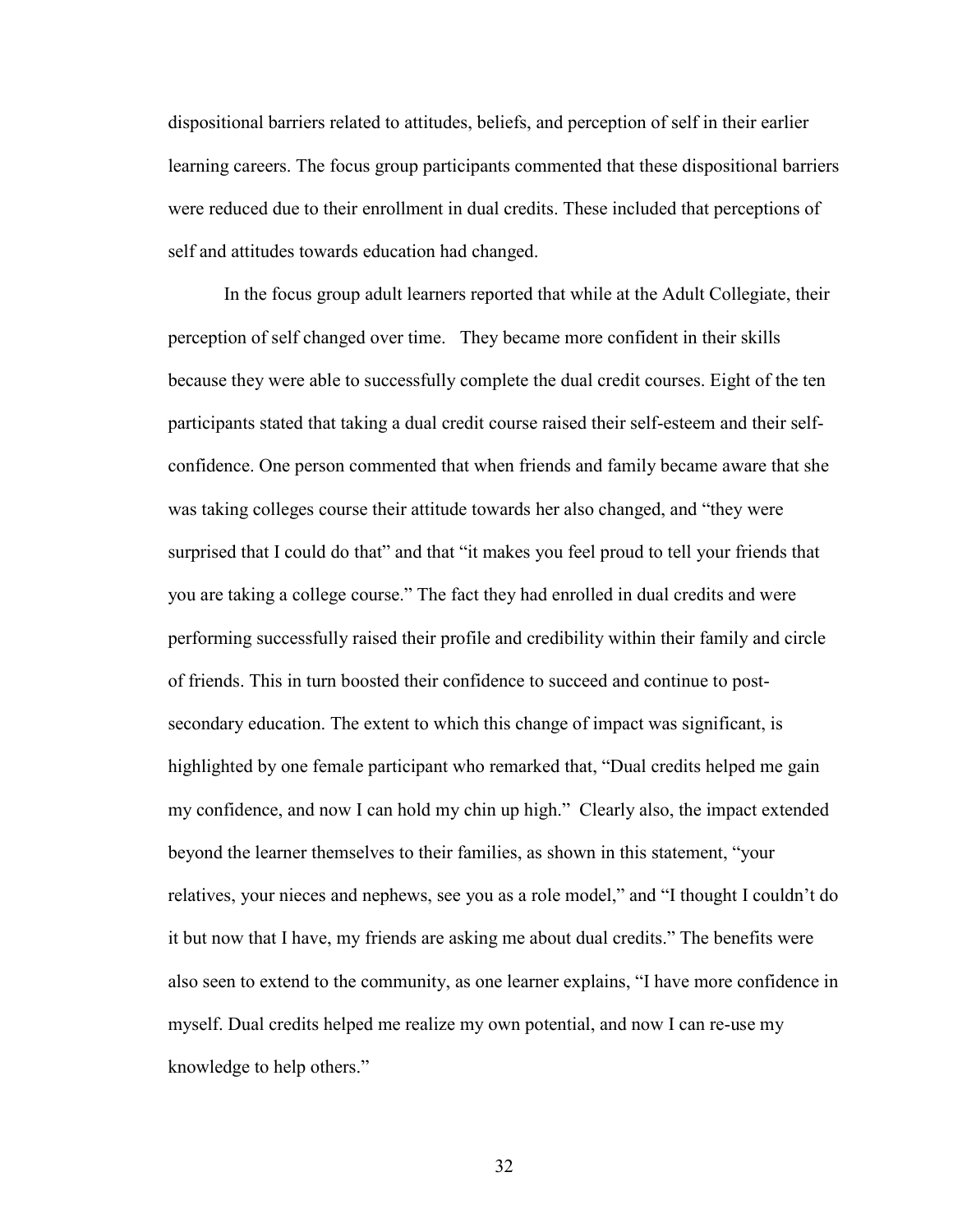dispositional barriers related to attitudes, beliefs, and perception of self in their earlier learning careers. The focus group participants commented that these dispositional barriers were reduced due to their enrollment in dual credits. These included that perceptions of self and attitudes towards education had changed.

In the focus group adult learners reported that while at the Adult Collegiate, their perception of self changed over time. They became more confident in their skills because they were able to successfully complete the dual credit courses. Eight of the ten participants stated that taking a dual credit course raised their self-esteem and their self-confidence. One person commented that when friends and family became aware that she was taking colleges course their attitude towards her also changed, and "they were surprised that I could do that" and that "it makes you feel proud to tell your friends that you are taking a college course." The fact they had enrolled in dual credits and were performing successfully raised their profile and credibility within their family and circle of friends. This in turn boosted their confidence to succeed and continue to post-secondary education. The extent to which this change of impact was significant, is highlighted by one female participant who remarked that, "Dual credits helped me gain my confidence, and now I can hold my chin up high." Clearly also, the impact extended beyond the learner themselves to their families, as shown in this statement, "your relatives, your nieces and nephews, see you as a role model," and "I thought I couldn't do it but now that I have, my friends are asking me about dual credits." The benefits were also seen to extend to the community, as one learner explains, "I have more confidence in myself. Dual credits helped me realize my own potential, and now I can re-use my knowledge to help others."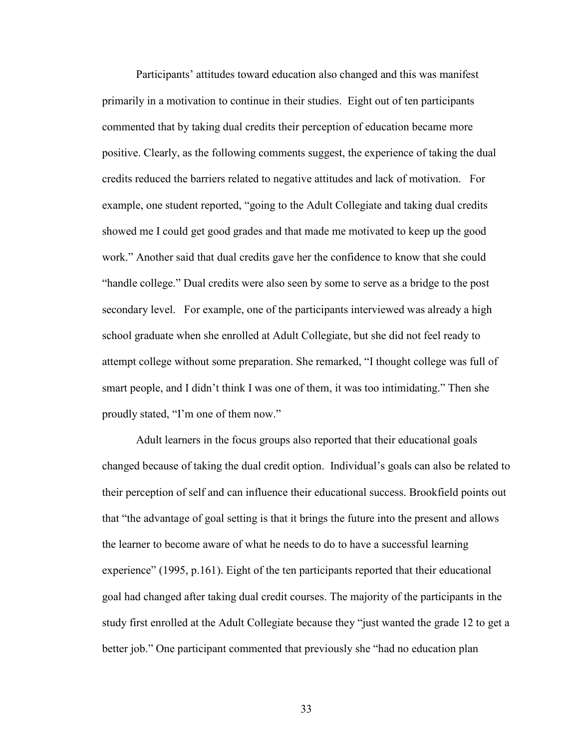Participants' attitudes toward education also changed and this was manifest primarily in a motivation to continue in their studies. Eight out of ten participants commented that by taking dual credits their perception of education became more positive. Clearly, as the following comments suggest, the experience of taking the dual credits reduced the barriers related to negative attitudes and lack of motivation. For example, one student reported, "going to the Adult Collegiate and taking dual credits showed me I could get good grades and that made me motivated to keep up the good work." Another said that dual credits gave her the confidence to know that she could "handle college." Dual credits were also seen by some to serve as a bridge to the post secondary level. For example, one of the participants interviewed was already a high school graduate when she enrolled at Adult Collegiate, but she did not feel ready to attempt college without some preparation. She remarked, "I thought college was full of smart people, and I didn't think I was one of them, it was too intimidating." Then she proudly stated, "I'm one of them now."

Adult learners in the focus groups also reported that their educational goals changed because of taking the dual credit option. Individual's goals can also be related to their perception of self and can influence their educational success. Brookfield points out that "the advantage of goal setting is that it brings the future into the present and allows the learner to become aware of what he needs to do to have a successful learning experience" (1995, p.161). Eight of the ten participants reported that their educational goal had changed after taking dual credit courses. The majority of the participants in the study first enrolled at the Adult Collegiate because they "just wanted the grade 12 to get a better job." One participant commented that previously she "had no education plan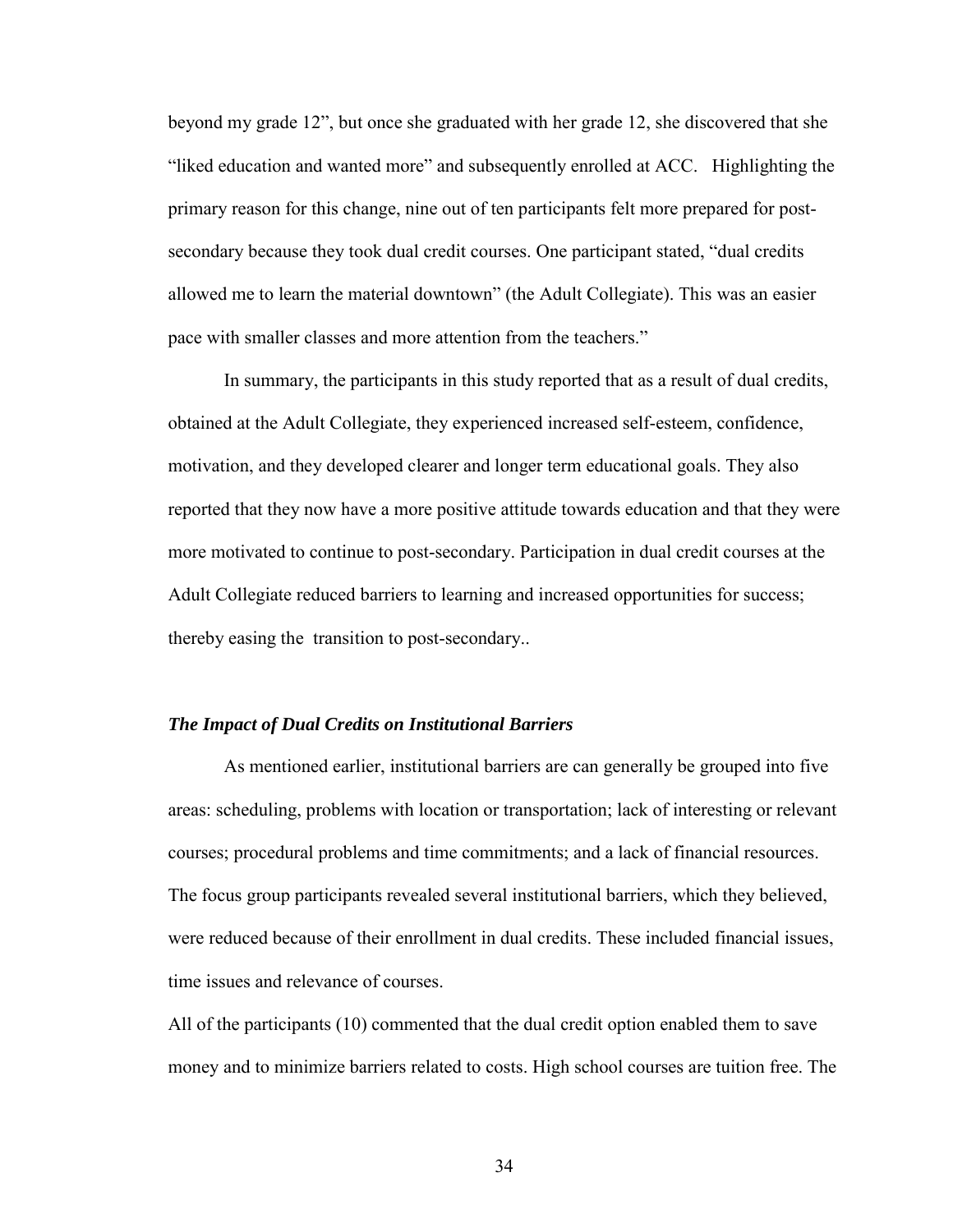beyond my grade 12", but once she graduated with her grade 12, she discovered that she "liked education and wanted more" and subsequently enrolled at ACC. Highlighting the primary reason for this change, nine out of ten participants felt more prepared for post-secondary because they took dual credit courses. One participant stated, "dual credits allowed me to learn the material downtown" (the Adult Collegiate). This was an easier pace with smaller classes and more attention from the teachers."

In summary, the participants in this study reported that as a result of dual credits, obtained at the Adult Collegiate, they experienced increased self-esteem, confidence, motivation, and they developed clearer and longer term educational goals. They also reported that they now have a more positive attitude towards education and that they were more motivated to continue to post-secondary. Participation in dual credit courses at the Adult Collegiate reduced barriers to learning and increased opportunities for success; thereby easing the transition to post-secondary..

### *The Impact of Dual Credits on Institutional Barriers*

As mentioned earlier, institutional barriers are can generally be grouped into five areas: scheduling, problems with location or transportation; lack of interesting or relevant courses; procedural problems and time commitments; and a lack of financial resources. The focus group participants revealed several institutional barriers, which they believed, were reduced because of their enrollment in dual credits. These included financial issues, time issues and relevance of courses.

All of the participants (10) commented that the dual credit option enabled them to save money and to minimize barriers related to costs. High school courses are tuition free. The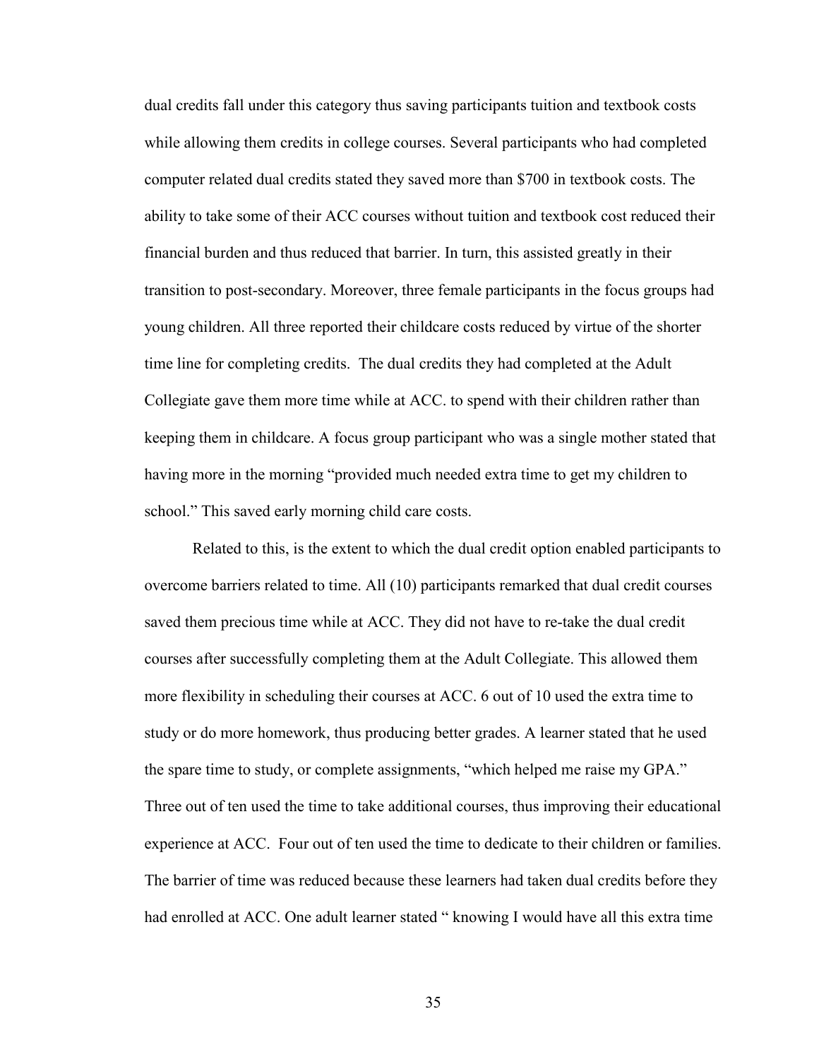dual credits fall under this category thus saving participants tuition and textbook costs while allowing them credits in college courses. Several participants who had completed computer related dual credits stated they saved more than $700 in textbook costs. The ability to take some of their ACC courses without tuition and textbook cost reduced their financial burden and thus reduced that barrier. In turn, this assisted greatly in their transition to post-secondary. Moreover, three female participants in the focus groups had young children. All three reported their childcare costs reduced by virtue of the shorter time line for completing credits.  The dual credits they had completed at the Adult Collegiate gave them more time while at ACC. to spend with their children rather than keeping them in childcare. A focus group participant who was a single mother stated that having more in the morning "provided much needed extra time to get my children to school." This saved early morning child care costs.

Related to this, is the extent to which the dual credit option enabled participants to overcome barriers related to time. All (10) participants remarked that dual credit courses saved them precious time while at ACC. They did not have to re-take the dual credit courses after successfully completing them at the Adult Collegiate. This allowed them more flexibility in scheduling their courses at ACC. 6 out of 10 used the extra time to study or do more homework, thus producing better grades. A learner stated that he used the spare time to study, or complete assignments, "which helped me raise my GPA." Three out of ten used the time to take additional courses, thus improving their educational experience at ACC.  Four out of ten used the time to dedicate to their children or families. The barrier of time was reduced because these learners had taken dual credits before they had enrolled at ACC. One adult learner stated " knowing I would have all this extra time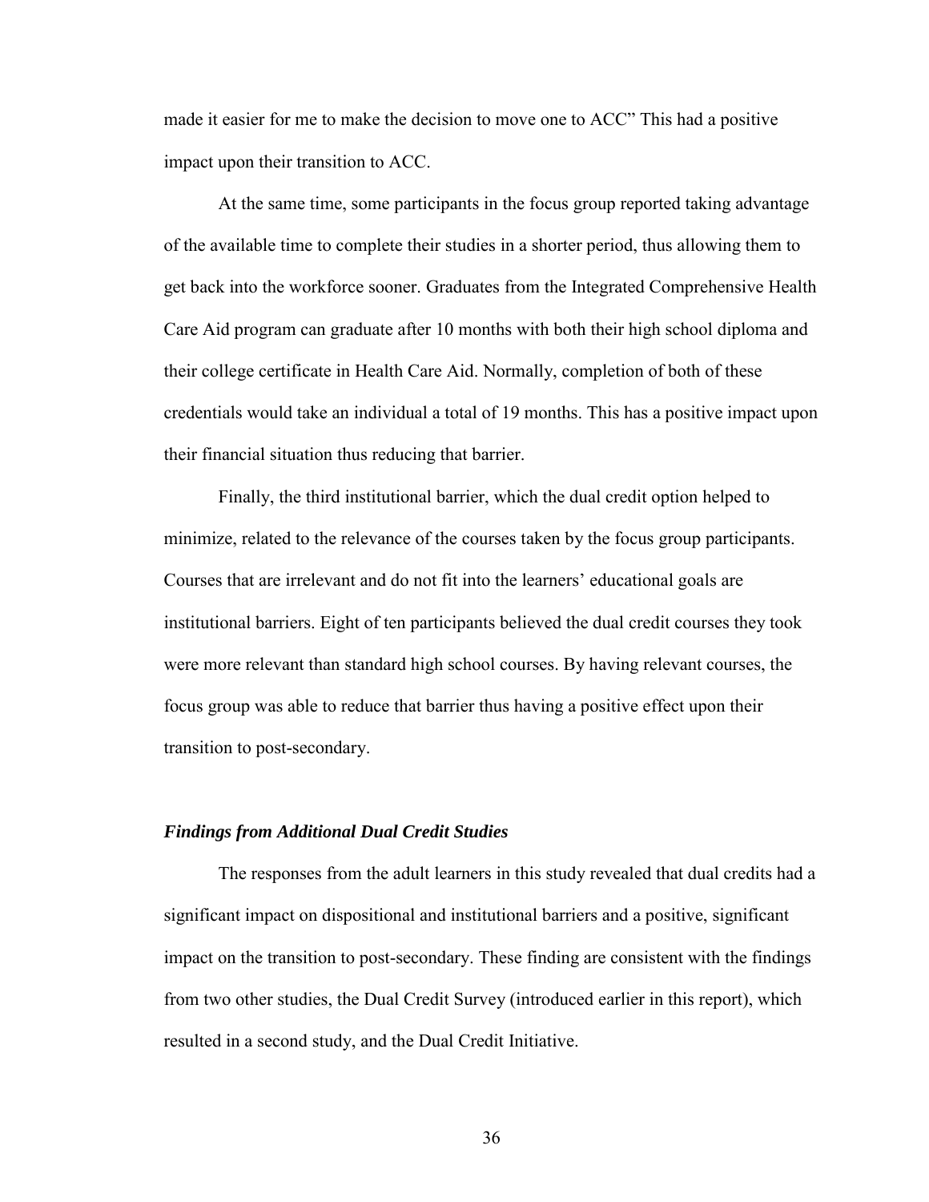made it easier for me to make the decision to move one to ACC" This had a positive impact upon their transition to ACC.

At the same time, some participants in the focus group reported taking advantage of the available time to complete their studies in a shorter period, thus allowing them to get back into the workforce sooner. Graduates from the Integrated Comprehensive Health Care Aid program can graduate after 10 months with both their high school diploma and their college certificate in Health Care Aid. Normally, completion of both of these credentials would take an individual a total of 19 months. This has a positive impact upon their financial situation thus reducing that barrier.

Finally, the third institutional barrier, which the dual credit option helped to minimize, related to the relevance of the courses taken by the focus group participants. Courses that are irrelevant and do not fit into the learners' educational goals are institutional barriers. Eight of ten participants believed the dual credit courses they took were more relevant than standard high school courses. By having relevant courses, the focus group was able to reduce that barrier thus having a positive effect upon their transition to post-secondary.

### *Findings from Additional Dual Credit Studies*

The responses from the adult learners in this study revealed that dual credits had a significant impact on dispositional and institutional barriers and a positive, significant impact on the transition to post-secondary. These finding are consistent with the findings from two other studies, the Dual Credit Survey (introduced earlier in this report), which resulted in a second study, and the Dual Credit Initiative.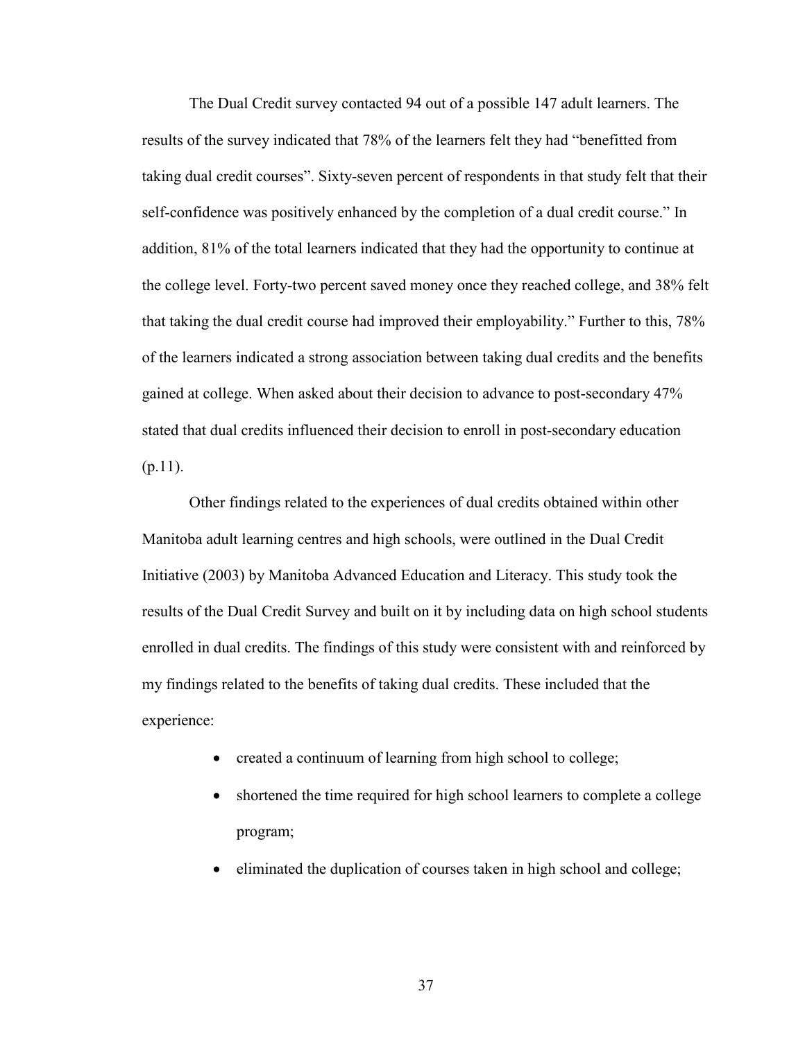The Dual Credit survey contacted 94 out of a possible 147 adult learners. The results of the survey indicated that 78% of the learners felt they had "benefitted from taking dual credit courses". Sixty-seven percent of respondents in that study felt that their self-confidence was positively enhanced by the completion of a dual credit course." In addition, 81% of the total learners indicated that they had the opportunity to continue at the college level. Forty-two percent saved money once they reached college, and 38% felt that taking the dual credit course had improved their employability." Further to this, 78% of the learners indicated a strong association between taking dual credits and the benefits gained at college. When asked about their decision to advance to post-secondary 47% stated that dual credits influenced their decision to enroll in post-secondary education (p.11).

Other findings related to the experiences of dual credits obtained within other Manitoba adult learning centres and high schools, were outlined in the Dual Credit Initiative (2003) by Manitoba Advanced Education and Literacy. This study took the results of the Dual Credit Survey and built on it by including data on high school students enrolled in dual credits. The findings of this study were consistent with and reinforced by my findings related to the benefits of taking dual credits. These included that the experience:

- created a continuum of learning from high school to college;
- shortened the time required for high school learners to complete a college program;
- eliminated the duplication of courses taken in high school and college;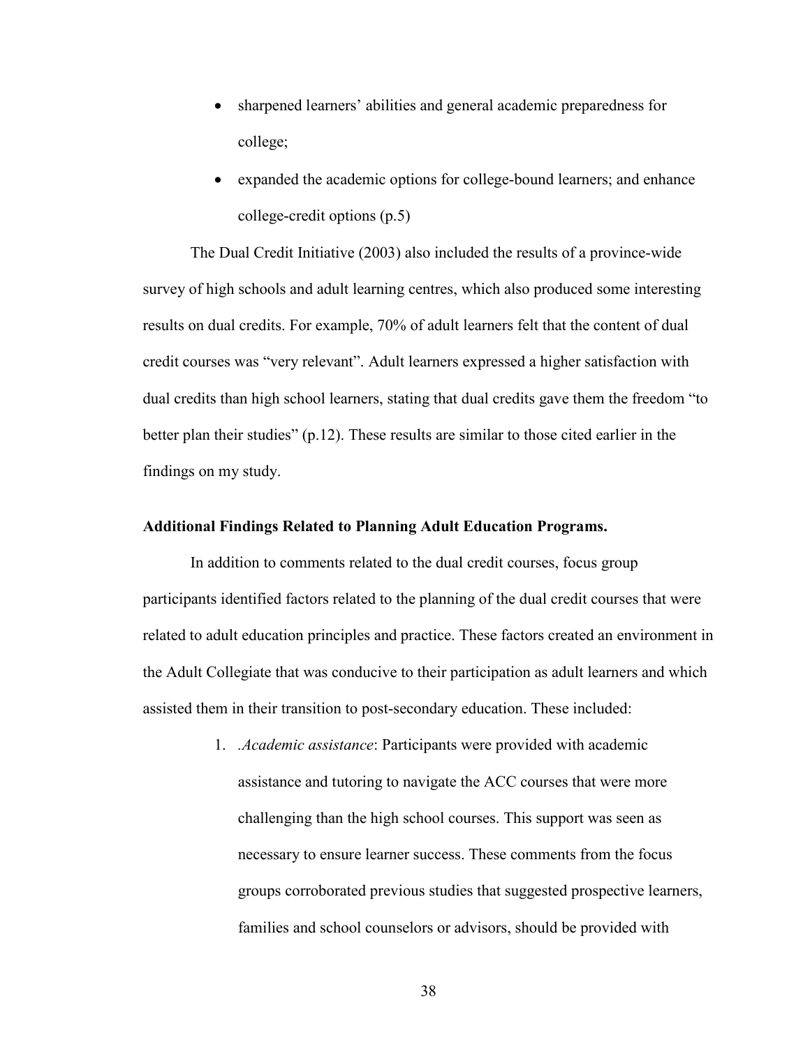- sharpened learners' abilities and general academic preparedness for college;
- expanded the academic options for college-bound learners; and enhance college-credit options (p.5)

The Dual Credit Initiative (2003) also included the results of a province-wide survey of high schools and adult learning centres, which also produced some interesting results on dual credits. For example, 70% of adult learners felt that the content of dual credit courses was "very relevant". Adult learners expressed a higher satisfaction with dual credits than high school learners, stating that dual credits gave them the freedom "to better plan their studies" (p.12). These results are similar to those cited earlier in the findings on my study.

**Additional Findings Related to Planning Adult Education Programs.**

In addition to comments related to the dual credit courses, focus group participants identified factors related to the planning of the dual credit courses that were related to adult education principles and practice. These factors created an environment in the Adult Collegiate that was conducive to their participation as adult learners and which assisted them in their transition to post-secondary education. These included:

1. .*Academic assistance*: Participants were provided with academic assistance and tutoring to navigate the ACC courses that were more challenging than the high school courses. This support was seen as necessary to ensure learner success. These comments from the focus groups corroborated previous studies that suggested prospective learners, families and school counselors or advisors, should be provided with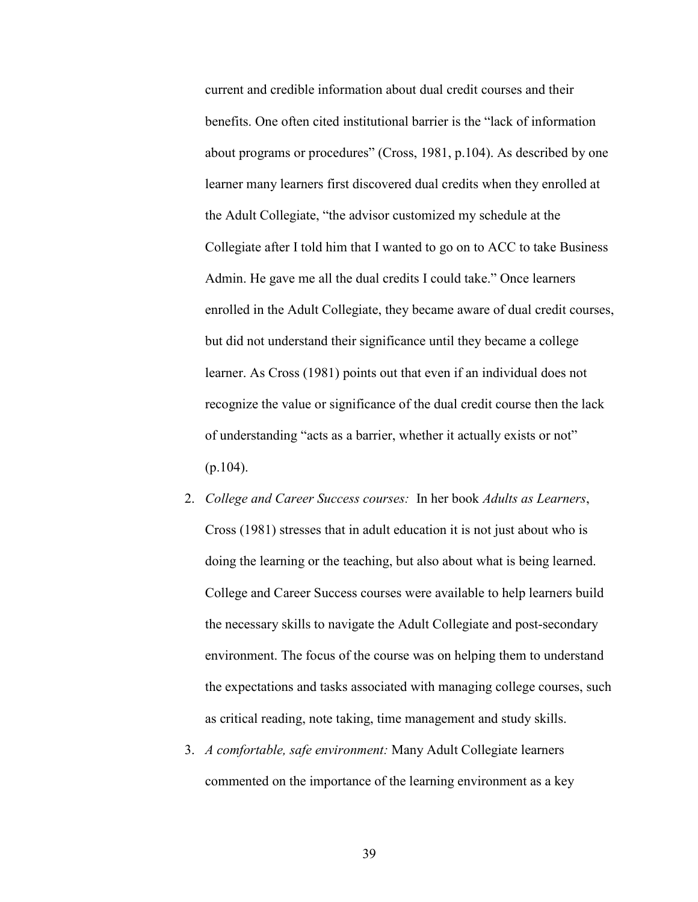current and credible information about dual credit courses and their benefits. One often cited institutional barrier is the "lack of information about programs or procedures" (Cross, 1981, p.104). As described by one learner many learners first discovered dual credits when they enrolled at the Adult Collegiate, "the advisor customized my schedule at the Collegiate after I told him that I wanted to go on to ACC to take Business Admin. He gave me all the dual credits I could take." Once learners enrolled in the Adult Collegiate, they became aware of dual credit courses, but did not understand their significance until they became a college learner. As Cross (1981) points out that even if an individual does not recognize the value or significance of the dual credit course then the lack of understanding "acts as a barrier, whether it actually exists or not" (p.104).

2. *College and Career Success courses:* In her book *Adults as Learners*, Cross (1981) stresses that in adult education it is not just about who is doing the learning or the teaching, but also about what is being learned. College and Career Success courses were available to help learners build the necessary skills to navigate the Adult Collegiate and post-secondary environment. The focus of the course was on helping them to understand the expectations and tasks associated with managing college courses, such as critical reading, note taking, time management and study skills.
3. *A comfortable, safe environment:* Many Adult Collegiate learners commented on the importance of the learning environment as a key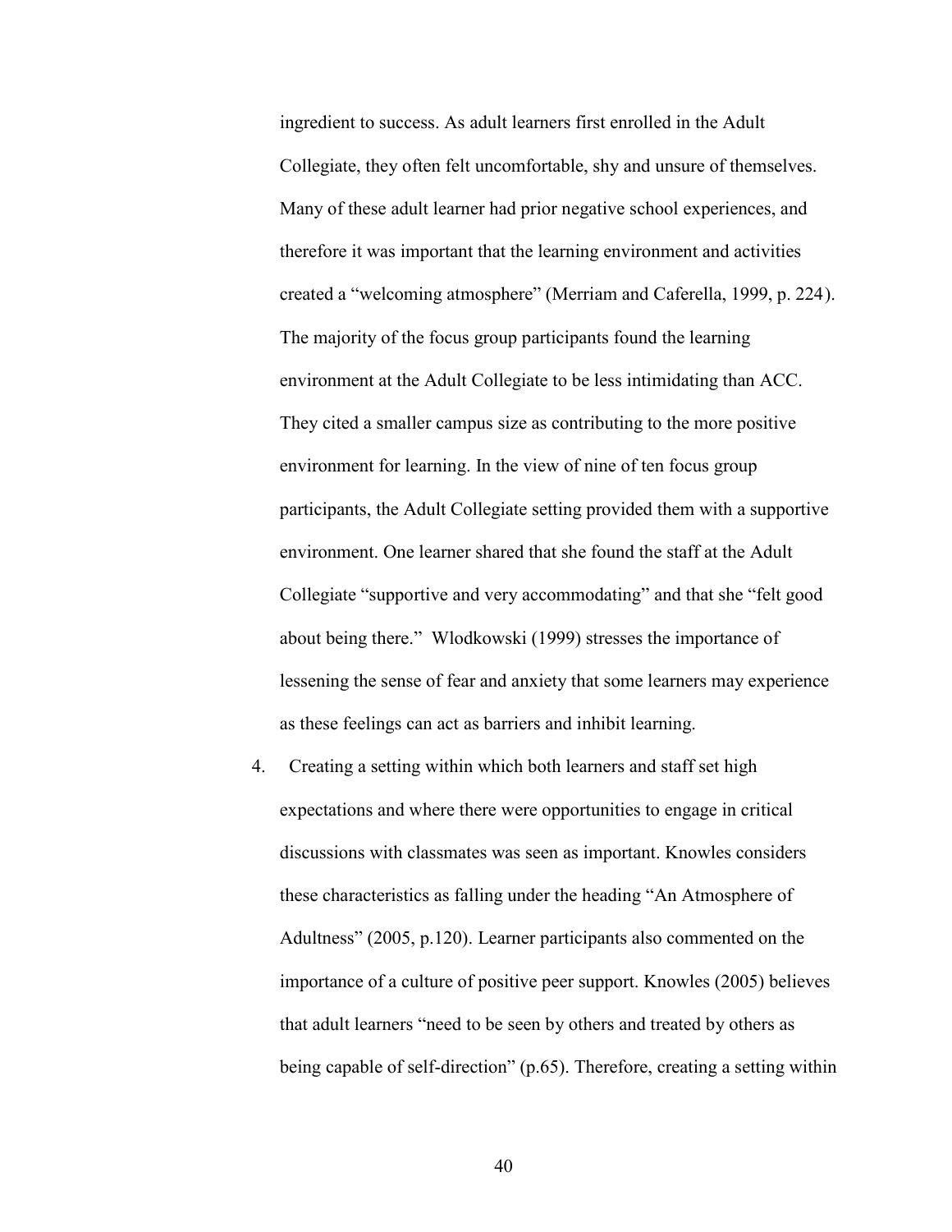ingredient to success. As adult learners first enrolled in the Adult Collegiate, they often felt uncomfortable, shy and unsure of themselves. Many of these adult learner had prior negative school experiences, and therefore it was important that the learning environment and activities created a "welcoming atmosphere" (Merriam and Caferella, 1999, p. 224). The majority of the focus group participants found the learning environment at the Adult Collegiate to be less intimidating than ACC. They cited a smaller campus size as contributing to the more positive environment for learning. In the view of nine of ten focus group participants, the Adult Collegiate setting provided them with a supportive environment. One learner shared that she found the staff at the Adult Collegiate "supportive and very accommodating" and that she "felt good about being there." Wlodkowski (1999) stresses the importance of lessening the sense of fear and anxiety that some learners may experience as these feelings can act as barriers and inhibit learning.

4. Creating a setting within which both learners and staff set high expectations and where there were opportunities to engage in critical discussions with classmates was seen as important. Knowles considers these characteristics as falling under the heading "An Atmosphere of Adultness" (2005, p.120). Learner participants also commented on the importance of a culture of positive peer support. Knowles (2005) believes that adult learners "need to be seen by others and treated by others as being capable of self-direction" (p.65). Therefore, creating a setting within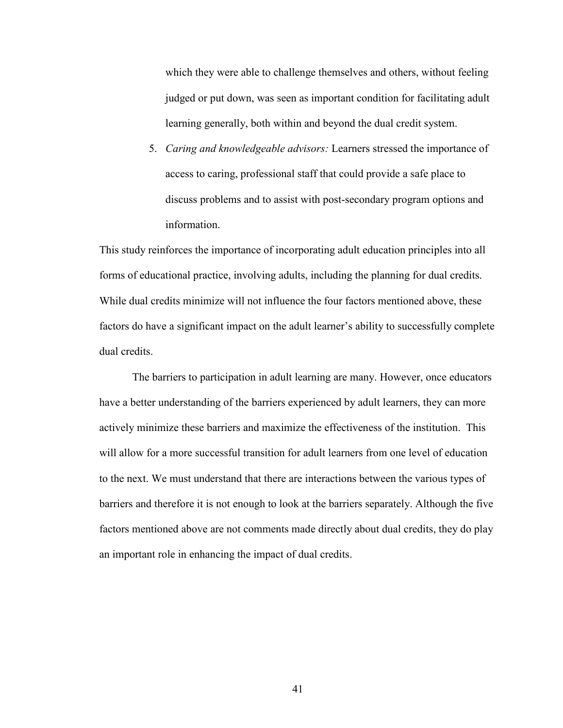which they were able to challenge themselves and others, without feeling judged or put down, was seen as important condition for facilitating adult learning generally, both within and beyond the dual credit system.

5. *Caring and knowledgeable advisors:* Learners stressed the importance of access to caring, professional staff that could provide a safe place to discuss problems and to assist with post-secondary program options and information.

This study reinforces the importance of incorporating adult education principles into all forms of educational practice, involving adults, including the planning for dual credits. While dual credits minimize will not influence the four factors mentioned above, these factors do have a significant impact on the adult learner's ability to successfully complete dual credits.

The barriers to participation in adult learning are many. However, once educators have a better understanding of the barriers experienced by adult learners, they can more actively minimize these barriers and maximize the effectiveness of the institution. This will allow for a more successful transition for adult learners from one level of education to the next. We must understand that there are interactions between the various types of barriers and therefore it is not enough to look at the barriers separately. Although the five factors mentioned above are not comments made directly about dual credits, they do play an important role in enhancing the impact of dual credits.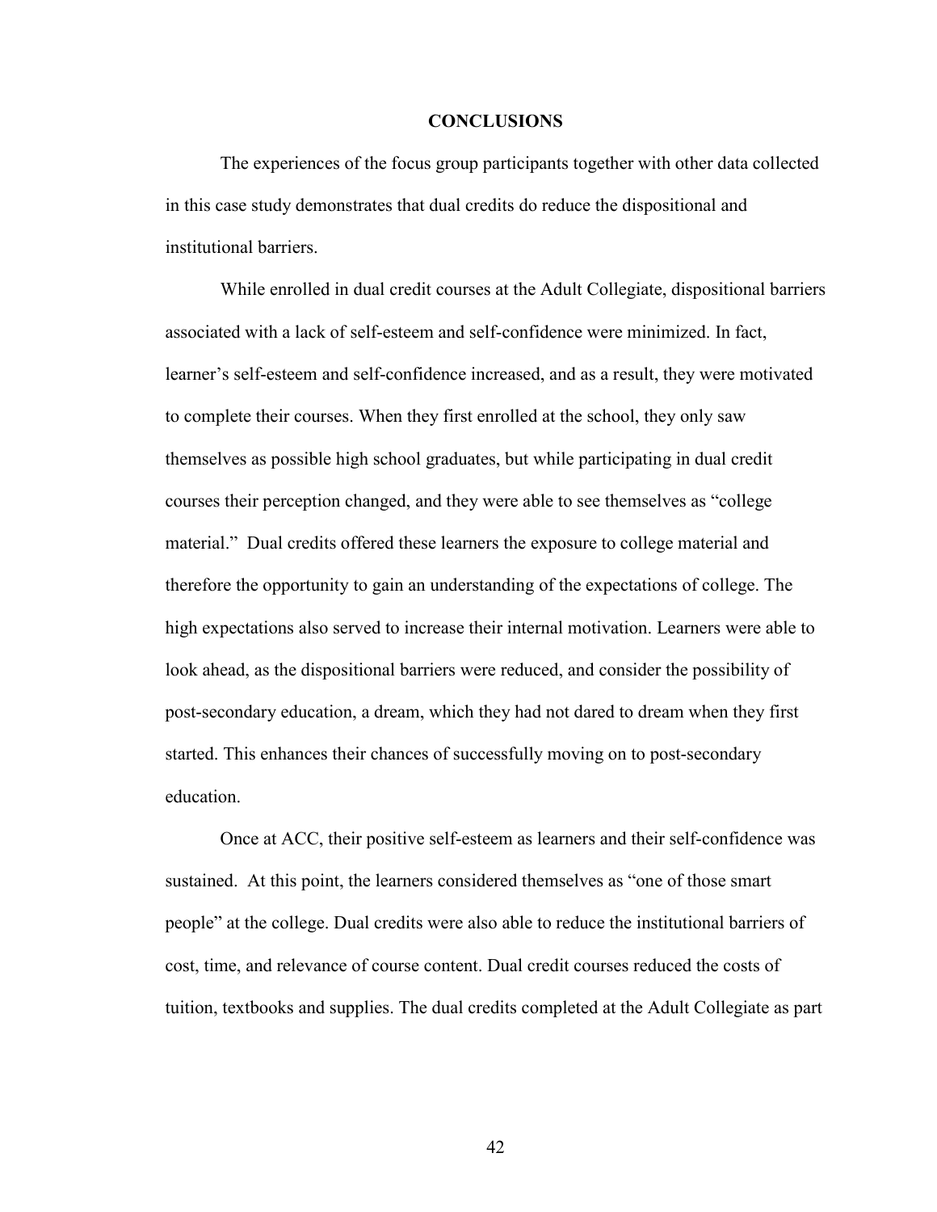## CONCLUSIONS

The experiences of the focus group participants together with other data collected in this case study demonstrates that dual credits do reduce the dispositional and institutional barriers.

While enrolled in dual credit courses at the Adult Collegiate, dispositional barriers associated with a lack of self-esteem and self-confidence were minimized. In fact, learner's self-esteem and self-confidence increased, and as a result, they were motivated to complete their courses. When they first enrolled at the school, they only saw themselves as possible high school graduates, but while participating in dual credit courses their perception changed, and they were able to see themselves as "college material." Dual credits offered these learners the exposure to college material and therefore the opportunity to gain an understanding of the expectations of college. The high expectations also served to increase their internal motivation. Learners were able to look ahead, as the dispositional barriers were reduced, and consider the possibility of post-secondary education, a dream, which they had not dared to dream when they first started. This enhances their chances of successfully moving on to post-secondary education.

Once at ACC, their positive self-esteem as learners and their self-confidence was sustained. At this point, the learners considered themselves as "one of those smart people" at the college. Dual credits were also able to reduce the institutional barriers of cost, time, and relevance of course content. Dual credit courses reduced the costs of tuition, textbooks and supplies. The dual credits completed at the Adult Collegiate as part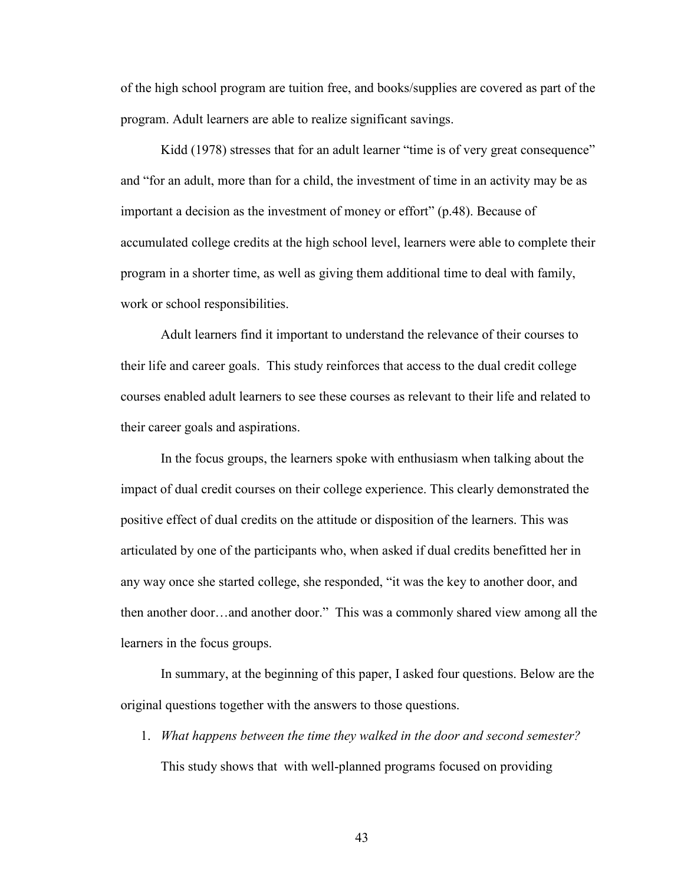of the high school program are tuition free, and books/supplies are covered as part of the program. Adult learners are able to realize significant savings.

Kidd (1978) stresses that for an adult learner "time is of very great consequence" and "for an adult, more than for a child, the investment of time in an activity may be as important a decision as the investment of money or effort" (p.48). Because of accumulated college credits at the high school level, learners were able to complete their program in a shorter time, as well as giving them additional time to deal with family, work or school responsibilities.

Adult learners find it important to understand the relevance of their courses to their life and career goals. This study reinforces that access to the dual credit college courses enabled adult learners to see these courses as relevant to their life and related to their career goals and aspirations.

In the focus groups, the learners spoke with enthusiasm when talking about the impact of dual credit courses on their college experience. This clearly demonstrated the positive effect of dual credits on the attitude or disposition of the learners. This was articulated by one of the participants who, when asked if dual credits benefitted her in any way once she started college, she responded, "it was the key to another door, and then another door…and another door." This was a commonly shared view among all the learners in the focus groups.

In summary, at the beginning of this paper, I asked four questions. Below are the original questions together with the answers to those questions.

1. *What happens between the time they walked in the door and second semester?*

   This study shows that with well-planned programs focused on providing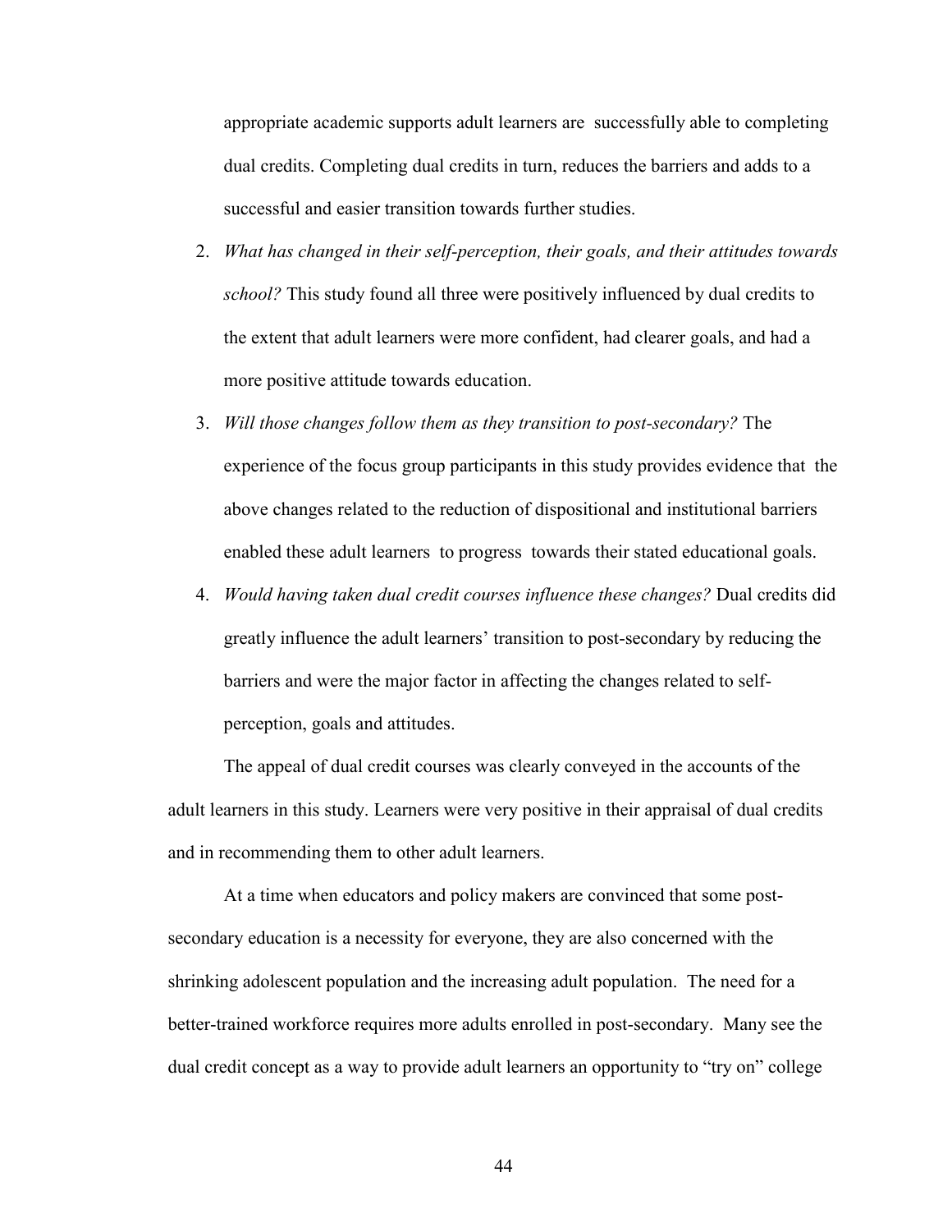appropriate academic supports adult learners are successfully able to completing dual credits. Completing dual credits in turn, reduces the barriers and adds to a successful and easier transition towards further studies.

2. *What has changed in their self-perception, their goals, and their attitudes towards school?* This study found all three were positively influenced by dual credits to the extent that adult learners were more confident, had clearer goals, and had a more positive attitude towards education.
3. *Will those changes follow them as they transition to post-secondary?* The experience of the focus group participants in this study provides evidence that the above changes related to the reduction of dispositional and institutional barriers enabled these adult learners to progress towards their stated educational goals.
4. *Would having taken dual credit courses influence these changes?* Dual credits did greatly influence the adult learners' transition to post-secondary by reducing the barriers and were the major factor in affecting the changes related to self-perception, goals and attitudes.

The appeal of dual credit courses was clearly conveyed in the accounts of the adult learners in this study. Learners were very positive in their appraisal of dual credits and in recommending them to other adult learners.

At a time when educators and policy makers are convinced that some post-secondary education is a necessity for everyone, they are also concerned with the shrinking adolescent population and the increasing adult population. The need for a better-trained workforce requires more adults enrolled in post-secondary. Many see the dual credit concept as a way to provide adult learners an opportunity to "try on" college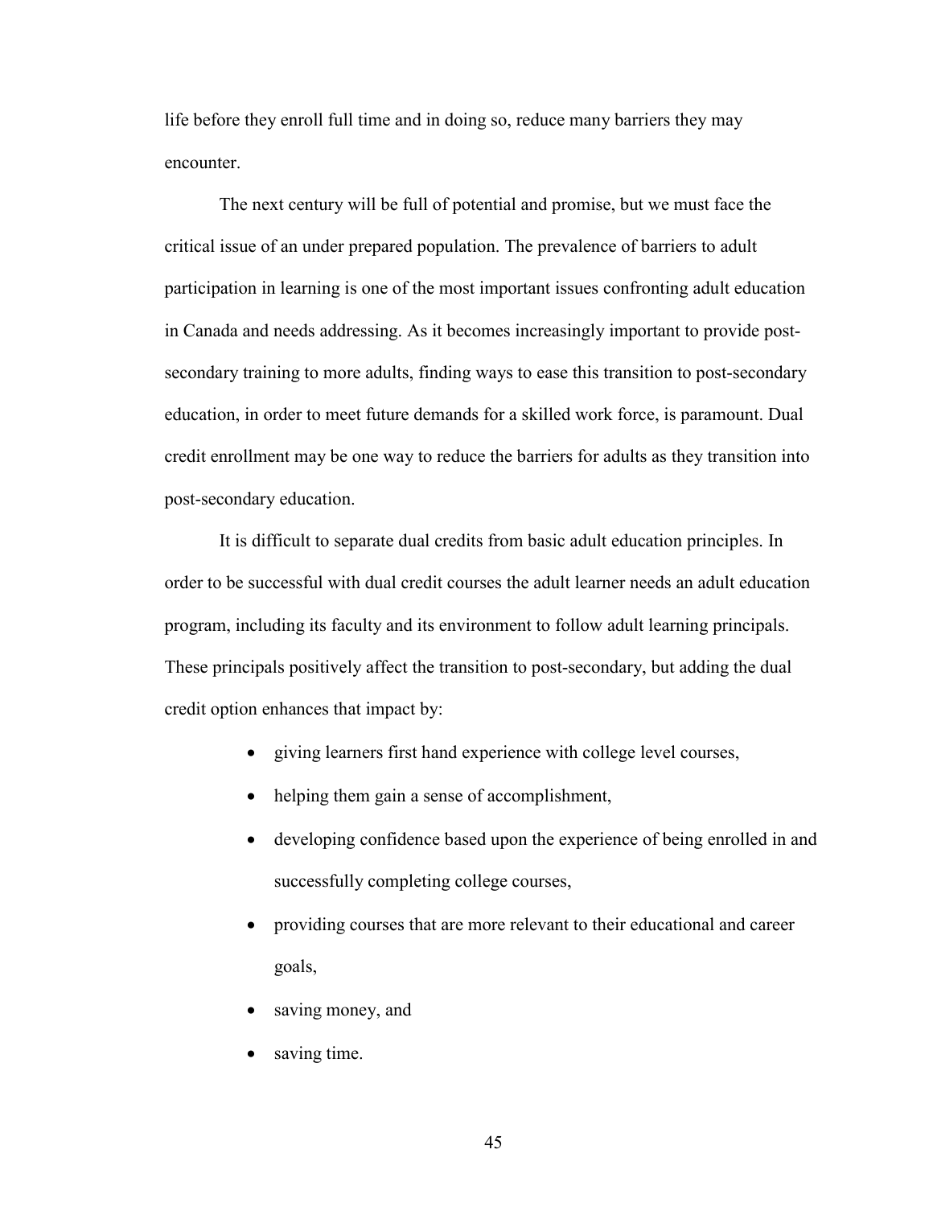life before they enroll full time and in doing so, reduce many barriers they may encounter.

The next century will be full of potential and promise, but we must face the critical issue of an under prepared population. The prevalence of barriers to adult participation in learning is one of the most important issues confronting adult education in Canada and needs addressing. As it becomes increasingly important to provide post-secondary training to more adults, finding ways to ease this transition to post-secondary education, in order to meet future demands for a skilled work force, is paramount. Dual credit enrollment may be one way to reduce the barriers for adults as they transition into post-secondary education.

It is difficult to separate dual credits from basic adult education principles. In order to be successful with dual credit courses the adult learner needs an adult education program, including its faculty and its environment to follow adult learning principals. These principals positively affect the transition to post-secondary, but adding the dual credit option enhances that impact by:

- giving learners first hand experience with college level courses,
- helping them gain a sense of accomplishment,
- developing confidence based upon the experience of being enrolled in and successfully completing college courses,
- providing courses that are more relevant to their educational and career goals,
- saving money, and
- saving time.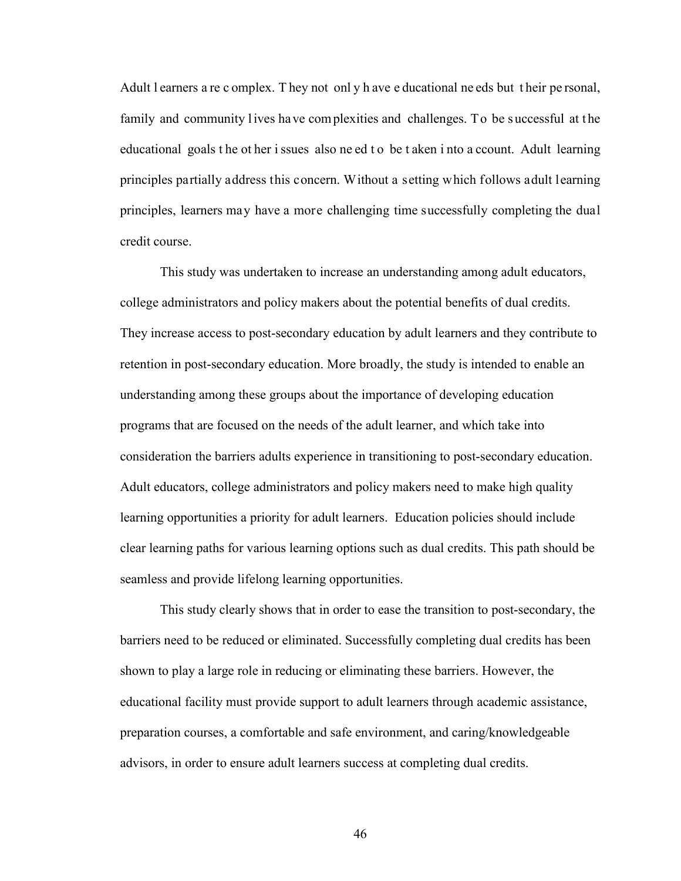Adult learners are complex. They not only have educational needs but their personal, family and community lives have complexities and challenges. To be successful at the educational goals the other issues also need to be taken into account. Adult learning principles partially address this concern. Without a setting which follows adult learning principles, learners may have a more challenging time successfully completing the dual credit course.

This study was undertaken to increase an understanding among adult educators, college administrators and policy makers about the potential benefits of dual credits. They increase access to post-secondary education by adult learners and they contribute to retention in post-secondary education. More broadly, the study is intended to enable an understanding among these groups about the importance of developing education programs that are focused on the needs of the adult learner, and which take into consideration the barriers adults experience in transitioning to post-secondary education. Adult educators, college administrators and policy makers need to make high quality learning opportunities a priority for adult learners. Education policies should include clear learning paths for various learning options such as dual credits. This path should be seamless and provide lifelong learning opportunities.

This study clearly shows that in order to ease the transition to post-secondary, the barriers need to be reduced or eliminated. Successfully completing dual credits has been shown to play a large role in reducing or eliminating these barriers. However, the educational facility must provide support to adult learners through academic assistance, preparation courses, a comfortable and safe environment, and caring/knowledgeable advisors, in order to ensure adult learners success at completing dual credits.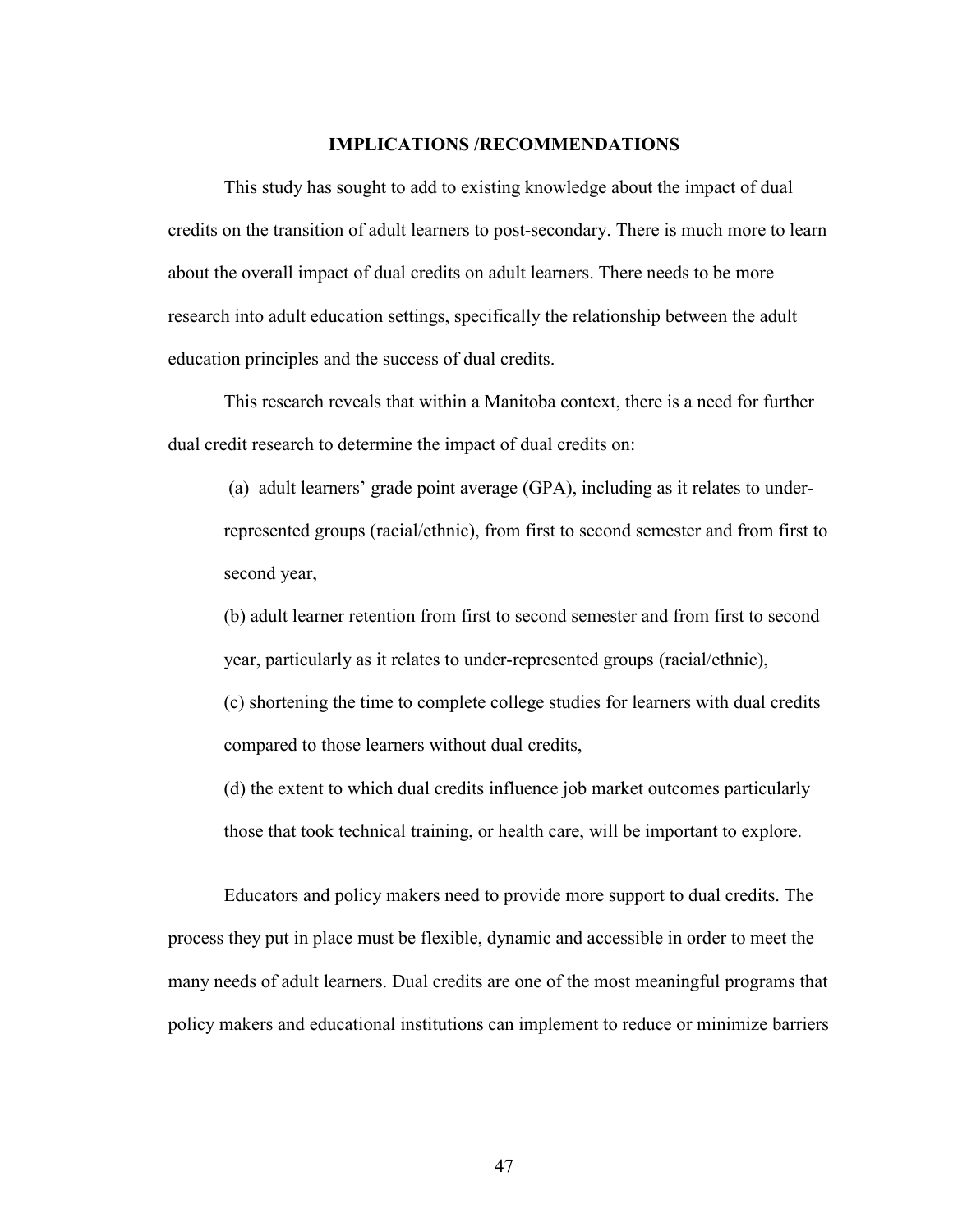## IMPLICATIONS /RECOMMENDATIONS

This study has sought to add to existing knowledge about the impact of dual credits on the transition of adult learners to post-secondary. There is much more to learn about the overall impact of dual credits on adult learners. There needs to be more research into adult education settings, specifically the relationship between the adult education principles and the success of dual credits.

This research reveals that within a Manitoba context, there is a need for further dual credit research to determine the impact of dual credits on:

(a) adult learners' grade point average (GPA), including as it relates to under-represented groups (racial/ethnic), from first to second semester and from first to second year,

(b) adult learner retention from first to second semester and from first to second year, particularly as it relates to under-represented groups (racial/ethnic),

(c) shortening the time to complete college studies for learners with dual credits compared to those learners without dual credits,

(d) the extent to which dual credits influence job market outcomes particularly those that took technical training, or health care, will be important to explore.

Educators and policy makers need to provide more support to dual credits. The process they put in place must be flexible, dynamic and accessible in order to meet the many needs of adult learners. Dual credits are one of the most meaningful programs that policy makers and educational institutions can implement to reduce or minimize barriers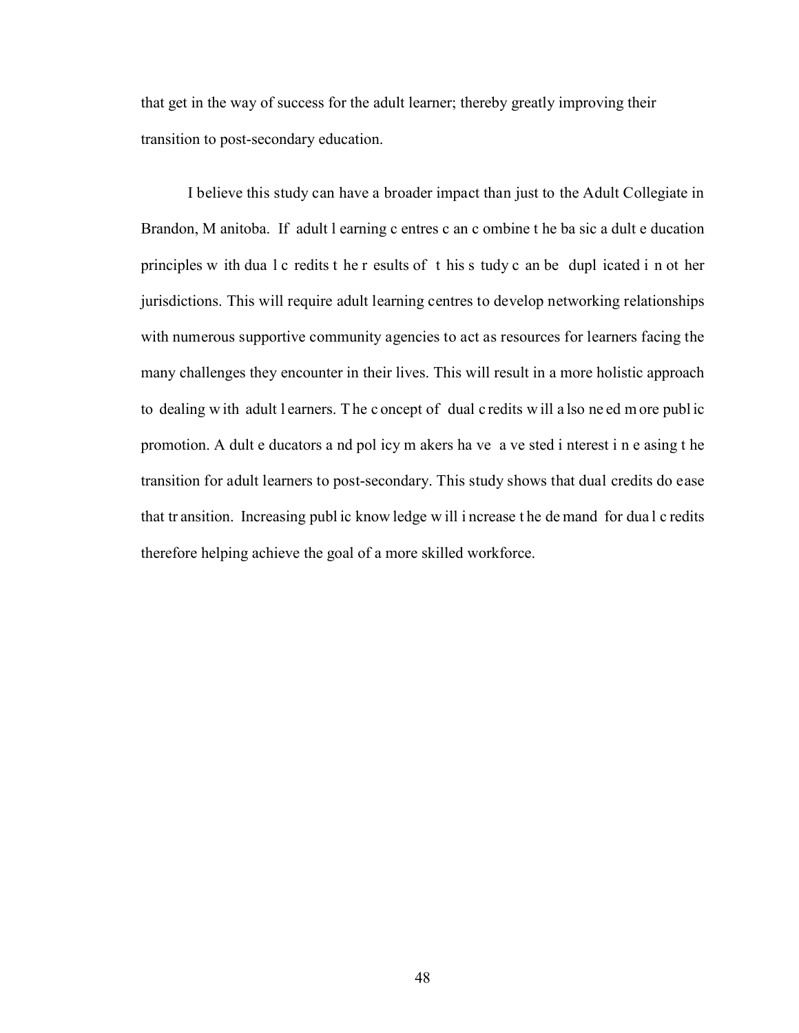that get in the way of success for the adult learner; thereby greatly improving their transition to post-secondary education.

I believe this study can have a broader impact than just to the Adult Collegiate in Brandon, Manitoba. If adult learning centres can combine the basic adult education principles with dual credits the results of this study can be duplicated in other jurisdictions. This will require adult learning centres to develop networking relationships with numerous supportive community agencies to act as resources for learners facing the many challenges they encounter in their lives. This will result in a more holistic approach to dealing with adult learners. The concept of dual credits will also need more public promotion. Adult educators and policy makers have a vested interest in easing the transition for adult learners to post-secondary. This study shows that dual credits do ease that transition. Increasing public knowledge will increase the demand for dual credits therefore helping achieve the goal of a more skilled workforce.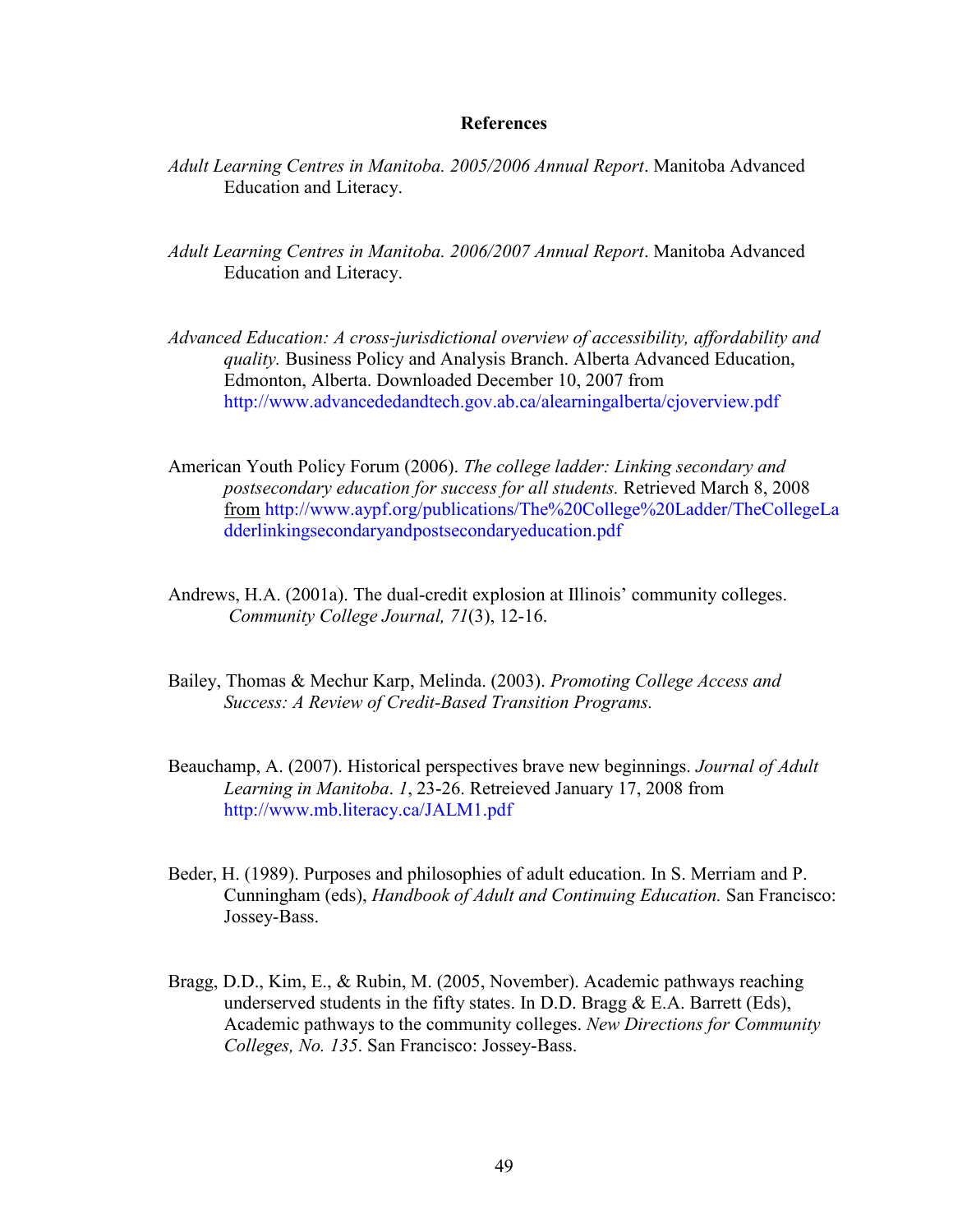## References

*Adult Learning Centres in Manitoba. 2005/2006 Annual Report*. Manitoba Advanced Education and Literacy.

*Adult Learning Centres in Manitoba. 2006/2007 Annual Report*. Manitoba Advanced Education and Literacy.

*Advanced Education: A cross-jurisdictional overview of accessibility, affordability and quality.* Business Policy and Analysis Branch. Alberta Advanced Education, Edmonton, Alberta. Downloaded December 10, 2007 from http://www.advancededandtech.gov.ab.ca/alearningalberta/cjoverview.pdf

American Youth Policy Forum (2006). *The college ladder: Linking secondary and postsecondary education for success for all students.* Retrieved March 8, 2008 from http://www.aypf.org/publications/The%20College%20Ladder/TheCollegeLadderlinkingsecondaryandpostsecondaryeducation.pdf

Andrews, H.A. (2001a). The dual-credit explosion at Illinois' community colleges. *Community College Journal, 71*(3), 12-16.

Bailey, Thomas & Mechur Karp, Melinda. (2003). *Promoting College Access and Success: A Review of Credit-Based Transition Programs.*

Beauchamp, A. (2007). Historical perspectives brave new beginnings. *Journal of Adult Learning in Manitoba*. *1*, 23-26. Retreieved January 17, 2008 from http://www.mb.literacy.ca/JALM1.pdf

Beder, H. (1989). Purposes and philosophies of adult education. In S. Merriam and P. Cunningham (eds), *Handbook of Adult and Continuing Education.* San Francisco: Jossey-Bass.

Bragg, D.D., Kim, E., & Rubin, M. (2005, November). Academic pathways reaching underserved students in the fifty states. In D.D. Bragg & E.A. Barrett (Eds), Academic pathways to the community colleges. *New Directions for Community Colleges, No. 135*. San Francisco: Jossey-Bass.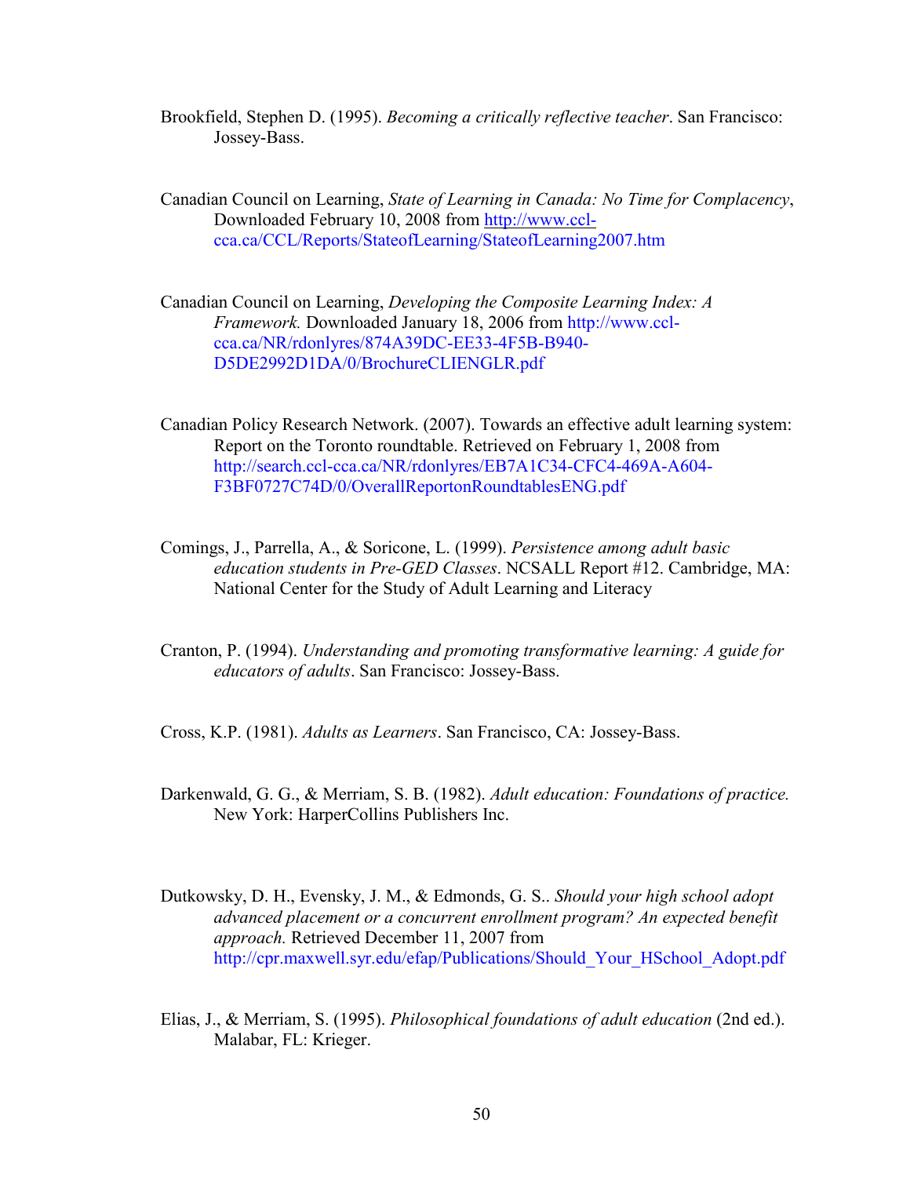Brookfield, Stephen D. (1995). *Becoming a critically reflective teacher*. San Francisco: Jossey-Bass.

Canadian Council on Learning, *State of Learning in Canada: No Time for Complacency*, Downloaded February 10, 2008 from http://www.ccl-cca.ca/CCL/Reports/StateofLearning/StateofLearning2007.htm

Canadian Council on Learning, *Developing the Composite Learning Index: A Framework.* Downloaded January 18, 2006 from http://www.ccl-cca.ca/NR/rdonlyres/874A39DC-EE33-4F5B-B940-D5DE2992D1DA/0/BrochureCLIENGLR.pdf

Canadian Policy Research Network. (2007). Towards an effective adult learning system: Report on the Toronto roundtable. Retrieved on February 1, 2008 from http://search.ccl-cca.ca/NR/rdonlyres/EB7A1C34-CFC4-469A-A604-F3BF0727C74D/0/OverallReportonRoundtablesENG.pdf

Comings, J., Parrella, A., & Soricone, L. (1999). *Persistence among adult basic education students in Pre-GED Classes*. NCSALL Report #12. Cambridge, MA: National Center for the Study of Adult Learning and Literacy

Cranton, P. (1994). *Understanding and promoting transformative learning: A guide for educators of adults*. San Francisco: Jossey-Bass.

Cross, K.P. (1981). *Adults as Learners*. San Francisco, CA: Jossey-Bass.

Darkenwald, G. G., & Merriam, S. B. (1982). *Adult education: Foundations of practice.* New York: HarperCollins Publishers Inc.

Dutkowsky, D. H., Evensky, J. M., & Edmonds, G. S.. *Should your high school adopt advanced placement or a concurrent enrollment program? An expected benefit approach.* Retrieved December 11, 2007 from http://cpr.maxwell.syr.edu/efap/Publications/Should_Your_HSchool_Adopt.pdf

Elias, J., & Merriam, S. (1995). *Philosophical foundations of adult education* (2nd ed.). Malabar, FL: Krieger.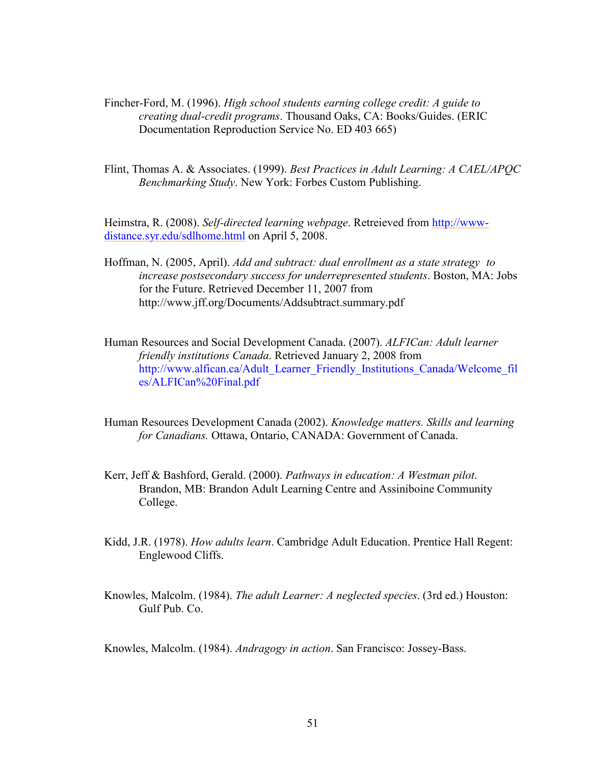Fincher-Ford, M. (1996). *High school students earning college credit: A guide to creating dual-credit programs*. Thousand Oaks, CA: Books/Guides. (ERIC Documentation Reproduction Service No. ED 403 665)

Flint, Thomas A. & Associates. (1999). *Best Practices in Adult Learning: A CAEL/APQC Benchmarking Study*. New York: Forbes Custom Publishing.

Heimstra, R. (2008). *Self-directed learning webpage*. Retreieved from http://www-distance.syr.edu/sdlhome.html on April 5, 2008.

Hoffman, N. (2005, April). *Add and subtract: dual enrollment as a state strategy to increase postsecondary success for underrepresented students*. Boston, MA: Jobs for the Future. Retrieved December 11, 2007 from http://www.jff.org/Documents/Addsubtract.summary.pdf

Human Resources and Social Development Canada. (2007). *ALFICan: Adult learner friendly institutions Canada*. Retrieved January 2, 2008 from http://www.alfican.ca/Adult_Learner_Friendly_Institutions_Canada/Welcome_files/ALFICan%20Final.pdf

Human Resources Development Canada (2002). *Knowledge matters. Skills and learning for Canadians.* Ottawa, Ontario, CANADA: Government of Canada.

Kerr, Jeff & Bashford, Gerald. (2000). *Pathways in education: A Westman pilot*. Brandon, MB: Brandon Adult Learning Centre and Assiniboine Community College.

Kidd, J.R. (1978). *How adults learn*. Cambridge Adult Education. Prentice Hall Regent: Englewood Cliffs.

Knowles, Malcolm. (1984). *The adult Learner: A neglected species*. (3rd ed.) Houston: Gulf Pub. Co.

Knowles, Malcolm. (1984). *Andragogy in action*. San Francisco: Jossey-Bass.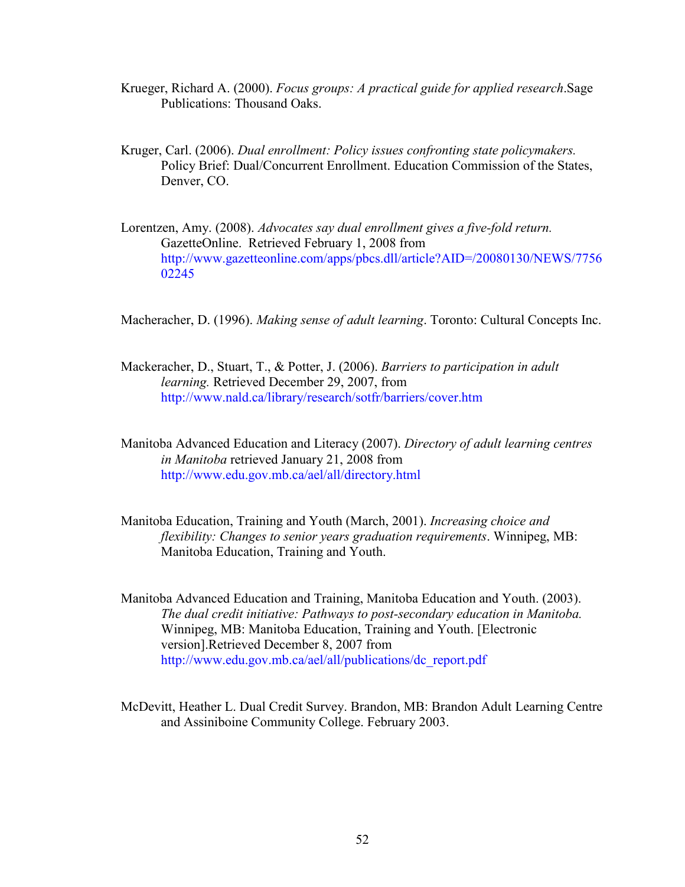Krueger, Richard A. (2000). *Focus groups: A practical guide for applied research*.Sage Publications: Thousand Oaks.

Kruger, Carl. (2006). *Dual enrollment: Policy issues confronting state policymakers.* Policy Brief: Dual/Concurrent Enrollment. Education Commission of the States, Denver, CO.

Lorentzen, Amy. (2008). *Advocates say dual enrollment gives a five-fold return.* GazetteOnline. Retrieved February 1, 2008 from http://www.gazetteonline.com/apps/pbcs.dll/article?AID=/20080130/NEWS/775602245

Macheracher, D. (1996). *Making sense of adult learning*. Toronto: Cultural Concepts Inc.

Mackeracher, D., Stuart, T., & Potter, J. (2006). *Barriers to participation in adult learning.* Retrieved December 29, 2007, from http://www.nald.ca/library/research/sotfr/barriers/cover.htm

Manitoba Advanced Education and Literacy (2007). *Directory of adult learning centres in Manitoba* retrieved January 21, 2008 from http://www.edu.gov.mb.ca/ael/all/directory.html

Manitoba Education, Training and Youth (March, 2001). *Increasing choice and flexibility: Changes to senior years graduation requirements*. Winnipeg, MB: Manitoba Education, Training and Youth.

Manitoba Advanced Education and Training, Manitoba Education and Youth. (2003). *The dual credit initiative: Pathways to post-secondary education in Manitoba.* Winnipeg, MB: Manitoba Education, Training and Youth. [Electronic version].Retrieved December 8, 2007 from http://www.edu.gov.mb.ca/ael/all/publications/dc_report.pdf

McDevitt, Heather L. Dual Credit Survey. Brandon, MB: Brandon Adult Learning Centre and Assiniboine Community College. February 2003.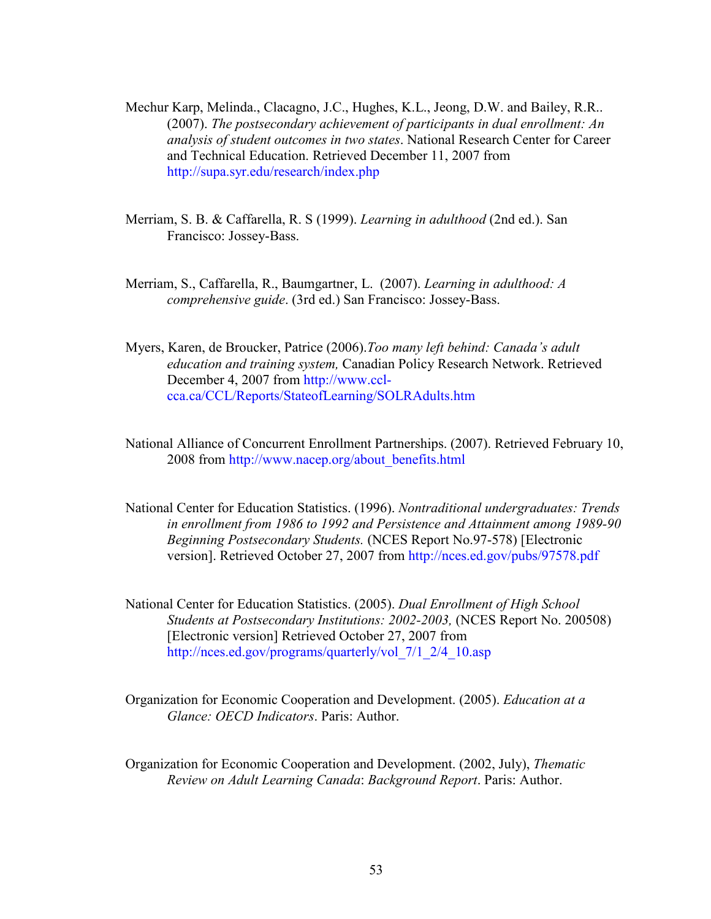Mechur Karp, Melinda., Clacagno, J.C., Hughes, K.L., Jeong, D.W. and Bailey, R.R.. (2007). *The postsecondary achievement of participants in dual enrollment: An analysis of student outcomes in two states*. National Research Center for Career and Technical Education. Retrieved December 11, 2007 from http://supa.syr.edu/research/index.php

Merriam, S. B. & Caffarella, R. S (1999). *Learning in adulthood* (2nd ed.). San Francisco: Jossey-Bass.

Merriam, S., Caffarella, R., Baumgartner, L. (2007). *Learning in adulthood: A comprehensive guide*. (3rd ed.) San Francisco: Jossey-Bass.

Myers, Karen, de Broucker, Patrice (2006).*Too many left behind: Canada's adult education and training system,* Canadian Policy Research Network. Retrieved December 4, 2007 from http://www.ccl-cca.ca/CCL/Reports/StateofLearning/SOLRAdults.htm

National Alliance of Concurrent Enrollment Partnerships. (2007). Retrieved February 10, 2008 from http://www.nacep.org/about_benefits.html

National Center for Education Statistics. (1996). *Nontraditional undergraduates: Trends in enrollment from 1986 to 1992 and Persistence and Attainment among 1989-90 Beginning Postsecondary Students.* (NCES Report No.97-578) [Electronic version]. Retrieved October 27, 2007 from http://nces.ed.gov/pubs/97578.pdf

National Center for Education Statistics. (2005). *Dual Enrollment of High School Students at Postsecondary Institutions: 2002-2003,* (NCES Report No. 200508) [Electronic version] Retrieved October 27, 2007 from http://nces.ed.gov/programs/quarterly/vol_7/1_2/4_10.asp

Organization for Economic Cooperation and Development. (2005). *Education at a Glance: OECD Indicators*. Paris: Author.

Organization for Economic Cooperation and Development. (2002, July), *Thematic Review on Adult Learning Canada*: *Background Report*. Paris: Author.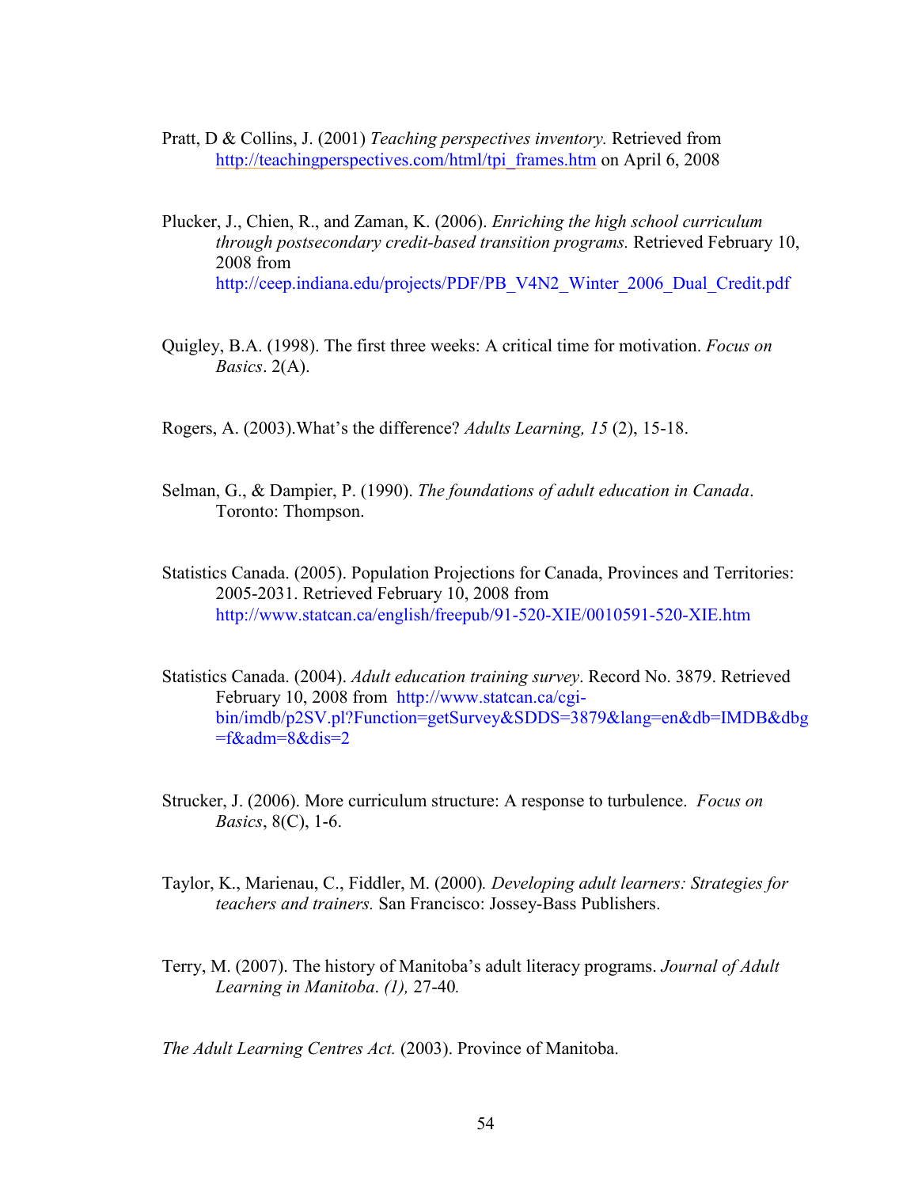Pratt, D & Collins, J. (2001) *Teaching perspectives inventory.* Retrieved from http://teachingperspectives.com/html/tpi_frames.htm on April 6, 2008

Plucker, J., Chien, R., and Zaman, K. (2006). *Enriching the high school curriculum through postsecondary credit-based transition programs.* Retrieved February 10, 2008 from http://ceep.indiana.edu/projects/PDF/PB_V4N2_Winter_2006_Dual_Credit.pdf

Quigley, B.A. (1998). The first three weeks: A critical time for motivation. *Focus on Basics*. 2(A).

Rogers, A. (2003).What's the difference? *Adults Learning, 15* (2), 15-18.

Selman, G., & Dampier, P. (1990). *The foundations of adult education in Canada*. Toronto: Thompson.

Statistics Canada. (2005). Population Projections for Canada, Provinces and Territories: 2005-2031. Retrieved February 10, 2008 from http://www.statcan.ca/english/freepub/91-520-XIE/0010591-520-XIE.htm

Statistics Canada. (2004). *Adult education training survey*. Record No. 3879. Retrieved February 10, 2008 from http://www.statcan.ca/cgi-bin/imdb/p2SV.pl?Function=getSurvey&SDDS=3879&lang=en&db=IMDB&dbg=f&adm=8&dis=2

Strucker, J. (2006). More curriculum structure: A response to turbulence. *Focus on Basics*, 8(C), 1-6.

Taylor, K., Marienau, C., Fiddler, M. (2000)*. Developing adult learners: Strategies for teachers and trainers.* San Francisco: Jossey-Bass Publishers.

Terry, M. (2007). The history of Manitoba's adult literacy programs. *Journal of Adult Learning in Manitoba*. *(1),* 27-40*.*

*The Adult Learning Centres Act.* (2003). Province of Manitoba.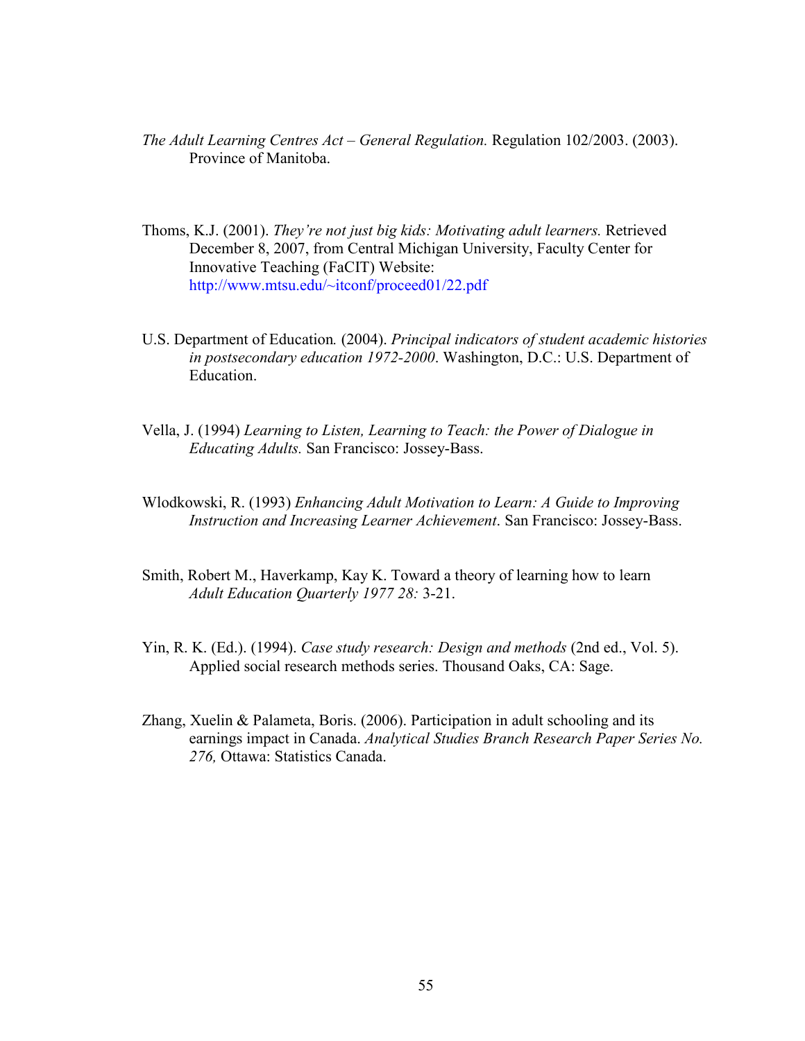*The Adult Learning Centres Act – General Regulation.* Regulation 102/2003. (2003). Province of Manitoba.

Thoms, K.J. (2001). *They're not just big kids: Motivating adult learners.* Retrieved December 8, 2007, from Central Michigan University, Faculty Center for Innovative Teaching (FaCIT) Website: http://www.mtsu.edu/~itconf/proceed01/22.pdf

U.S. Department of Education*.* (2004). *Principal indicators of student academic histories in postsecondary education 1972-2000*. Washington, D.C.: U.S. Department of Education.

Vella, J. (1994) *Learning to Listen, Learning to Teach: the Power of Dialogue in Educating Adults.* San Francisco: Jossey-Bass.

Wlodkowski, R. (1993) *Enhancing Adult Motivation to Learn: A Guide to Improving Instruction and Increasing Learner Achievement*. San Francisco: Jossey-Bass.

Smith, Robert M., Haverkamp, Kay K. Toward a theory of learning how to learn *Adult Education Quarterly 1977 28:* 3-21.

Yin, R. K. (Ed.). (1994). *Case study research: Design and methods* (2nd ed., Vol. 5). Applied social research methods series. Thousand Oaks, CA: Sage.

Zhang, Xuelin & Palameta, Boris. (2006). Participation in adult schooling and its earnings impact in Canada. *Analytical Studies Branch Research Paper Series No. 276,* Ottawa: Statistics Canada.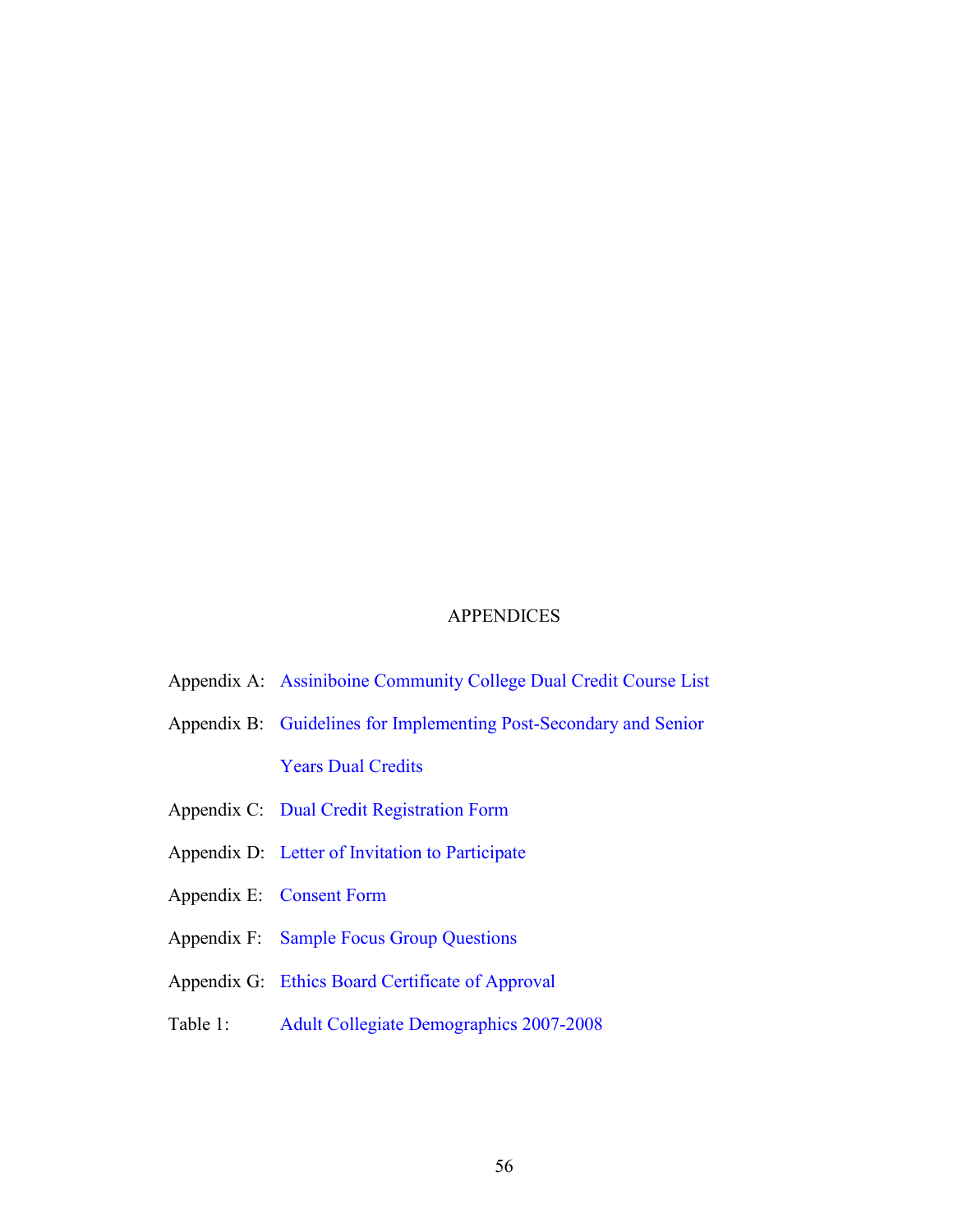# APPENDICES

Appendix A: Assiniboine Community College Dual Credit Course List

Appendix B: Guidelines for Implementing Post-Secondary and Senior Years Dual Credits

Appendix C: Dual Credit Registration Form

Appendix D: Letter of Invitation to Participate

Appendix E: Consent Form

Appendix F: Sample Focus Group Questions

Appendix G: Ethics Board Certificate of Approval

Table 1: Adult Collegiate Demographics 2007-2008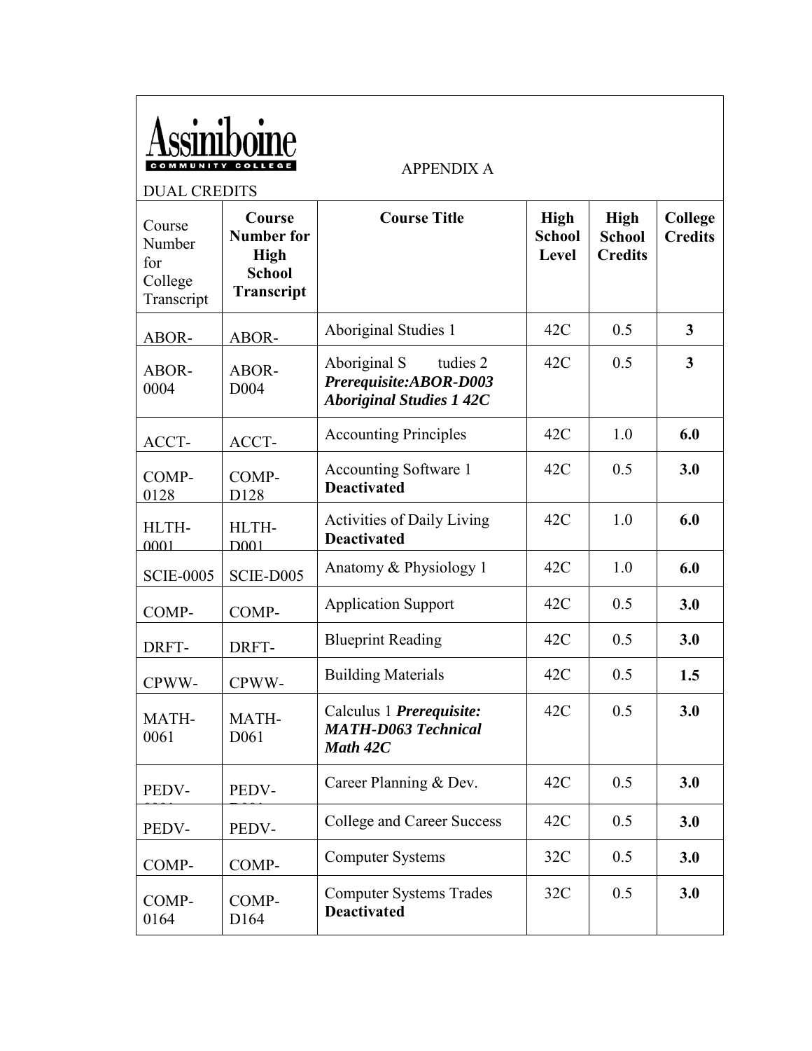Assiniboine
COMMUNITY COLLEGE

APPENDIX A

DUAL CREDITS

| Course Number for College Transcript | **Course Number for High School Transcript** | **Course Title** | **High School Level** | **High School Credits** | **College Credits** |
|---|---|---|---|---|---|
| ABOR- | ABOR- | Aboriginal Studies 1 | 42C | 0.5 | **3** |
| ABOR-0004 | ABOR-D004 | Aboriginal S tudies 2 ***Prerequisite:ABOR-D003 Aboriginal Studies 1 42C*** | 42C | 0.5 | **3** |
| ACCT- | ACCT- | Accounting Principles | 42C | 1.0 | **6.0** |
| COMP-0128 | COMP-D128 | Accounting Software 1 **Deactivated** | 42C | 0.5 | **3.0** |
| HLTH-0001 | HLTH-D001 | Activities of Daily Living **Deactivated** | 42C | 1.0 | **6.0** |
| SCIE-0005 | SCIE-D005 | Anatomy & Physiology 1 | 42C | 1.0 | **6.0** |
| COMP- | COMP- | Application Support | 42C | 0.5 | **3.0** |
| DRFT- | DRFT- | Blueprint Reading | 42C | 0.5 | **3.0** |
| CPWW- | CPWW- | Building Materials | 42C | 0.5 | **1.5** |
| MATH-0061 | MATH-D061 | Calculus 1 ***Prerequisite: MATH-D063 Technical Math 42C*** | 42C | 0.5 | **3.0** |
| PEDV- | PEDV- | Career Planning & Dev. | 42C | 0.5 | **3.0** |
| PEDV- | PEDV- | College and Career Success | 42C | 0.5 | **3.0** |
| COMP- | COMP- | Computer Systems | 32C | 0.5 | **3.0** |
| COMP-0164 | COMP-D164 | Computer Systems Trades **Deactivated** | 32C | 0.5 | **3.0** |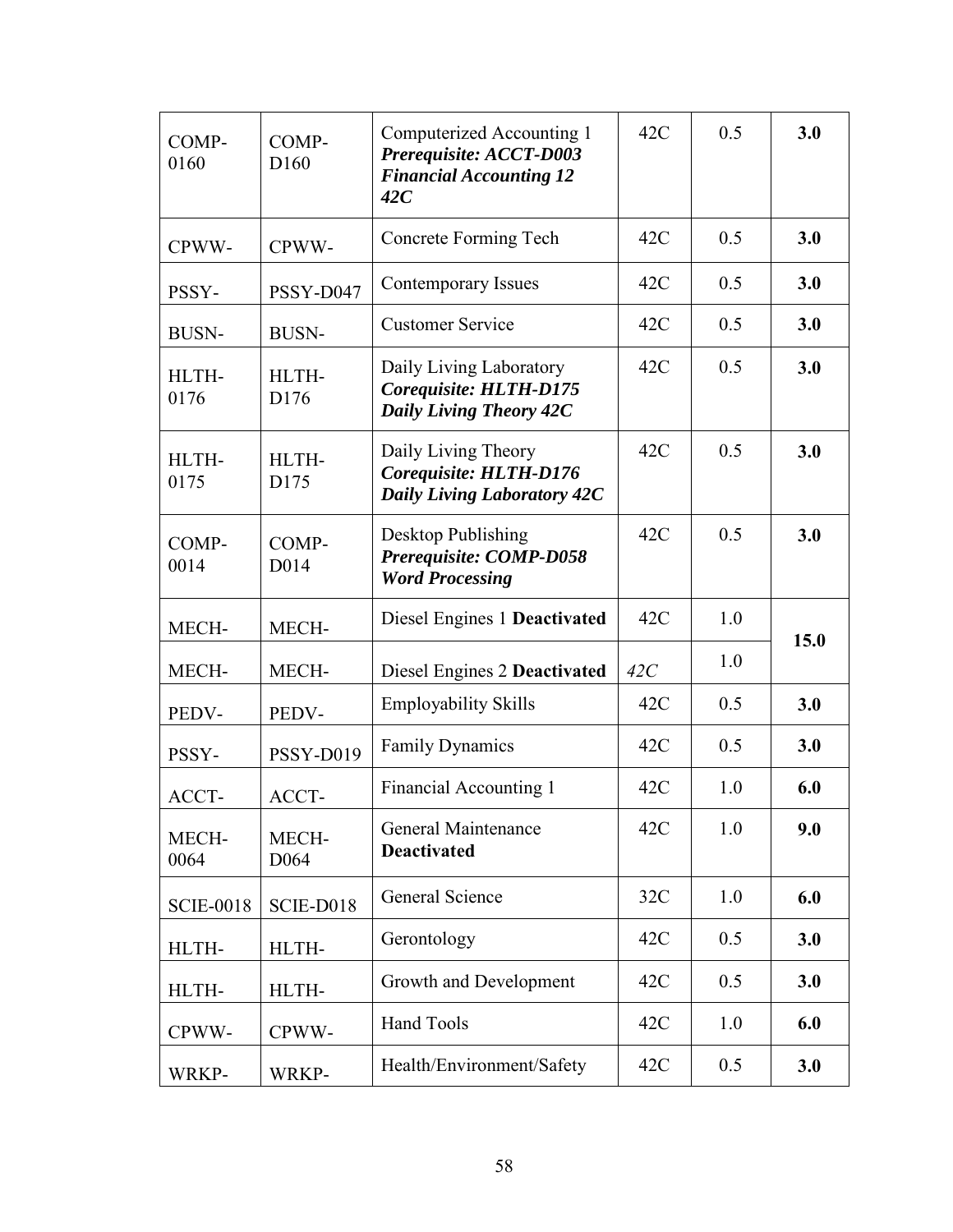| COMP-0160 | COMP-D160 | Computerized Accounting 1 ***Prerequisite: ACCT-D003 Financial Accounting 12 42C*** | 42C | 0.5 | **3.0** |
|---|---|---|---|---|---|
| CPWW- | CPWW- | Concrete Forming Tech | 42C | 0.5 | **3.0** |
| PSSY- | PSSY-D047 | Contemporary Issues | 42C | 0.5 | **3.0** |
| BUSN- | BUSN- | Customer Service | 42C | 0.5 | **3.0** |
| HLTH-0176 | HLTH-D176 | Daily Living Laboratory ***Corequisite: HLTH-D175 Daily Living Theory 42C*** | 42C | 0.5 | **3.0** |
| HLTH-0175 | HLTH-D175 | Daily Living Theory ***Corequisite: HLTH-D176 Daily Living Laboratory 42C*** | 42C | 0.5 | **3.0** |
| COMP-0014 | COMP-D014 | Desktop Publishing ***Prerequisite: COMP-D058 Word Processing*** | 42C | 0.5 | **3.0** |
| MECH- | MECH- | Diesel Engines 1 **Deactivated** | 42C | 1.0 | **15.0** |
| MECH- | MECH- | Diesel Engines 2 **Deactivated** | *42C* | 1.0 | |
| PEDV- | PEDV- | Employability Skills | 42C | 0.5 | **3.0** |
| PSSY- | PSSY-D019 | Family Dynamics | 42C | 0.5 | **3.0** |
| ACCT- | ACCT- | Financial Accounting 1 | 42C | 1.0 | **6.0** |
| MECH-0064 | MECH-D064 | General Maintenance **Deactivated** | 42C | 1.0 | **9.0** |
| SCIE-0018 | SCIE-D018 | General Science | 32C | 1.0 | **6.0** |
| HLTH- | HLTH- | Gerontology | 42C | 0.5 | **3.0** |
| HLTH- | HLTH- | Growth and Development | 42C | 0.5 | **3.0** |
| CPWW- | CPWW- | Hand Tools | 42C | 1.0 | **6.0** |
| WRKP- | WRKP- | Health/Environment/Safety | 42C | 0.5 | **3.0** |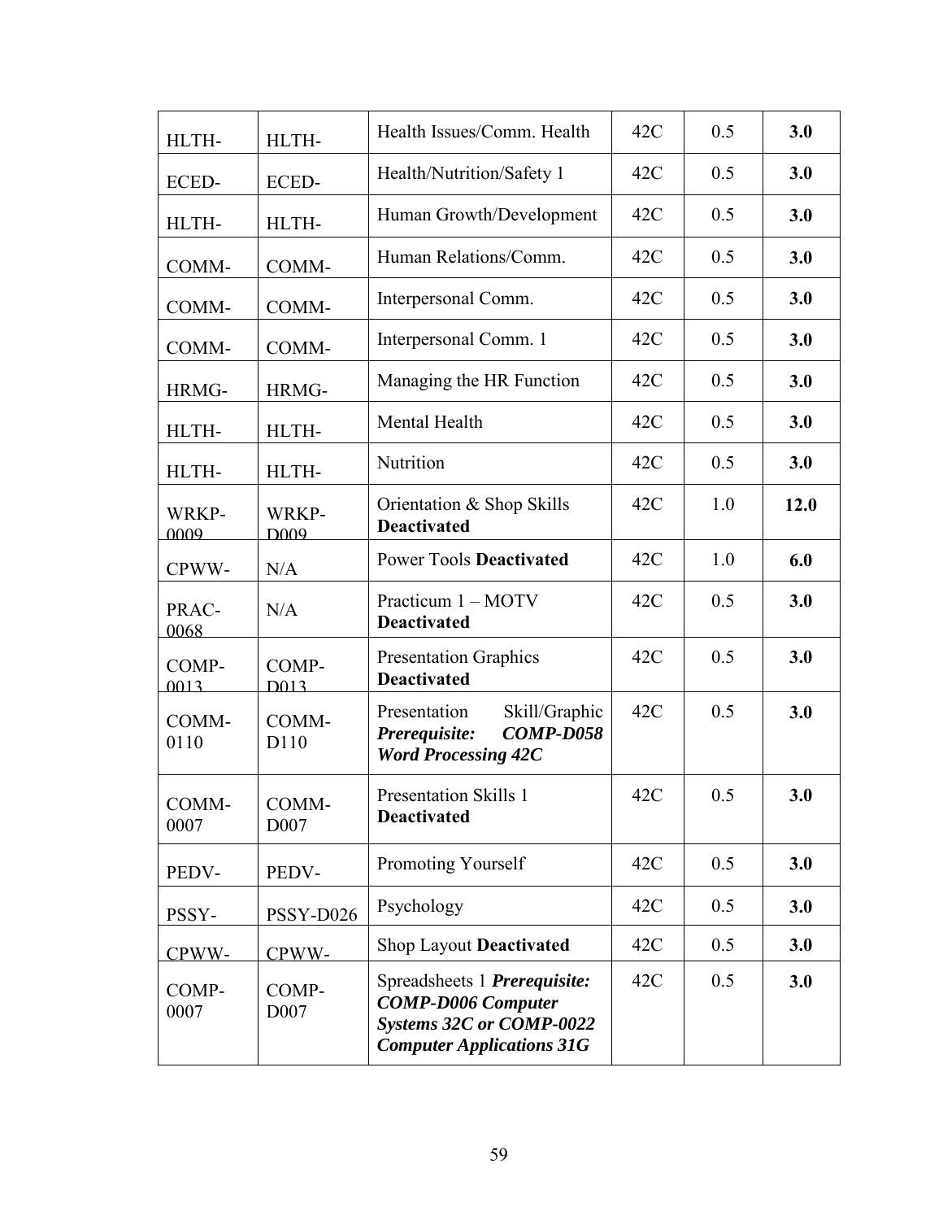| HLTH- | HLTH- | Health Issues/Comm. Health | 42C | 0.5 | **3.0** |
|---|---|---|---|---|---|
| ECED- | ECED- | Health/Nutrition/Safety 1 | 42C | 0.5 | **3.0** |
| HLTH- | HLTH- | Human Growth/Development | 42C | 0.5 | **3.0** |
| COMM- | COMM- | Human Relations/Comm. | 42C | 0.5 | **3.0** |
| COMM- | COMM- | Interpersonal Comm. | 42C | 0.5 | **3.0** |
| COMM- | COMM- | Interpersonal Comm. 1 | 42C | 0.5 | **3.0** |
| HRMG- | HRMG- | Managing the HR Function | 42C | 0.5 | **3.0** |
| HLTH- | HLTH- | Mental Health | 42C | 0.5 | **3.0** |
| HLTH- | HLTH- | Nutrition | 42C | 0.5 | **3.0** |
| WRKP-0009 | WRKP-D009 | Orientation & Shop Skills **Deactivated** | 42C | 1.0 | **12.0** |
| CPWW- | N/A | Power Tools **Deactivated** | 42C | 1.0 | **6.0** |
| PRAC-0068 | N/A | Practicum 1 – MOTV **Deactivated** | 42C | 0.5 | **3.0** |
| COMP-0013 | COMP-D013 | Presentation Graphics **Deactivated** | 42C | 0.5 | **3.0** |
| COMM-0110 | COMM-D110 | Presentation Skill/Graphic ***Prerequisite: COMP-D058 Word Processing 42C*** | 42C | 0.5 | **3.0** |
| COMM-0007 | COMM-D007 | Presentation Skills 1 **Deactivated** | 42C | 0.5 | **3.0** |
| PEDV- | PEDV- | Promoting Yourself | 42C | 0.5 | **3.0** |
| PSSY- | PSSY-D026 | Psychology | 42C | 0.5 | **3.0** |
| CPWW- | CPWW- | Shop Layout **Deactivated** | 42C | 0.5 | **3.0** |
| COMP-0007 | COMP-D007 | Spreadsheets 1 ***Prerequisite: COMP-D006 Computer Systems 32C or COMP-0022 Computer Applications 31G*** | 42C | 0.5 | **3.0** |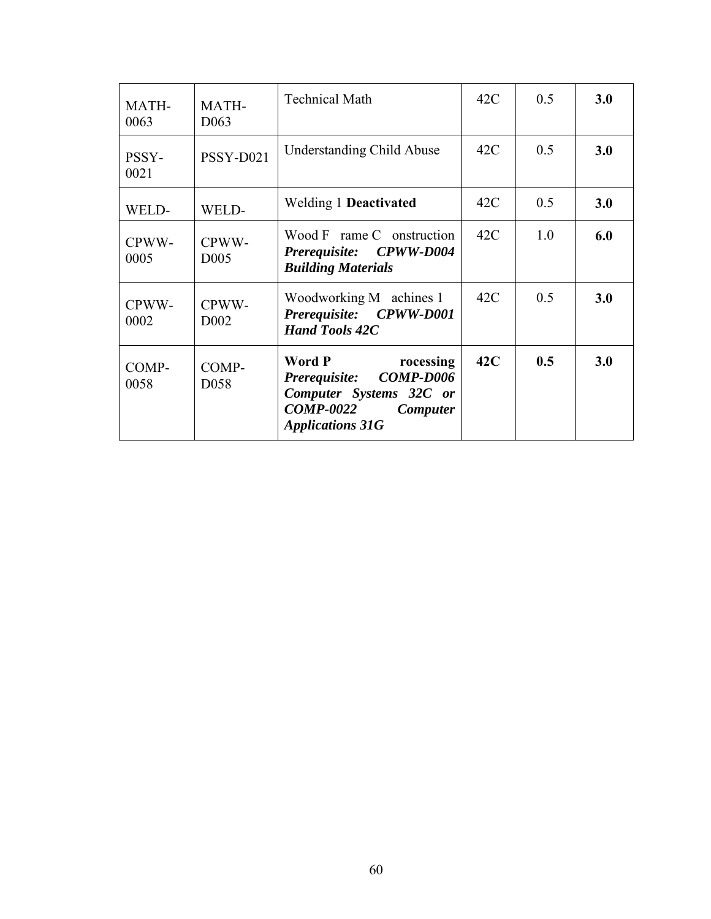| MATH-0063 | MATH-D063 | Technical Math | 42C | 0.5 | **3.0** |
|---|---|---|---|---|---|
| PSSY-0021 | PSSY-D021 | Understanding Child Abuse | 42C | 0.5 | **3.0** |
| WELD- | WELD- | Welding 1 **Deactivated** | 42C | 0.5 | **3.0** |
| CPWW-0005 | CPWW-D005 | Wood Frame Construction ***Prerequisite: CPWW-D004 Building Materials*** | 42C | 1.0 | **6.0** |
| CPWW-0002 | CPWW-D002 | Woodworking Machines 1 ***Prerequisite: CPWW-D001 Hand Tools 42C*** | 42C | 0.5 | **3.0** |
| COMP-0058 | COMP-D058 | **Word Processing** ***Prerequisite: COMP-D006 Computer Systems 32C or COMP-0022 Computer Applications 31G*** | **42C** | **0.5** | **3.0** |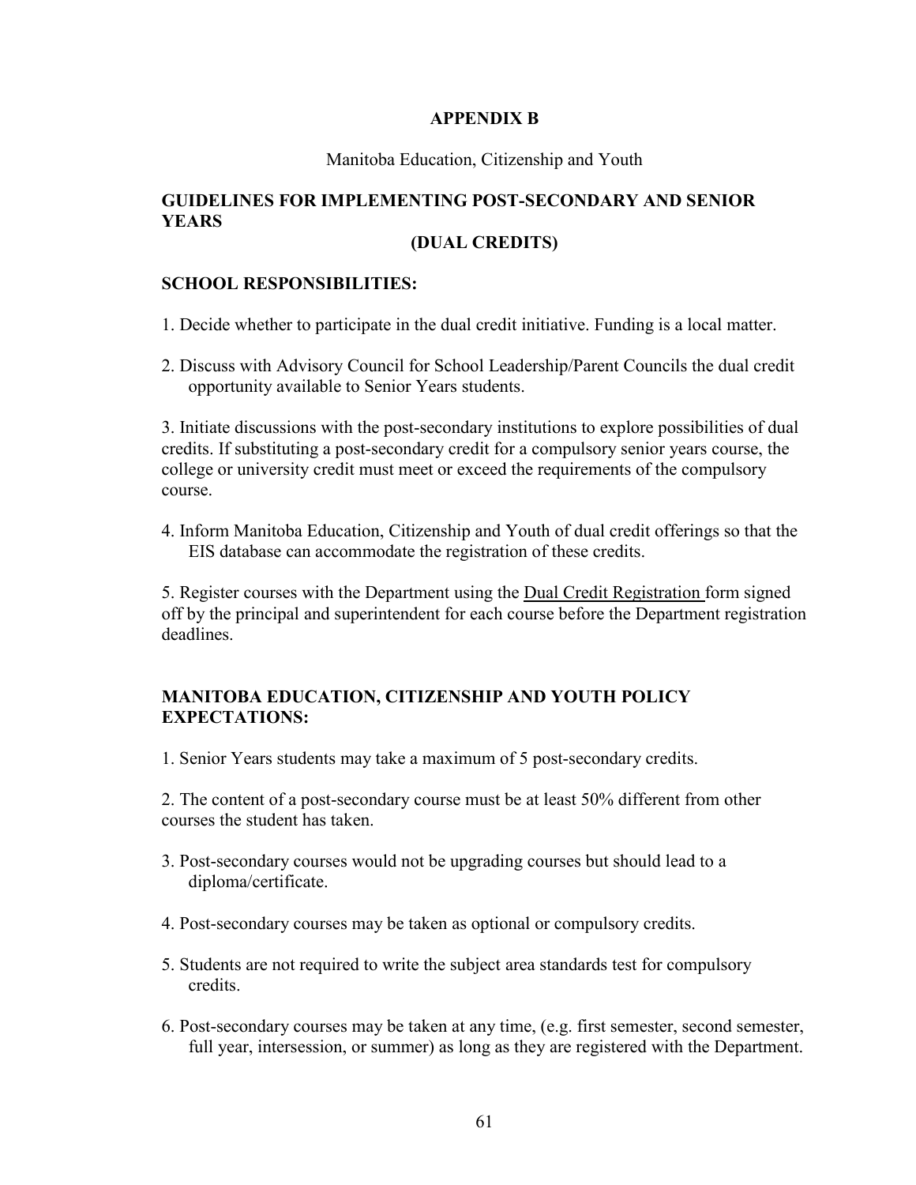# APPENDIX B

Manitoba Education, Citizenship and Youth

## GUIDELINES FOR IMPLEMENTING POST-SECONDARY AND SENIOR YEARS (DUAL CREDITS)

### SCHOOL RESPONSIBILITIES:

1. Decide whether to participate in the dual credit initiative. Funding is a local matter.

2. Discuss with Advisory Council for School Leadership/Parent Councils the dual credit opportunity available to Senior Years students.

3. Initiate discussions with the post-secondary institutions to explore possibilities of dual credits. If substituting a post-secondary credit for a compulsory senior years course, the college or university credit must meet or exceed the requirements of the compulsory course.

4. Inform Manitoba Education, Citizenship and Youth of dual credit offerings so that the EIS database can accommodate the registration of these credits.

5. Register courses with the Department using the Dual Credit Registration form signed off by the principal and superintendent for each course before the Department registration deadlines.

### MANITOBA EDUCATION, CITIZENSHIP AND YOUTH POLICY EXPECTATIONS:

1. Senior Years students may take a maximum of 5 post-secondary credits.

2. The content of a post-secondary course must be at least 50% different from other courses the student has taken.

3. Post-secondary courses would not be upgrading courses but should lead to a diploma/certificate.

4. Post-secondary courses may be taken as optional or compulsory credits.

5. Students are not required to write the subject area standards test for compulsory credits.

6. Post-secondary courses may be taken at any time, (e.g. first semester, second semester, full year, intersession, or summer) as long as they are registered with the Department.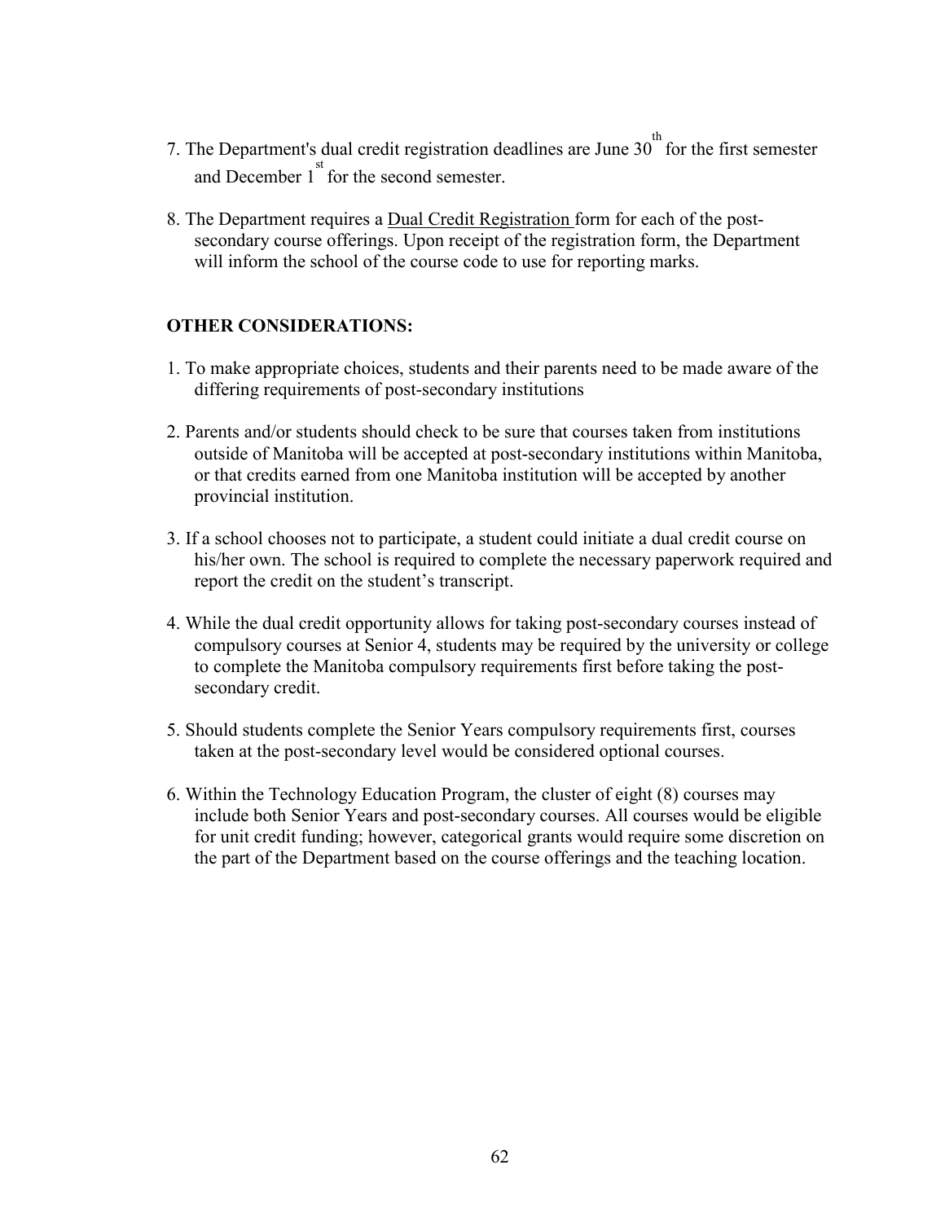7. The Department's dual credit registration deadlines are June 30th for the first semester and December 1st for the second semester.

8. The Department requires a Dual Credit Registration form for each of the post-secondary course offerings. Upon receipt of the registration form, the Department will inform the school of the course code to use for reporting marks.

**OTHER CONSIDERATIONS:**

1. To make appropriate choices, students and their parents need to be made aware of the differing requirements of post-secondary institutions

2. Parents and/or students should check to be sure that courses taken from institutions outside of Manitoba will be accepted at post-secondary institutions within Manitoba, or that credits earned from one Manitoba institution will be accepted by another provincial institution.

3. If a school chooses not to participate, a student could initiate a dual credit course on his/her own. The school is required to complete the necessary paperwork required and report the credit on the student's transcript.

4. While the dual credit opportunity allows for taking post-secondary courses instead of compulsory courses at Senior 4, students may be required by the university or college to complete the Manitoba compulsory requirements first before taking the post-secondary credit.

5. Should students complete the Senior Years compulsory requirements first, courses taken at the post-secondary level would be considered optional courses.

6. Within the Technology Education Program, the cluster of eight (8) courses may include both Senior Years and post-secondary courses. All courses would be eligible for unit credit funding; however, categorical grants would require some discretion on the part of the Department based on the course offerings and the teaching location.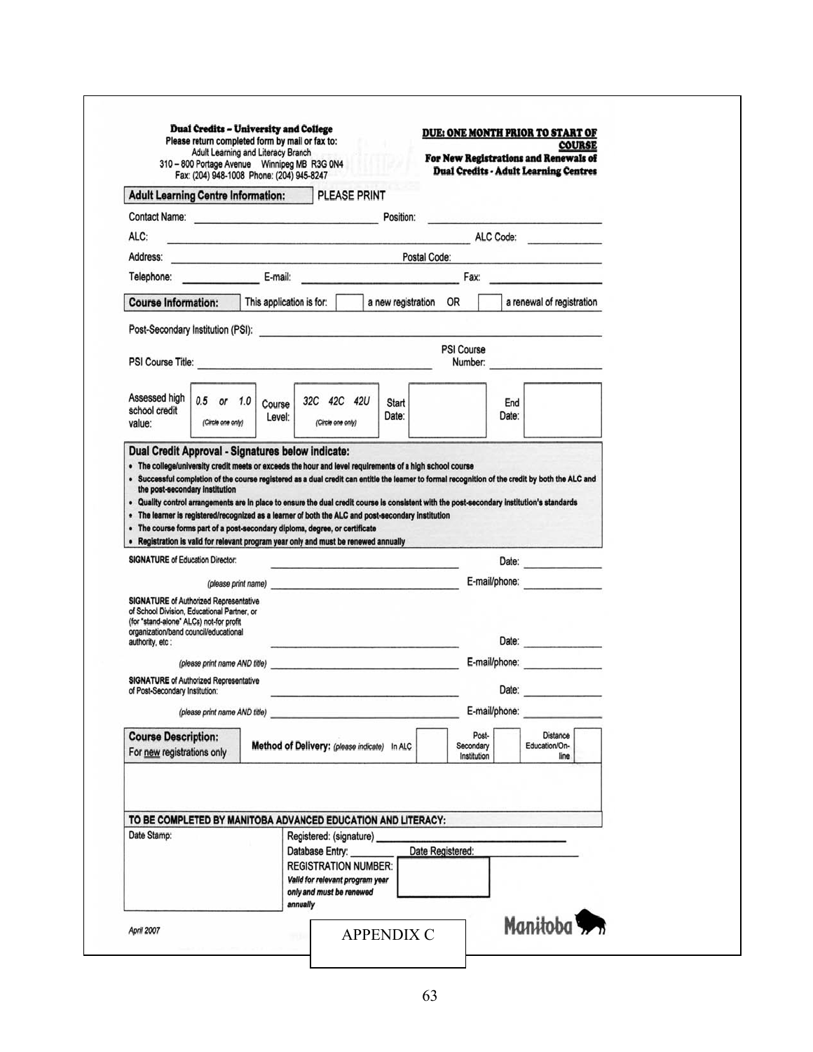**Dual Credits – University and College**
Please return completed form by mail or fax to:
Adult Learning and Literacy Branch
310 – 800 Portage Avenue Winnipeg MB R3G 0N4
Fax: (204) 948-1008 Phone: (204) 945-8247

**DUE: ONE MONTH PRIOR TO START OF COURSE**
**For New Registrations and Renewals of Dual Credits - Adult Learning Centres**

**Adult Learning Centre Information:** PLEASE PRINT

Contact Name: ____________________ Position: ____________________

ALC: ____________________ ALC Code: __________

Address: ____________________ Postal Code: __________

Telephone: __________ E-mail: ____________________ Fax: __________

**Course Information:** This application is for: ☐ a new registration OR ☐ a renewal of registration

Post-Secondary Institution (PSI): ____________________

PSI Course Title: ____________________ PSI Course Number: __________

| Assessed high school credit value: | 0.5 or 1.0 (Circle one only) | Course Level: | 32C 42C 42U (Circle one only) | Start Date: | | End Date: | |
|---|---|---|---|---|---|---|---|

**Dual Credit Approval - Signatures below indicate:**

- The college/university credit meets or exceeds the hour and level requirements of a high school course
- Successful completion of the course registered as a dual credit can entitle the learner to formal recognition of the credit by both the ALC and the post-secondary institution
- Quality control arrangements are in place to ensure the dual credit course is consistent with the post-secondary institution's standards
- The learner is registered/recognized as a learner of both the ALC and post-secondary institution
- The course forms part of a post-secondary diploma, degree, or certificate
- Registration is valid for relevant program year only and must be renewed annually

**SIGNATURE** of Education Director: ____________________ Date: __________

*(please print name)* ____________________ E-mail/phone: __________

**SIGNATURE** of Authorized Representative of School Division, Educational Partner, or (for "stand-alone" ALCs) not-for profit organization/band council/educational authority, etc.: ____________________ Date: __________

*(please print name AND title)* ____________________ E-mail/phone: __________

**SIGNATURE** of Authorized Representative of Post-Secondary Institution: ____________________ Date: __________

*(please print name AND title)* ____________________ E-mail/phone: __________

**Course Description:** For new registrations only

**Method of Delivery:** *(please indicate)* In ALC ☐ Post-Secondary Institution ☐ Distance Education/On-line ☐

**TO BE COMPLETED BY MANITOBA ADVANCED EDUCATION AND LITERACY:**

Date Stamp:

Registered: (signature) ____________________

Database Entry: __________ Date Registered: __________

REGISTRATION NUMBER: __________
*Valid for relevant program year only and must be renewed annually*

April 2007

Manitoba

APPENDIX C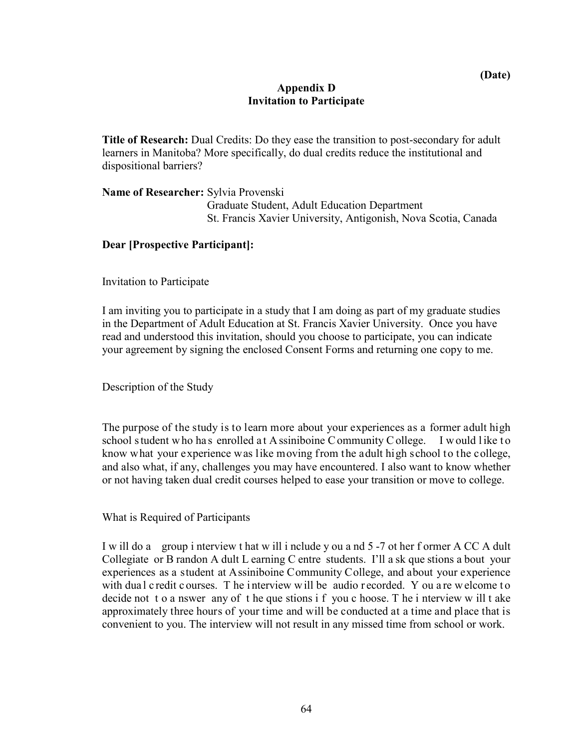**(Date)**

## Appendix D
## Invitation to Participate

**Title of Research:** Dual Credits: Do they ease the transition to post-secondary for adult learners in Manitoba? More specifically, do dual credits reduce the institutional and dispositional barriers?

**Name of Researcher:** Sylvia Provenski
Graduate Student, Adult Education Department
St. Francis Xavier University, Antigonish, Nova Scotia, Canada

**Dear [Prospective Participant]:**

Invitation to Participate

I am inviting you to participate in a study that I am doing as part of my graduate studies in the Department of Adult Education at St. Francis Xavier University. Once you have read and understood this invitation, should you choose to participate, you can indicate your agreement by signing the enclosed Consent Forms and returning one copy to me.

Description of the Study

The purpose of the study is to learn more about your experiences as a former adult high school student who has enrolled at Assiniboine Community College. I would like to know what your experience was like moving from the adult high school to the college, and also what, if any, challenges you may have encountered. I also want to know whether or not having taken dual credit courses helped to ease your transition or move to college.

What is Required of Participants

I will do a group interview that will include you and 5 -7 other former ACC Adult Collegiate or Brandon Adult Learning Centre students. I'll ask questions about your experiences as a student at Assiniboine Community College, and about your experience with dual credit courses. The interview will be audio recorded. You are welcome to decide not to answer any of the questions if you choose. The interview will take approximately three hours of your time and will be conducted at a time and place that is convenient to you. The interview will not result in any missed time from school or work.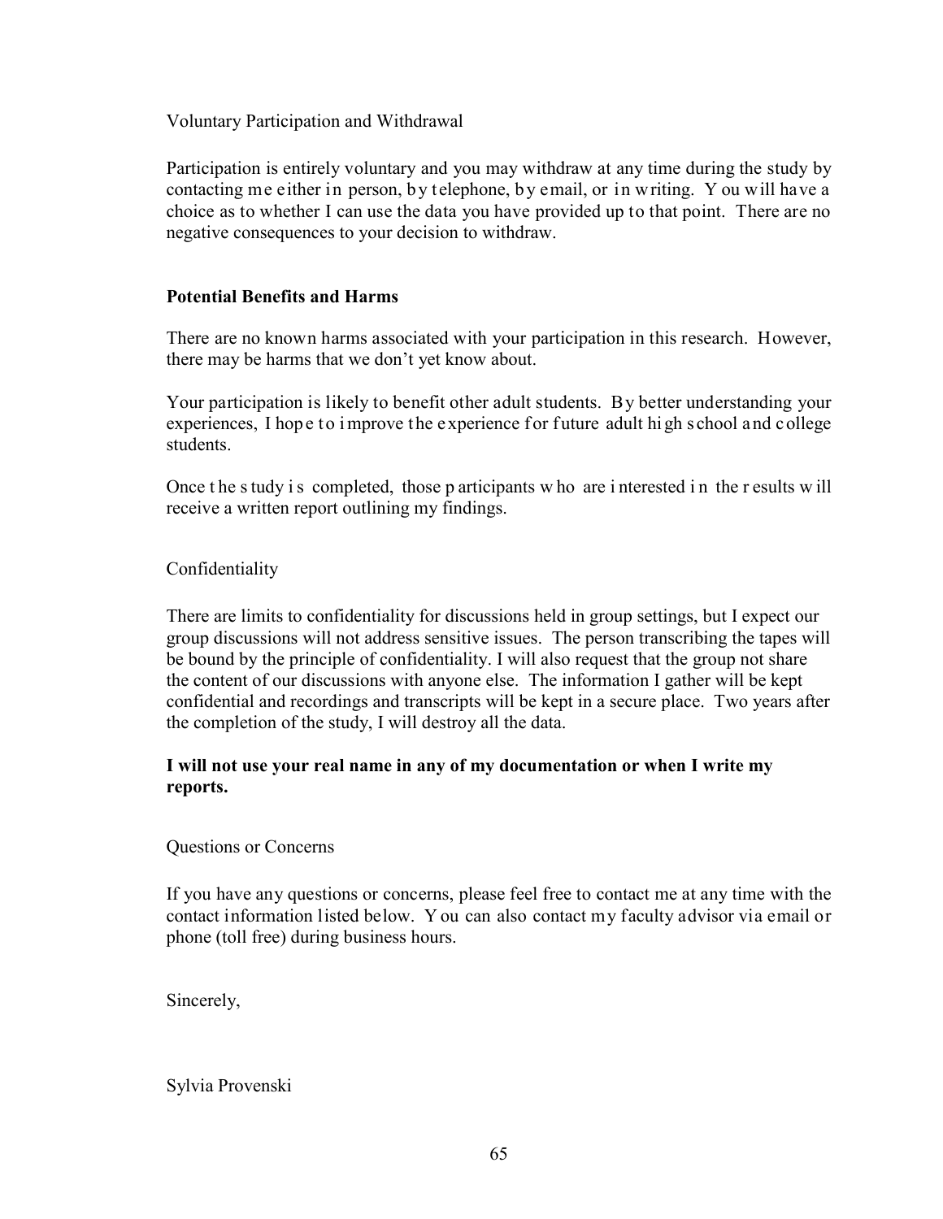Voluntary Participation and Withdrawal

Participation is entirely voluntary and you may withdraw at any time during the study by contacting me either in person, by telephone, by email, or in writing. You will have a choice as to whether I can use the data you have provided up to that point. There are no negative consequences to your decision to withdraw.

**Potential Benefits and Harms**

There are no known harms associated with your participation in this research. However, there may be harms that we don't yet know about.

Your participation is likely to benefit other adult students. By better understanding your experiences, I hope to improve the experience for future adult high school and college students.

Once the study is completed, those participants who are interested in the results will receive a written report outlining my findings.

Confidentiality

There are limits to confidentiality for discussions held in group settings, but I expect our group discussions will not address sensitive issues. The person transcribing the tapes will be bound by the principle of confidentiality. I will also request that the group not share the content of our discussions with anyone else. The information I gather will be kept confidential and recordings and transcripts will be kept in a secure place. Two years after the completion of the study, I will destroy all the data.

**I will not use your real name in any of my documentation or when I write my reports.**

Questions or Concerns

If you have any questions or concerns, please feel free to contact me at any time with the contact information listed below. You can also contact my faculty advisor via email or phone (toll free) during business hours.

Sincerely,

Sylvia Provenski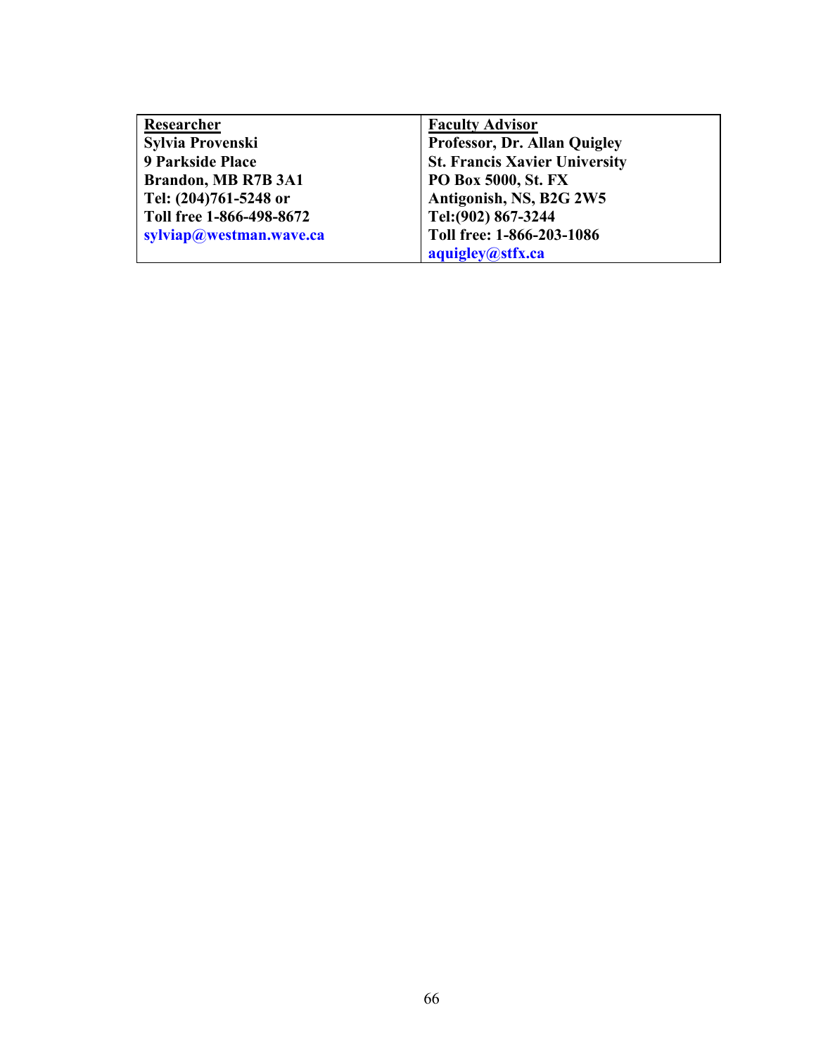| **Researcher** | **Faculty Advisor** |
|---|---|
| **Sylvia Provenski**<br>**9 Parkside Place**<br>**Brandon, MB R7B 3A1**<br>**Tel: (204)761-5248 or**<br>**Toll free 1-866-498-8672**<br>**sylviap@westman.wave.ca** | **Professor, Dr. Allan Quigley**<br>**St. Francis Xavier University**<br>**PO Box 5000, St. FX**<br>**Antigonish, NS, B2G 2W5**<br>**Tel:(902) 867-3244**<br>**Toll free: 1-866-203-1086**<br>**aquigley@stfx.ca** |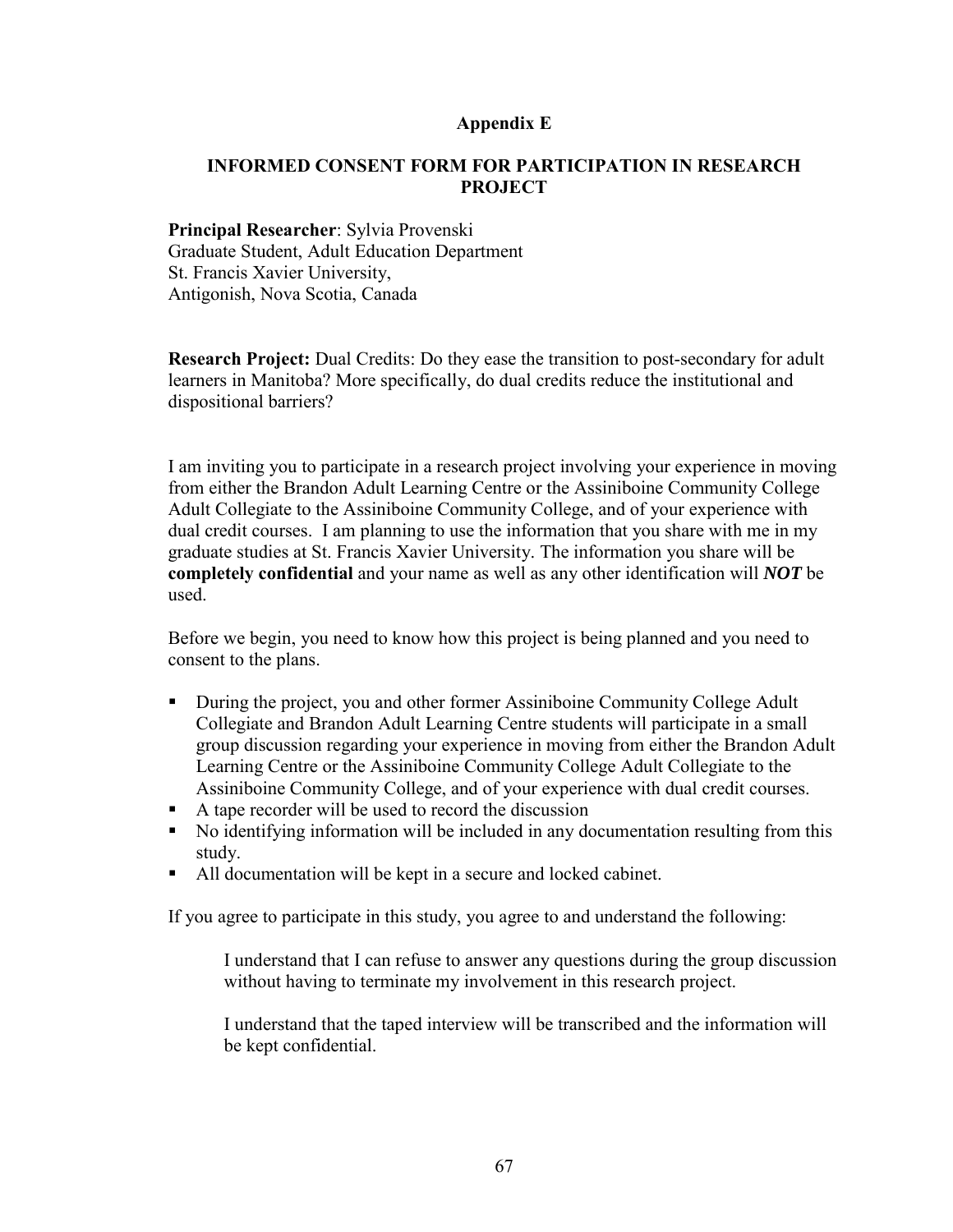## Appendix E

## INFORMED CONSENT FORM FOR PARTICIPATION IN RESEARCH PROJECT

**Principal Researcher**: Sylvia Provenski
Graduate Student, Adult Education Department
St. Francis Xavier University,
Antigonish, Nova Scotia, Canada

**Research Project:** Dual Credits: Do they ease the transition to post-secondary for adult learners in Manitoba? More specifically, do dual credits reduce the institutional and dispositional barriers?

I am inviting you to participate in a research project involving your experience in moving from either the Brandon Adult Learning Centre or the Assiniboine Community College Adult Collegiate to the Assiniboine Community College, and of your experience with dual credit courses. I am planning to use the information that you share with me in my graduate studies at St. Francis Xavier University. The information you share will be **completely confidential** and your name as well as any other identification will ***NOT*** be used.

Before we begin, you need to know how this project is being planned and you need to consent to the plans.

- During the project, you and other former Assiniboine Community College Adult Collegiate and Brandon Adult Learning Centre students will participate in a small group discussion regarding your experience in moving from either the Brandon Adult Learning Centre or the Assiniboine Community College Adult Collegiate to the Assiniboine Community College, and of your experience with dual credit courses.
- A tape recorder will be used to record the discussion
- No identifying information will be included in any documentation resulting from this study.
- All documentation will be kept in a secure and locked cabinet.

If you agree to participate in this study, you agree to and understand the following:

> I understand that I can refuse to answer any questions during the group discussion without having to terminate my involvement in this research project.
>
> I understand that the taped interview will be transcribed and the information will be kept confidential.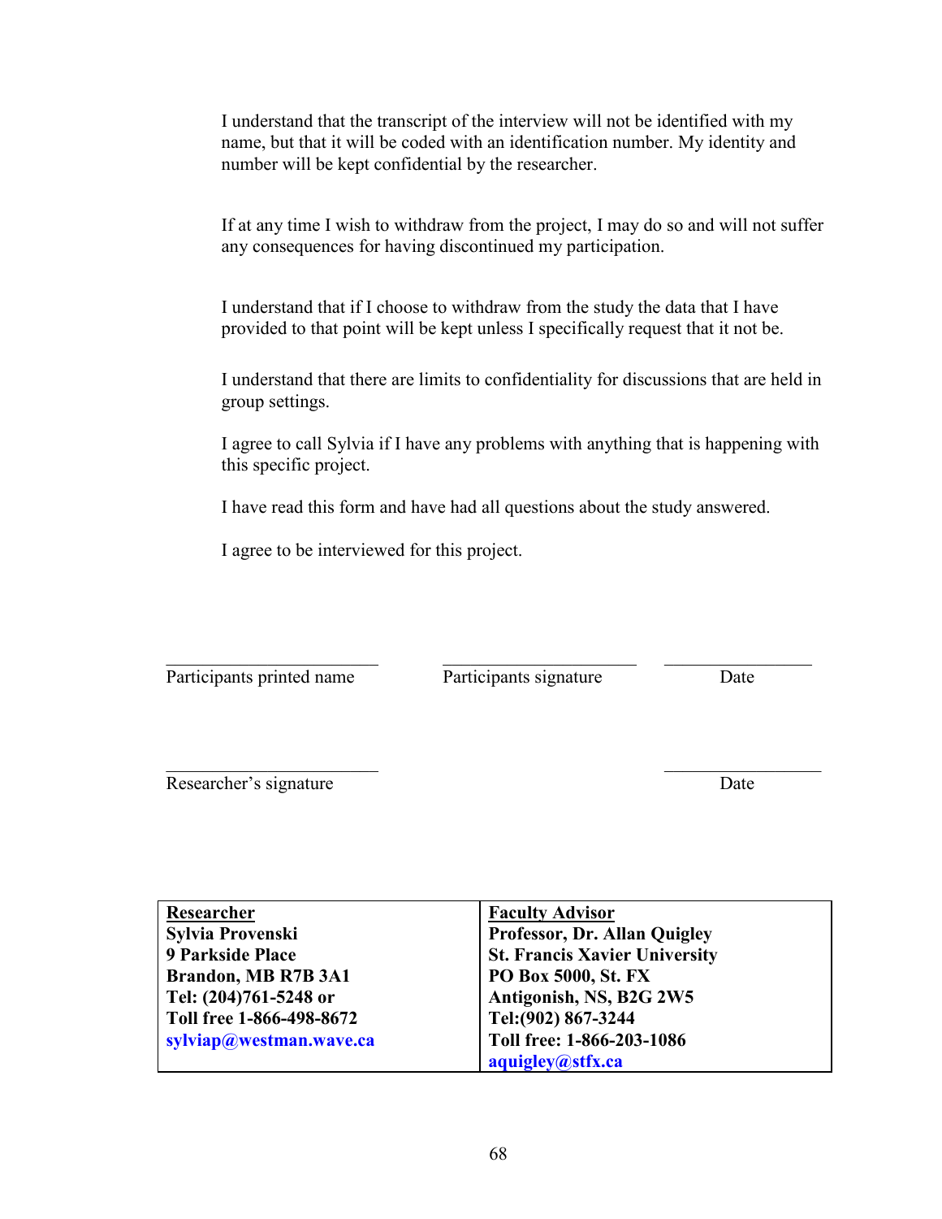I understand that the transcript of the interview will not be identified with my name, but that it will be coded with an identification number. My identity and number will be kept confidential by the researcher.

If at any time I wish to withdraw from the project, I may do so and will not suffer any consequences for having discontinued my participation.

I understand that if I choose to withdraw from the study the data that I have provided to that point will be kept unless I specifically request that it not be.

I understand that there are limits to confidentiality for discussions that are held in group settings.

I agree to call Sylvia if I have any problems with anything that is happening with this specific project.

I have read this form and have had all questions about the study answered.

I agree to be interviewed for this project.

| \_\_\_\_\_\_\_\_\_\_\_\_\_\_\_\_\_\_\_\_\_\_\_\_ | \_\_\_\_\_\_\_\_\_\_\_\_\_\_\_\_\_\_\_\_\_\_\_\_ | \_\_\_\_\_\_\_\_\_\_\_\_\_\_\_\_ |
|---|---|---|
| Participants printed name | Participants signature | Date |

| \_\_\_\_\_\_\_\_\_\_\_\_\_\_\_\_\_\_\_\_\_\_\_\_ | \_\_\_\_\_\_\_\_\_\_\_\_\_\_\_\_ |
|---|---|
| Researcher's signature | Date |

| **Researcher** | **Faculty Advisor** |
|---|---|
| **Sylvia Provenski** | **Professor, Dr. Allan Quigley** |
| **9 Parkside Place** | **St. Francis Xavier University** |
| **Brandon, MB R7B 3A1** | **PO Box 5000, St. FX** |
| **Tel: (204)761-5248 or** | **Antigonish, NS, B2G 2W5** |
| **Toll free 1-866-498-8672** | **Tel:(902) 867-3244** |
| **sylviap@westman.wave.ca** | **Toll free: 1-866-203-1086** |
| | **aquigley@stfx.ca** |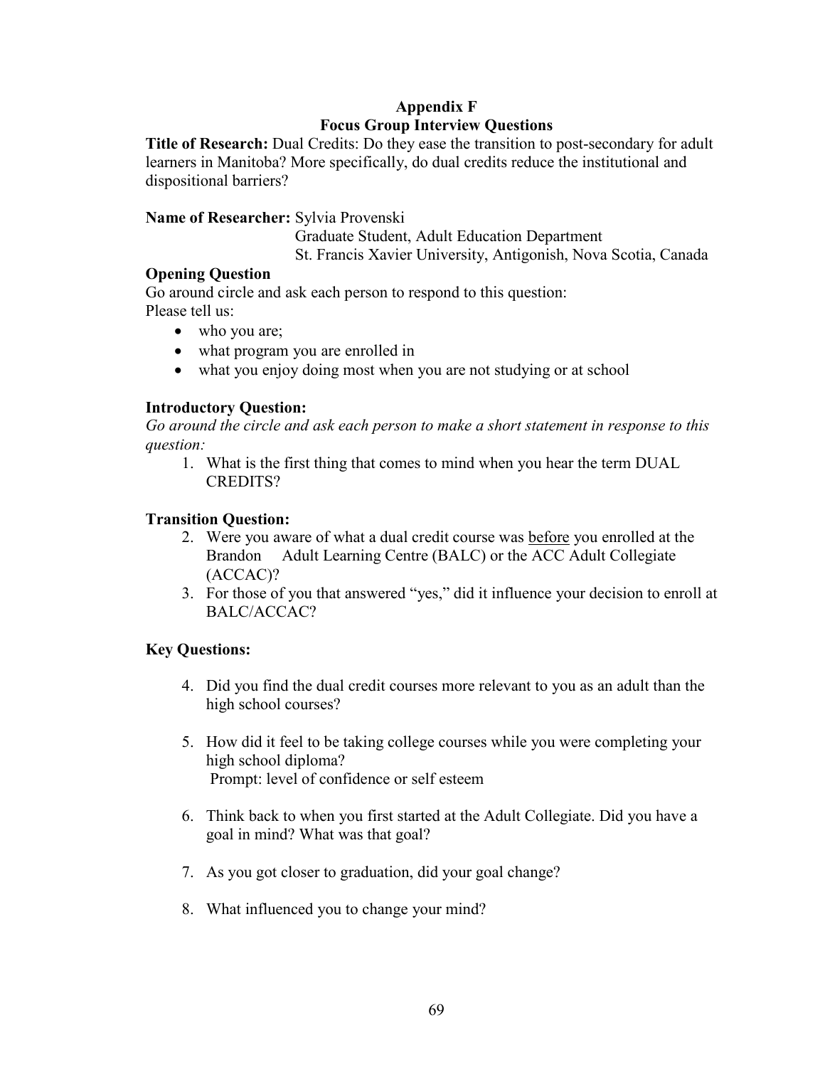## Appendix F
## Focus Group Interview Questions

**Title of Research:** Dual Credits: Do they ease the transition to post-secondary for adult learners in Manitoba? More specifically, do dual credits reduce the institutional and dispositional barriers?

**Name of Researcher:** Sylvia Provenski
Graduate Student, Adult Education Department
St. Francis Xavier University, Antigonish, Nova Scotia, Canada

**Opening Question**

Go around circle and ask each person to respond to this question:
Please tell us:

- who you are;
- what program you are enrolled in
- what you enjoy doing most when you are not studying or at school

**Introductory Question:**

*Go around the circle and ask each person to make a short statement in response to this question:*

1. What is the first thing that comes to mind when you hear the term DUAL CREDITS?

**Transition Question:**

2. Were you aware of what a dual credit course was <u>before</u> you enrolled at the Brandon Adult Learning Centre (BALC) or the ACC Adult Collegiate (ACCAC)?
3. For those of you that answered "yes," did it influence your decision to enroll at BALC/ACCAC?

**Key Questions:**

4. Did you find the dual credit courses more relevant to you as an adult than the high school courses?

5. How did it feel to be taking college courses while you were completing your high school diploma?
   Prompt: level of confidence or self esteem

6. Think back to when you first started at the Adult Collegiate. Did you have a goal in mind? What was that goal?

7. As you got closer to graduation, did your goal change?

8. What influenced you to change your mind?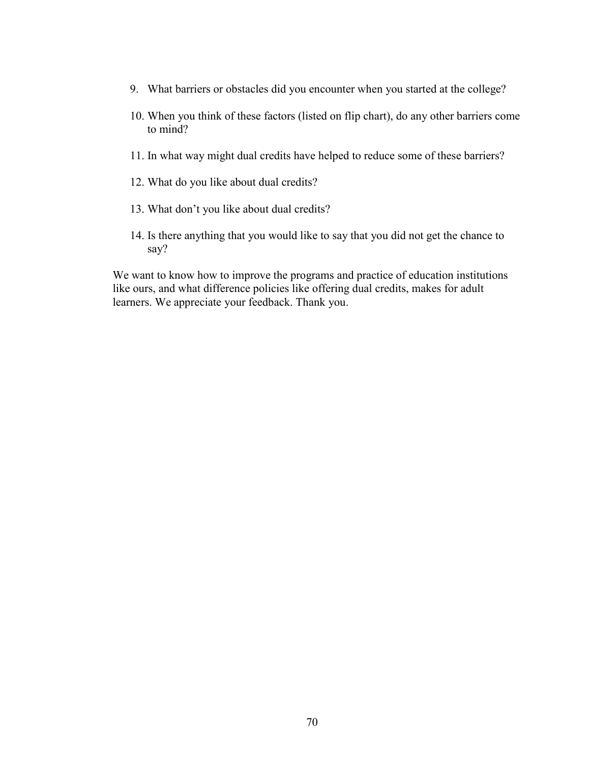9. What barriers or obstacles did you encounter when you started at the college?

10. When you think of these factors (listed on flip chart), do any other barriers come to mind?

11. In what way might dual credits have helped to reduce some of these barriers?

12. What do you like about dual credits?

13. What don't you like about dual credits?

14. Is there anything that you would like to say that you did not get the chance to say?

We want to know how to improve the programs and practice of education institutions like ours, and what difference policies like offering dual credits, makes for adult learners. We appreciate your feedback. Thank you.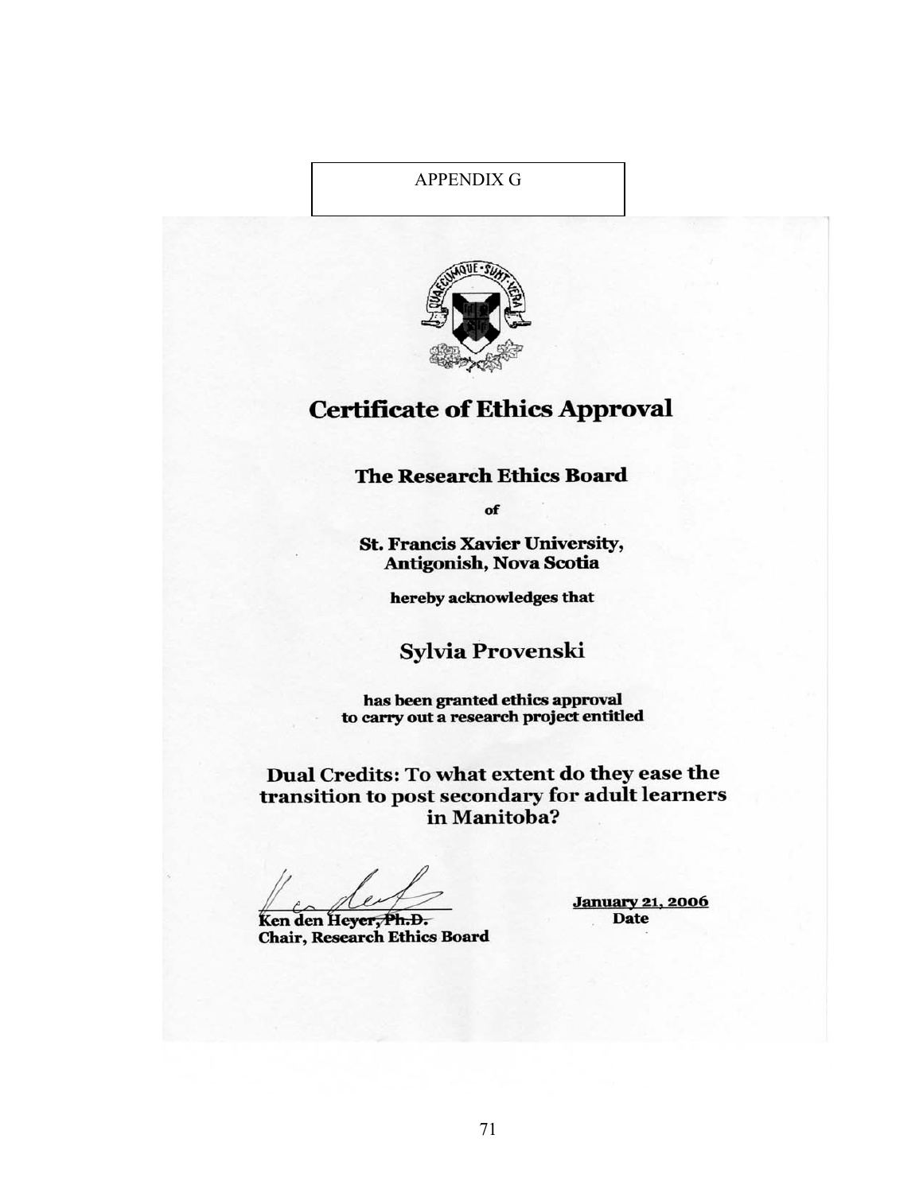APPENDIX G

QUAECUMQUE SUNT VERA

# Certificate of Ethics Approval

## The Research Ethics Board

**of**

**St. Francis Xavier University,**
**Antigonish, Nova Scotia**

**hereby acknowledges that**

## Sylvia Provenski

**has been granted ethics approval**
**to carry out a research project entitled**

## Dual Credits: To what extent do they ease the transition to post secondary for adult learners in Manitoba?

**Ken den Heyer, Ph.D.**
**Chair, Research Ethics Board**

**January 21, 2006**
**Date**